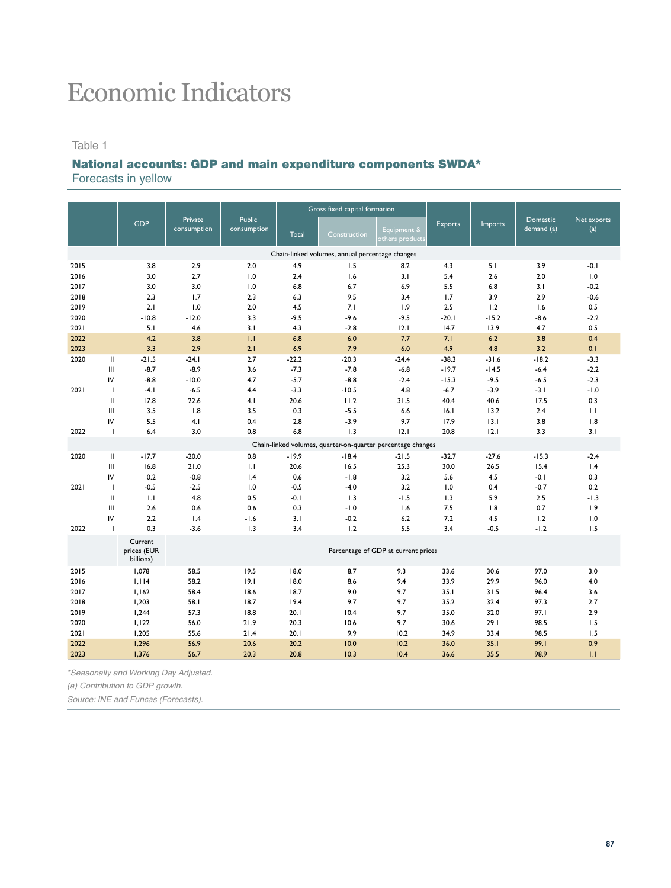# Economic Indicators

Table 1

## National accounts: GDP and main expenditure components SWDA*

Forecasts in yellow

| | | GDP | Private consumption | Public consumption | Gross fixed capital formation | | | Exports | Imports | Domestic demand (a) | Net exports (a) |
|---|---|---|---|---|---|---|---|---|---|---|---|
| | | | | | Total | Construction | Equipment & others products | | | | |
| | | Chain-linked volumes, annual percentage changes | | | | | | | | | |
| 2015 | | 3.8 | 2.9 | 2.0 | 4.9 | 1.5 | 8.2 | 4.3 | 5.1 | 3.9 | -0.1 |
| 2016 | | 3.0 | 2.7 | 1.0 | 2.4 | 1.6 | 3.1 | 5.4 | 2.6 | 2.0 | 1.0 |
| 2017 | | 3.0 | 3.0 | 1.0 | 6.8 | 6.7 | 6.9 | 5.5 | 6.8 | 3.1 | -0.2 |
| 2018 | | 2.3 | 1.7 | 2.3 | 6.3 | 9.5 | 3.4 | 1.7 | 3.9 | 2.9 | -0.6 |
| 2019 | | 2.1 | 1.0 | 2.0 | 4.5 | 7.1 | 1.9 | 2.5 | 1.2 | 1.6 | 0.5 |
| 2020 | | -10.8 | -12.0 | 3.3 | -9.5 | -9.6 | -9.5 | -20.1 | -15.2 | -8.6 | -2.2 |
| 2021 | | 5.1 | 4.6 | 3.1 | 4.3 | -2.8 | 12.1 | 14.7 | 13.9 | 4.7 | 0.5 |
| 2022 | | 4.2 | 3.8 | 1.1 | 6.8 | 6.0 | 7.7 | 7.1 | 6.2 | 3.8 | 0.4 |
| 2023 | | 3.3 | 2.9 | 2.1 | 6.9 | 7.9 | 6.0 | 4.9 | 4.8 | 3.2 | 0.1 |
| 2020 | II | -21.5 | -24.1 | 2.7 | -22.2 | -20.3 | -24.4 | -38.3 | -31.6 | -18.2 | -3.3 |
| | III | -8.7 | -8.9 | 3.6 | -7.3 | -7.8 | -6.8 | -19.7 | -14.5 | -6.4 | -2.2 |
| | IV | -8.8 | -10.0 | 4.7 | -5.7 | -8.8 | -2.4 | -15.3 | -9.5 | -6.5 | -2.3 |
| 2021 | I | -4.1 | -6.5 | 4.4 | -3.3 | -10.5 | 4.8 | -6.7 | -3.9 | -3.1 | -1.0 |
| | II | 17.8 | 22.6 | 4.1 | 20.6 | 11.2 | 31.5 | 40.4 | 40.6 | 17.5 | 0.3 |
| | III | 3.5 | 1.8 | 3.5 | 0.3 | -5.5 | 6.6 | 16.1 | 13.2 | 2.4 | 1.1 |
| | IV | 5.5 | 4.1 | 0.4 | 2.8 | -3.9 | 9.7 | 17.9 | 13.1 | 3.8 | 1.8 |
| 2022 | I | 6.4 | 3.0 | 0.8 | 6.8 | 1.3 | 12.1 | 20.8 | 12.1 | 3.3 | 3.1 |
| | | Chain-linked volumes, quarter-on-quarter percentage changes | | | | | | | | | |
| 2020 | II | -17.7 | -20.0 | 0.8 | -19.9 | -18.4 | -21.5 | -32.7 | -27.6 | -15.3 | -2.4 |
| | III | 16.8 | 21.0 | 1.1 | 20.6 | 16.5 | 25.3 | 30.0 | 26.5 | 15.4 | 1.4 |
| | IV | 0.2 | -0.8 | 1.4 | 0.6 | -1.8 | 3.2 | 5.6 | 4.5 | -0.1 | 0.3 |
| 2021 | I | -0.5 | -2.5 | 1.0 | -0.5 | -4.0 | 3.2 | 1.0 | 0.4 | -0.7 | 0.2 |
| | II | 1.1 | 4.8 | 0.5 | -0.1 | 1.3 | -1.5 | 1.3 | 5.9 | 2.5 | -1.3 |
| | III | 2.6 | 0.6 | 0.6 | 0.3 | -1.0 | 1.6 | 7.5 | 1.8 | 0.7 | 1.9 |
| | IV | 2.2 | 1.4 | -1.6 | 3.1 | -0.2 | 6.2 | 7.2 | 4.5 | 1.2 | 1.0 |
| 2022 | I | 0.3 | -3.6 | 1.3 | 3.4 | 1.2 | 5.5 | 3.4 | -0.5 | -1.2 | 1.5 |
| | | Current prices (EUR billions) | Percentage of GDP at current prices | | | | | | | | |
| 2015 | | 1,078 | 58.5 | 19.5 | 18.0 | 8.7 | 9.3 | 33.6 | 30.6 | 97.0 | 3.0 |
| 2016 | | 1,114 | 58.2 | 19.1 | 18.0 | 8.6 | 9.4 | 33.9 | 29.9 | 96.0 | 4.0 |
| 2017 | | 1,162 | 58.4 | 18.6 | 18.7 | 9.0 | 9.7 | 35.1 | 31.5 | 96.4 | 3.6 |
| 2018 | | 1,203 | 58.1 | 18.7 | 19.4 | 9.7 | 9.7 | 35.2 | 32.4 | 97.3 | 2.7 |
| 2019 | | 1,244 | 57.3 | 18.8 | 20.1 | 10.4 | 9.7 | 35.0 | 32.0 | 97.1 | 2.9 |
| 2020 | | 1,122 | 56.0 | 21.9 | 20.3 | 10.6 | 9.7 | 30.6 | 29.1 | 98.5 | 1.5 |
| 2021 | | 1,205 | 55.6 | 21.4 | 20.1 | 9.9 | 10.2 | 34.9 | 33.4 | 98.5 | 1.5 |
| 2022 | | 1,296 | 56.9 | 20.6 | 20.2 | 10.0 | 10.2 | 36.0 | 35.1 | 99.1 | 0.9 |
| 2023 | | 1,376 | 56.7 | 20.3 | 20.8 | 10.3 | 10.4 | 36.6 | 35.5 | 98.9 | 1.1 |

*Seasonally and Working Day Adjusted.*

*(a) Contribution to GDP growth.*

*Source: INE and Funcas (Forecasts).*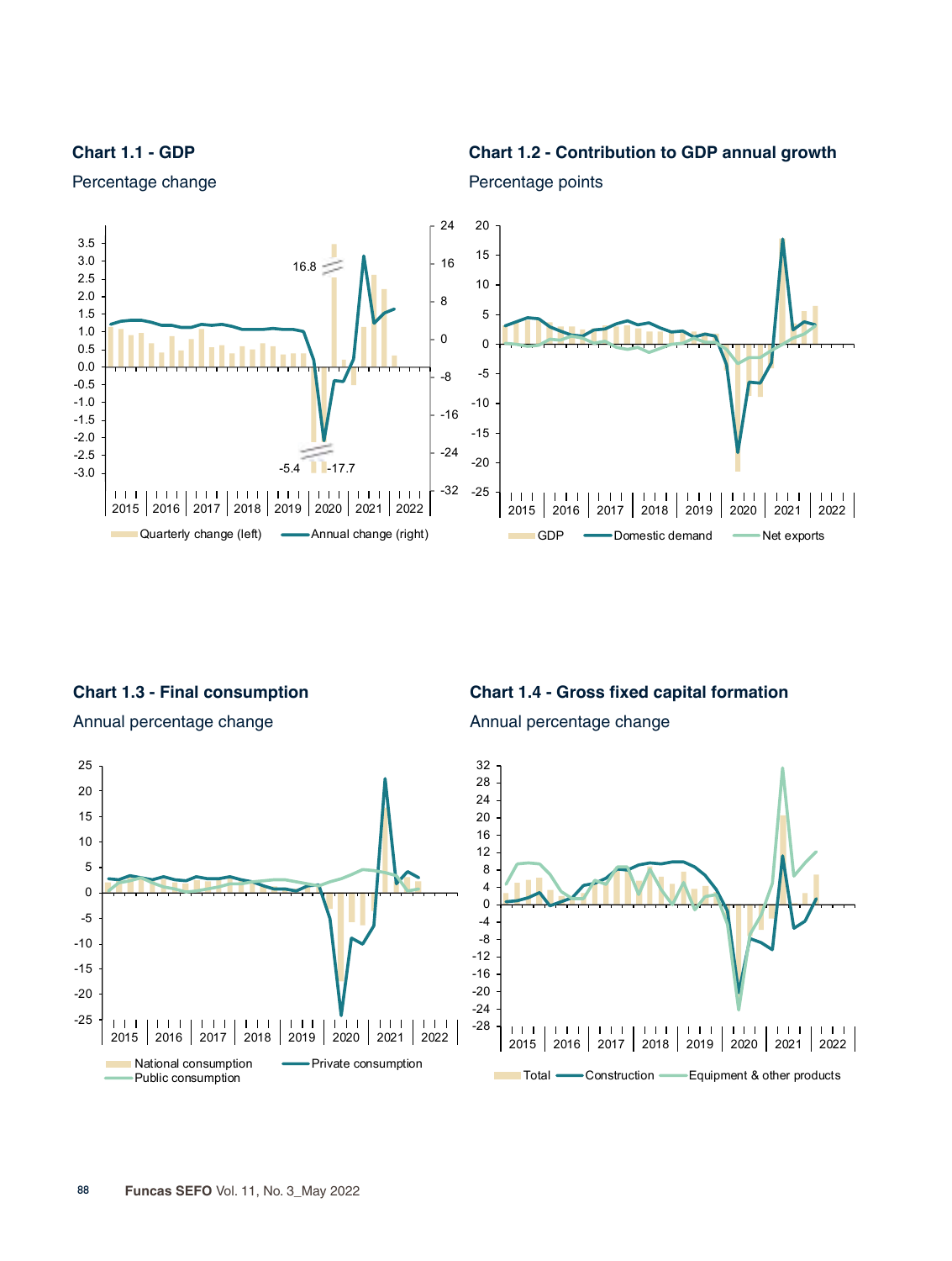### Chart 1.1 - GDP

Percentage change

### Chart 1.2 - Contribution to GDP annual growth

Percentage points

### Chart 1.3 - Final consumption

Annual percentage change

### Chart 1.4 - Gross fixed capital formation

Annual percentage change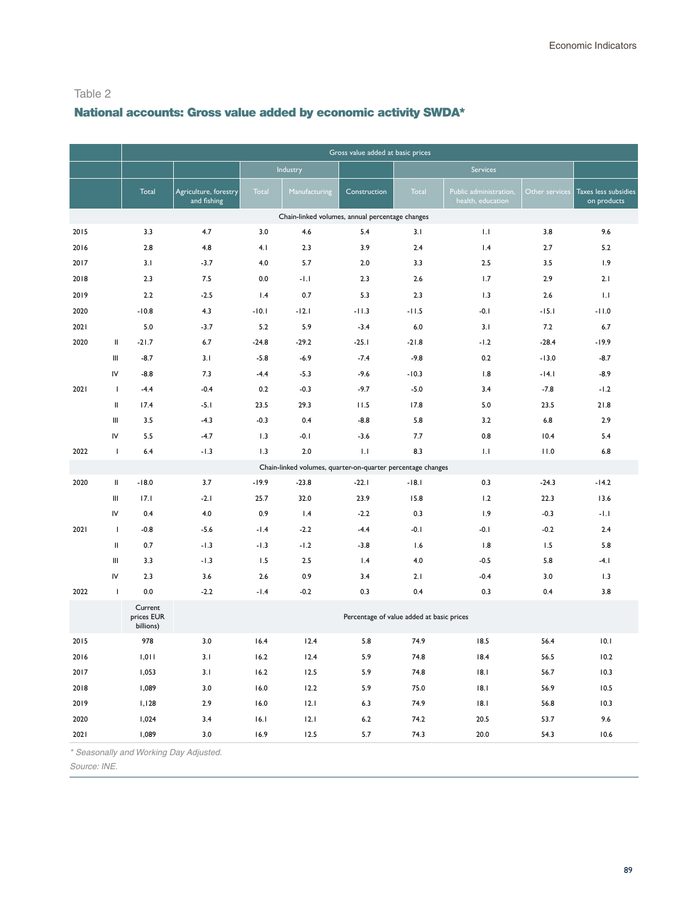Table 2

## National accounts: Gross value added by economic activity SWDA*

| | | Gross value added at basic prices | | | | | | | | |
|---|---|---|---|---|---|---|---|---|---|---|
| | | | | Industry | | | Services | | | |
| | | Total | Agriculture, forestry and fishing | Total | Manufacturing | Construction | Total | Public administration, health, education | Other services | Taxes less subsidies on products |
| | | Chain-linked volumes, annual percentage changes | | | | | | | | |
| 2015 | | 3.3 | 4.7 | 3.0 | 4.6 | 5.4 | 3.1 | 1.1 | 3.8 | 9.6 |
| 2016 | | 2.8 | 4.8 | 4.1 | 2.3 | 3.9 | 2.4 | 1.4 | 2.7 | 5.2 |
| 2017 | | 3.1 | -3.7 | 4.0 | 5.7 | 2.0 | 3.3 | 2.5 | 3.5 | 1.9 |
| 2018 | | 2.3 | 7.5 | 0.0 | -1.1 | 2.3 | 2.6 | 1.7 | 2.9 | 2.1 |
| 2019 | | 2.2 | -2.5 | 1.4 | 0.7 | 5.3 | 2.3 | 1.3 | 2.6 | 1.1 |
| 2020 | | -10.8 | 4.3 | -10.1 | -12.1 | -11.3 | -11.5 | -0.1 | -15.1 | -11.0 |
| 2021 | | 5.0 | -3.7 | 5.2 | 5.9 | -3.4 | 6.0 | 3.1 | 7.2 | 6.7 |
| 2020 | II | -21.7 | 6.7 | -24.8 | -29.2 | -25.1 | -21.8 | -1.2 | -28.4 | -19.9 |
| | III | -8.7 | 3.1 | -5.8 | -6.9 | -7.4 | -9.8 | 0.2 | -13.0 | -8.7 |
| | IV | -8.8 | 7.3 | -4.4 | -5.3 | -9.6 | -10.3 | 1.8 | -14.1 | -8.9 |
| 2021 | I | -4.4 | -0.4 | 0.2 | -0.3 | -9.7 | -5.0 | 3.4 | -7.8 | -1.2 |
| | II | 17.4 | -5.1 | 23.5 | 29.3 | 11.5 | 17.8 | 5.0 | 23.5 | 21.8 |
| | III | 3.5 | -4.3 | -0.3 | 0.4 | -8.8 | 5.8 | 3.2 | 6.8 | 2.9 |
| | IV | 5.5 | -4.7 | 1.3 | -0.1 | -3.6 | 7.7 | 0.8 | 10.4 | 5.4 |
| 2022 | I | 6.4 | -1.3 | 1.3 | 2.0 | 1.1 | 8.3 | 1.1 | 11.0 | 6.8 |
| | | Chain-linked volumes, quarter-on-quarter percentage changes | | | | | | | | |
| 2020 | II | -18.0 | 3.7 | -19.9 | -23.8 | -22.1 | -18.1 | 0.3 | -24.3 | -14.2 |
| | III | 17.1 | -2.1 | 25.7 | 32.0 | 23.9 | 15.8 | 1.2 | 22.3 | 13.6 |
| | IV | 0.4 | 4.0 | 0.9 | 1.4 | -2.2 | 0.3 | 1.9 | -0.3 | -1.1 |
| 2021 | I | -0.8 | -5.6 | -1.4 | -2.2 | -4.4 | -0.1 | -0.1 | -0.2 | 2.4 |
| | II | 0.7 | -1.3 | -1.3 | -1.2 | -3.8 | 1.6 | 1.8 | 1.5 | 5.8 |
| | III | 3.3 | -1.3 | 1.5 | 2.5 | 1.4 | 4.0 | -0.5 | 5.8 | -4.1 |
| | IV | 2.3 | 3.6 | 2.6 | 0.9 | 3.4 | 2.1 | -0.4 | 3.0 | 1.3 |
| 2022 | I | 0.0 | -2.2 | -1.4 | -0.2 | 0.3 | 0.4 | 0.3 | 0.4 | 3.8 |
| | | Current prices EUR billions) | Percentage of value added at basic prices | | | | | | | |
| 2015 | | 978 | 3.0 | 16.4 | 12.4 | 5.8 | 74.9 | 18.5 | 56.4 | 10.1 |
| 2016 | | 1,011 | 3.1 | 16.2 | 12.4 | 5.9 | 74.8 | 18.4 | 56.5 | 10.2 |
| 2017 | | 1,053 | 3.1 | 16.2 | 12.5 | 5.9 | 74.8 | 18.1 | 56.7 | 10.3 |
| 2018 | | 1,089 | 3.0 | 16.0 | 12.2 | 5.9 | 75.0 | 18.1 | 56.9 | 10.5 |
| 2019 | | 1,128 | 2.9 | 16.0 | 12.1 | 6.3 | 74.9 | 18.1 | 56.8 | 10.3 |
| 2020 | | 1,024 | 3.4 | 16.1 | 12.1 | 6.2 | 74.2 | 20.5 | 53.7 | 9.6 |
| 2021 | | 1,089 | 3.0 | 16.9 | 12.5 | 5.7 | 74.3 | 20.0 | 54.3 | 10.6 |

*\* Seasonally and Working Day Adjusted.*

*Source: INE.*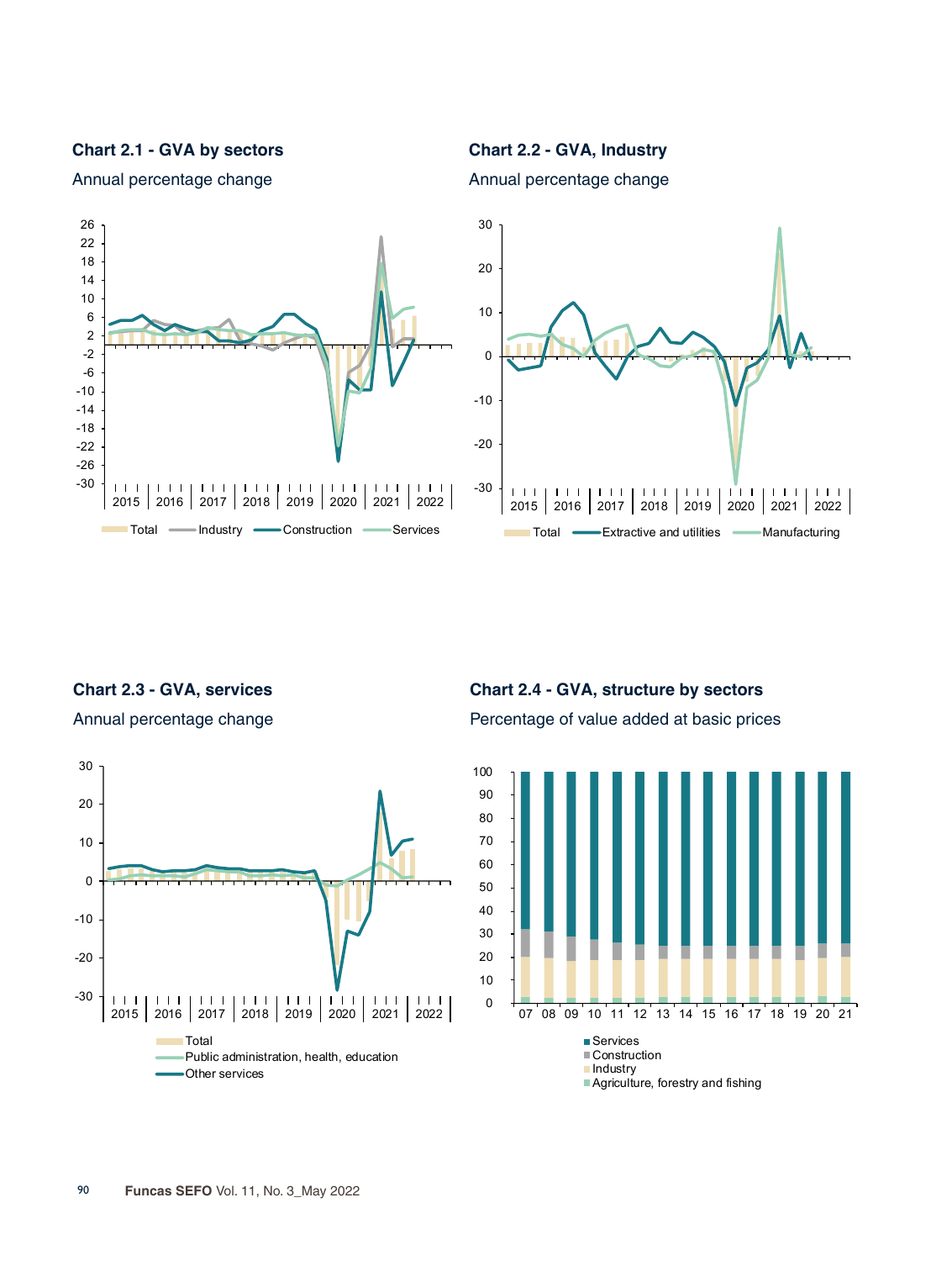**Chart 2.1 - GVA by sectors**

Annual percentage change

Total, Industry, Construction, Services

**Chart 2.2 - GVA, Industry**

Annual percentage change

Total, Extractive and utilities, Manufacturing

**Chart 2.3 - GVA, services**

Annual percentage change

Total, Public administration, health, education, Other services

**Chart 2.4 - GVA, structure by sectors**

Percentage of value added at basic prices

Services, Construction, Industry, Agriculture, forestry and fishing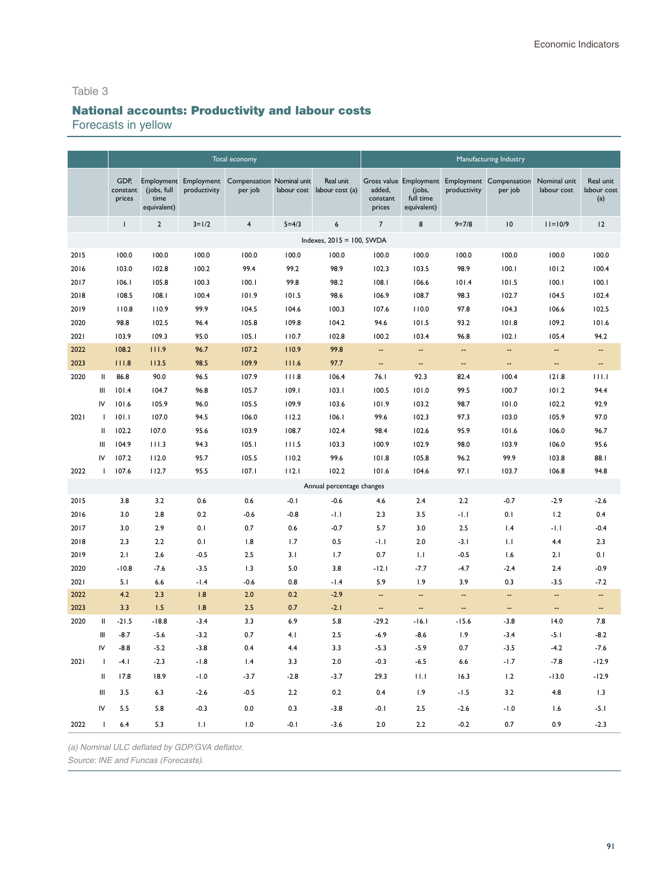Table 3

## National accounts: Productivity and labour costs

Forecasts in yellow

| | | Total economy | | | | | | Manufacturing Industry | | | | | |
|---|---|---|---|---|---|---|---|---|---|---|---|---|---|
| | | GDP, constant prices | Employment (jobs, full time equivalent) | Employment productivity | Compensation per job | Nominal unit labour cost | Real unit labour cost (a) | Gross value added, constant prices | Employment (jobs, full time equivalent) | Employment productivity | Compensation per job | Nominal unit labour cost | Real unit labour cost (a) |
| | | 1 | 2 | 3=1/2 | 4 | 5=4/3 | 6 | 7 | 8 | 9=7/8 | 10 | 11=10/9 | 12 |
| | | Indexes, 2015 = 100, SWDA | | | | | | | | | | | |
| 2015 | | 100.0 | 100.0 | 100.0 | 100.0 | 100.0 | 100.0 | 100.0 | 100.0 | 100.0 | 100.0 | 100.0 | 100.0 |
| 2016 | | 103.0 | 102.8 | 100.2 | 99.4 | 99.2 | 98.9 | 102.3 | 103.5 | 98.9 | 100.1 | 101.2 | 100.4 |
| 2017 | | 106.1 | 105.8 | 100.3 | 100.1 | 99.8 | 98.2 | 108.1 | 106.6 | 101.4 | 101.5 | 100.1 | 100.1 |
| 2018 | | 108.5 | 108.1 | 100.4 | 101.9 | 101.5 | 98.6 | 106.9 | 108.7 | 98.3 | 102.7 | 104.5 | 102.4 |
| 2019 | | 110.8 | 110.9 | 99.9 | 104.5 | 104.6 | 100.3 | 107.6 | 110.0 | 97.8 | 104.3 | 106.6 | 102.5 |
| 2020 | | 98.8 | 102.5 | 96.4 | 105.8 | 109.8 | 104.2 | 94.6 | 101.5 | 93.2 | 101.8 | 109.2 | 101.6 |
| 2021 | | 103.9 | 109.3 | 95.0 | 105.1 | 110.7 | 102.8 | 100.2 | 103.4 | 96.8 | 102.1 | 105.4 | 94.2 |
| 2022 | | 108.2 | 111.9 | 96.7 | 107.2 | 110.9 | 99.8 | -- | -- | -- | -- | -- | -- |
| 2023 | | 111.8 | 113.5 | 98.5 | 109.9 | 111.6 | 97.7 | -- | -- | -- | -- | -- | -- |
| 2020 | II | 86.8 | 90.0 | 96.5 | 107.9 | 111.8 | 106.4 | 76.1 | 92.3 | 82.4 | 100.4 | 121.8 | 111.1 |
| | III | 101.4 | 104.7 | 96.8 | 105.7 | 109.1 | 103.1 | 100.5 | 101.0 | 99.5 | 100.7 | 101.2 | 94.4 |
| | IV | 101.6 | 105.9 | 96.0 | 105.5 | 109.9 | 103.6 | 101.9 | 103.2 | 98.7 | 101.0 | 102.2 | 92.9 |
| 2021 | I | 101.1 | 107.0 | 94.5 | 106.0 | 112.2 | 106.1 | 99.6 | 102.3 | 97.3 | 103.0 | 105.9 | 97.0 |
| | II | 102.2 | 107.0 | 95.6 | 103.9 | 108.7 | 102.4 | 98.4 | 102.6 | 95.9 | 101.6 | 106.0 | 96.7 |
| | III | 104.9 | 111.3 | 94.3 | 105.1 | 111.5 | 103.3 | 100.9 | 102.9 | 98.0 | 103.9 | 106.0 | 95.6 |
| | IV | 107.2 | 112.0 | 95.7 | 105.5 | 110.2 | 99.6 | 101.8 | 105.8 | 96.2 | 99.9 | 103.8 | 88.1 |
| 2022 | I | 107.6 | 112.7 | 95.5 | 107.1 | 112.1 | 102.2 | 101.6 | 104.6 | 97.1 | 103.7 | 106.8 | 94.8 |
| | | Annual percentage changes | | | | | | | | | | | |
| 2015 | | 3.8 | 3.2 | 0.6 | 0.6 | -0.1 | -0.6 | 4.6 | 2.4 | 2.2 | -0.7 | -2.9 | -2.6 |
| 2016 | | 3.0 | 2.8 | 0.2 | -0.6 | -0.8 | -1.1 | 2.3 | 3.5 | -1.1 | 0.1 | 1.2 | 0.4 |
| 2017 | | 3.0 | 2.9 | 0.1 | 0.7 | 0.6 | -0.7 | 5.7 | 3.0 | 2.5 | 1.4 | -1.1 | -0.4 |
| 2018 | | 2.3 | 2.2 | 0.1 | 1.8 | 1.7 | 0.5 | -1.1 | 2.0 | -3.1 | 1.1 | 4.4 | 2.3 |
| 2019 | | 2.1 | 2.6 | -0.5 | 2.5 | 3.1 | 1.7 | 0.7 | 1.1 | -0.5 | 1.6 | 2.1 | 0.1 |
| 2020 | | -10.8 | -7.6 | -3.5 | 1.3 | 5.0 | 3.8 | -12.1 | -7.7 | -4.7 | -2.4 | 2.4 | -0.9 |
| 2021 | | 5.1 | 6.6 | -1.4 | -0.6 | 0.8 | -1.4 | 5.9 | 1.9 | 3.9 | 0.3 | -3.5 | -7.2 |
| 2022 | | 4.2 | 2.3 | 1.8 | 2.0 | 0.2 | -2.9 | -- | -- | -- | -- | -- | -- |
| 2023 | | 3.3 | 1.5 | 1.8 | 2.5 | 0.7 | -2.1 | -- | -- | -- | -- | -- | -- |
| 2020 | II | -21.5 | -18.8 | -3.4 | 3.3 | 6.9 | 5.8 | -29.2 | -16.1 | -15.6 | -3.8 | 14.0 | 7.8 |
| | III | -8.7 | -5.6 | -3.2 | 0.7 | 4.1 | 2.5 | -6.9 | -8.6 | 1.9 | -3.4 | -5.1 | -8.2 |
| | IV | -8.8 | -5.2 | -3.8 | 0.4 | 4.4 | 3.3 | -5.3 | -5.9 | 0.7 | -3.5 | -4.2 | -7.6 |
| 2021 | I | -4.1 | -2.3 | -1.8 | 1.4 | 3.3 | 2.0 | -0.3 | -6.5 | 6.6 | -1.7 | -7.8 | -12.9 |
| | II | 17.8 | 18.9 | -1.0 | -3.7 | -2.8 | -3.7 | 29.3 | 11.1 | 16.3 | 1.2 | -13.0 | -12.9 |
| | III | 3.5 | 6.3 | -2.6 | -0.5 | 2.2 | 0.2 | 0.4 | 1.9 | -1.5 | 3.2 | 4.8 | 1.3 |
| | IV | 5.5 | 5.8 | -0.3 | 0.0 | 0.3 | -3.8 | -0.1 | 2.5 | -2.6 | -1.0 | 1.6 | -5.1 |
| 2022 | I | 6.4 | 5.3 | 1.1 | 1.0 | -0.1 | -3.6 | 2.0 | 2.2 | -0.2 | 0.7 | 0.9 | -2.3 |

*(a) Nominal ULC deflated by GDP/GVA deflator.*

*Source: INE and Funcas (Forecasts).*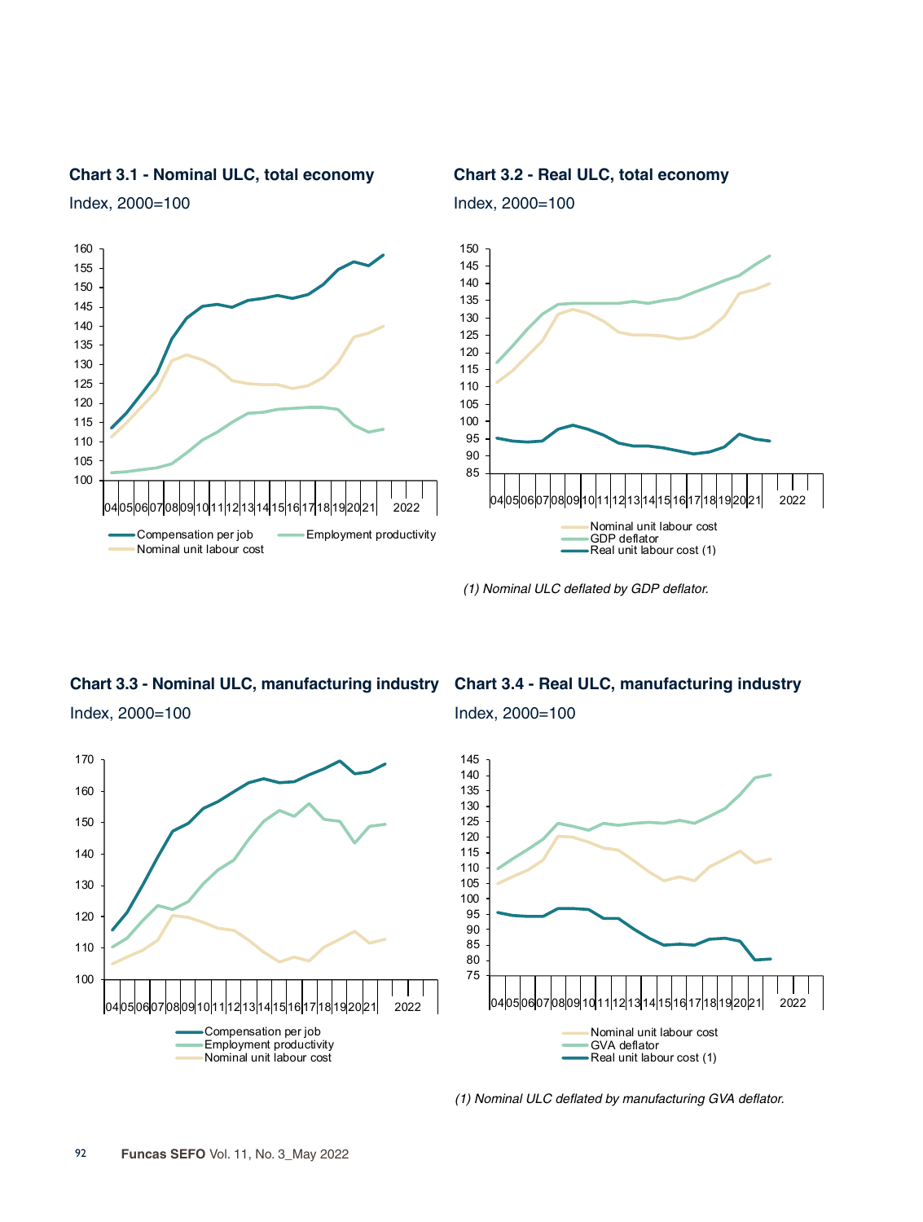**Chart 3.1 - Nominal ULC, total economy**

Index, 2000=100

**Chart 3.2 - Real ULC, total economy**

Index, 2000=100

*(1) Nominal ULC deflated by GDP deflator.*

**Chart 3.3 - Nominal ULC, manufacturing industry**

Index, 2000=100

**Chart 3.4 - Real ULC, manufacturing industry**

Index, 2000=100

*(1) Nominal ULC deflated by manufacturing GVA deflator.*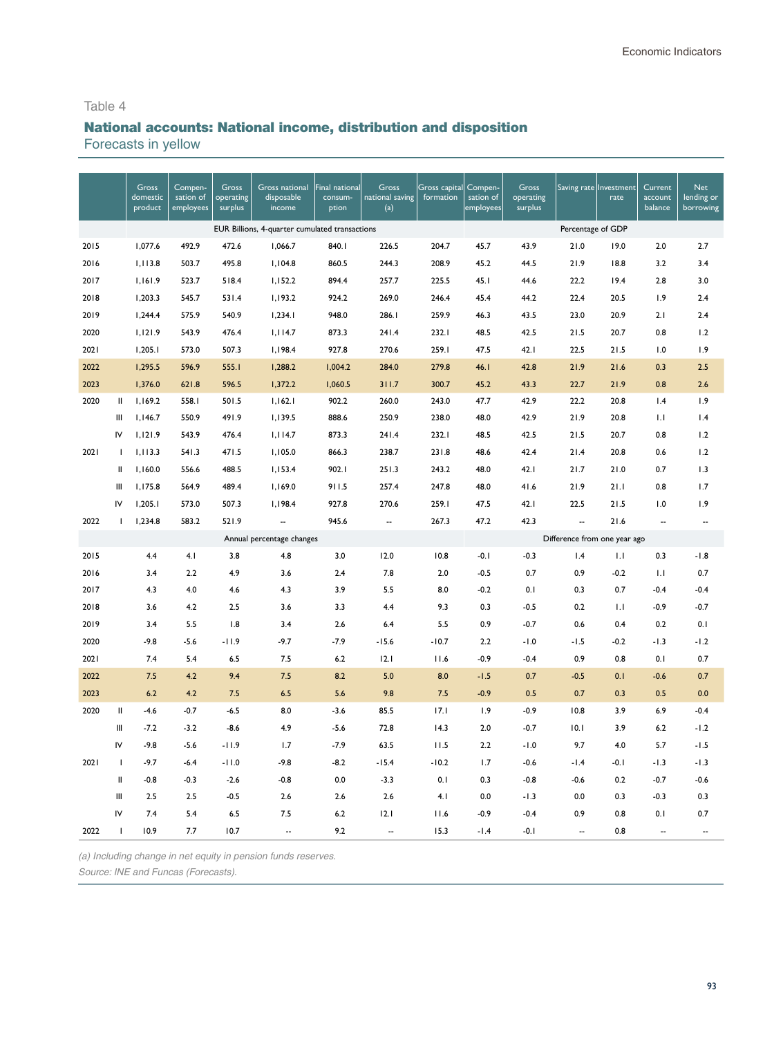Table 4

## National accounts: National income, distribution and disposition

Forecasts in yellow

| | | Gross domestic product | Compen-sation of employees | Gross operating surplus | Gross national disposable income | Final national consum-ption | Gross national saving (a) | Gross capital formation | Compen-sation of employees | Gross operating surplus | Saving rate | Investment rate | Current account balance | Net lending or borrowing |
|---|---|---|---|---|---|---|---|---|---|---|---|---|---|---|
| | | EUR Billions, 4-quarter cumulated transactions | | | | | | | Percentage of GDP | | | | | |
| 2015 | | 1,077.6 | 492.9 | 472.6 | 1,066.7 | 840.1 | 226.5 | 204.7 | 45.7 | 43.9 | 21.0 | 19.0 | 2.0 | 2.7 |
| 2016 | | 1,113.8 | 503.7 | 495.8 | 1,104.8 | 860.5 | 244.3 | 208.9 | 45.2 | 44.5 | 21.9 | 18.8 | 3.2 | 3.4 |
| 2017 | | 1,161.9 | 523.7 | 518.4 | 1,152.2 | 894.4 | 257.7 | 225.5 | 45.1 | 44.6 | 22.2 | 19.4 | 2.8 | 3.0 |
| 2018 | | 1,203.3 | 545.7 | 531.4 | 1,193.2 | 924.2 | 269.0 | 246.4 | 45.4 | 44.2 | 22.4 | 20.5 | 1.9 | 2.4 |
| 2019 | | 1,244.4 | 575.9 | 540.9 | 1,234.1 | 948.0 | 286.1 | 259.9 | 46.3 | 43.5 | 23.0 | 20.9 | 2.1 | 2.4 |
| 2020 | | 1,121.9 | 543.9 | 476.4 | 1,114.7 | 873.3 | 241.4 | 232.1 | 48.5 | 42.5 | 21.5 | 20.7 | 0.8 | 1.2 |
| 2021 | | 1,205.1 | 573.0 | 507.3 | 1,198.4 | 927.8 | 270.6 | 259.1 | 47.5 | 42.1 | 22.5 | 21.5 | 1.0 | 1.9 |
| 2022 | | 1,295.5 | 596.9 | 555.1 | 1,288.2 | 1,004.2 | 284.0 | 279.8 | 46.1 | 42.8 | 21.9 | 21.6 | 0.3 | 2.5 |
| 2023 | | 1,376.0 | 621.8 | 596.5 | 1,372.2 | 1,060.5 | 311.7 | 300.7 | 45.2 | 43.3 | 22.7 | 21.9 | 0.8 | 2.6 |
| 2020 | II | 1,169.2 | 558.1 | 501.5 | 1,162.1 | 902.2 | 260.0 | 243.0 | 47.7 | 42.9 | 22.2 | 20.8 | 1.4 | 1.9 |
| | III | 1,146.7 | 550.9 | 491.9 | 1,139.5 | 888.6 | 250.9 | 238.0 | 48.0 | 42.9 | 21.9 | 20.8 | 1.1 | 1.4 |
| | IV | 1,121.9 | 543.9 | 476.4 | 1,114.7 | 873.3 | 241.4 | 232.1 | 48.5 | 42.5 | 21.5 | 20.7 | 0.8 | 1.2 |
| 2021 | I | 1,113.3 | 541.3 | 471.5 | 1,105.0 | 866.3 | 238.7 | 231.8 | 48.6 | 42.4 | 21.4 | 20.8 | 0.6 | 1.2 |
| | II | 1,160.0 | 556.6 | 488.5 | 1,153.4 | 902.1 | 251.3 | 243.2 | 48.0 | 42.1 | 21.7 | 21.0 | 0.7 | 1.3 |
| | III | 1,175.8 | 564.9 | 489.4 | 1,169.0 | 911.5 | 257.4 | 247.8 | 48.0 | 41.6 | 21.9 | 21.1 | 0.8 | 1.7 |
| | IV | 1,205.1 | 573.0 | 507.3 | 1,198.4 | 927.8 | 270.6 | 259.1 | 47.5 | 42.1 | 22.5 | 21.5 | 1.0 | 1.9 |
| 2022 | I | 1,234.8 | 583.2 | 521.9 | -- | 945.6 | -- | 267.3 | 47.2 | 42.3 | -- | 21.6 | -- | -- |
| | | Annual percentage changes | | | | | | | Difference from one year ago | | | | | |
| 2015 | | 4.4 | 4.1 | 3.8 | 4.8 | 3.0 | 12.0 | 10.8 | -0.1 | -0.3 | 1.4 | 1.1 | 0.3 | -1.8 |
| 2016 | | 3.4 | 2.2 | 4.9 | 3.6 | 2.4 | 7.8 | 2.0 | -0.5 | 0.7 | 0.9 | -0.2 | 1.1 | 0.7 |
| 2017 | | 4.3 | 4.0 | 4.6 | 4.3 | 3.9 | 5.5 | 8.0 | -0.2 | 0.1 | 0.3 | 0.7 | -0.4 | -0.4 |
| 2018 | | 3.6 | 4.2 | 2.5 | 3.6 | 3.3 | 4.4 | 9.3 | 0.3 | -0.5 | 0.2 | 1.1 | -0.9 | -0.7 |
| 2019 | | 3.4 | 5.5 | 1.8 | 3.4 | 2.6 | 6.4 | 5.5 | 0.9 | -0.7 | 0.6 | 0.4 | 0.2 | 0.1 |
| 2020 | | -9.8 | -5.6 | -11.9 | -9.7 | -7.9 | -15.6 | -10.7 | 2.2 | -1.0 | -1.5 | -0.2 | -1.3 | -1.2 |
| 2021 | | 7.4 | 5.4 | 6.5 | 7.5 | 6.2 | 12.1 | 11.6 | -0.9 | -0.4 | 0.9 | 0.8 | 0.1 | 0.7 |
| 2022 | | 7.5 | 4.2 | 9.4 | 7.5 | 8.2 | 5.0 | 8.0 | -1.5 | 0.7 | -0.5 | 0.1 | -0.6 | 0.7 |
| 2023 | | 6.2 | 4.2 | 7.5 | 6.5 | 5.6 | 9.8 | 7.5 | -0.9 | 0.5 | 0.7 | 0.3 | 0.5 | 0.0 |
| 2020 | II | -4.6 | -0.7 | -6.5 | 8.0 | -3.6 | 85.5 | 17.1 | 1.9 | -0.9 | 10.8 | 3.9 | 6.9 | -0.4 |
| | III | -7.2 | -3.2 | -8.6 | 4.9 | -5.6 | 72.8 | 14.3 | 2.0 | -0.7 | 10.1 | 3.9 | 6.2 | -1.2 |
| | IV | -9.8 | -5.6 | -11.9 | 1.7 | -7.9 | 63.5 | 11.5 | 2.2 | -1.0 | 9.7 | 4.0 | 5.7 | -1.5 |
| 2021 | I | -9.7 | -6.4 | -11.0 | -9.8 | -8.2 | -15.4 | -10.2 | 1.7 | -0.6 | -1.4 | -0.1 | -1.3 | -1.3 |
| | II | -0.8 | -0.3 | -2.6 | -0.8 | 0.0 | -3.3 | 0.1 | 0.3 | -0.8 | -0.6 | 0.2 | -0.7 | -0.6 |
| | III | 2.5 | 2.5 | -0.5 | 2.6 | 2.6 | 2.6 | 4.1 | 0.0 | -1.3 | 0.0 | 0.3 | -0.3 | 0.3 |
| | IV | 7.4 | 5.4 | 6.5 | 7.5 | 6.2 | 12.1 | 11.6 | -0.9 | -0.4 | 0.9 | 0.8 | 0.1 | 0.7 |
| 2022 | I | 10.9 | 7.7 | 10.7 | -- | 9.2 | -- | 15.3 | -1.4 | -0.1 | -- | 0.8 | -- | -- |

*(a) Including change in net equity in pension funds reserves.*

*Source: INE and Funcas (Forecasts).*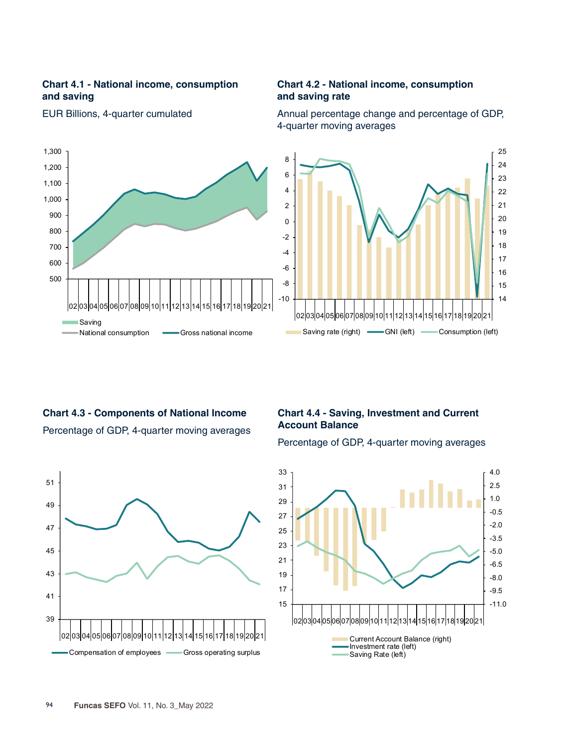### Chart 4.1 - National income, consumption and saving

EUR Billions, 4-quarter cumulated

Saving | National consumption | Gross national income

### Chart 4.2 - National income, consumption and saving rate

Annual percentage change and percentage of GDP, 4-quarter moving averages

Saving rate (right) | GNI (left) | Consumption (left)

### Chart 4.3 - Components of National Income

Percentage of GDP, 4-quarter moving averages

Compensation of employees | Gross operating surplus

### Chart 4.4 - Saving, Investment and Current Account Balance

Percentage of GDP, 4-quarter moving averages

Current Account Balance (right)
Investment rate (left)
Saving Rate (left)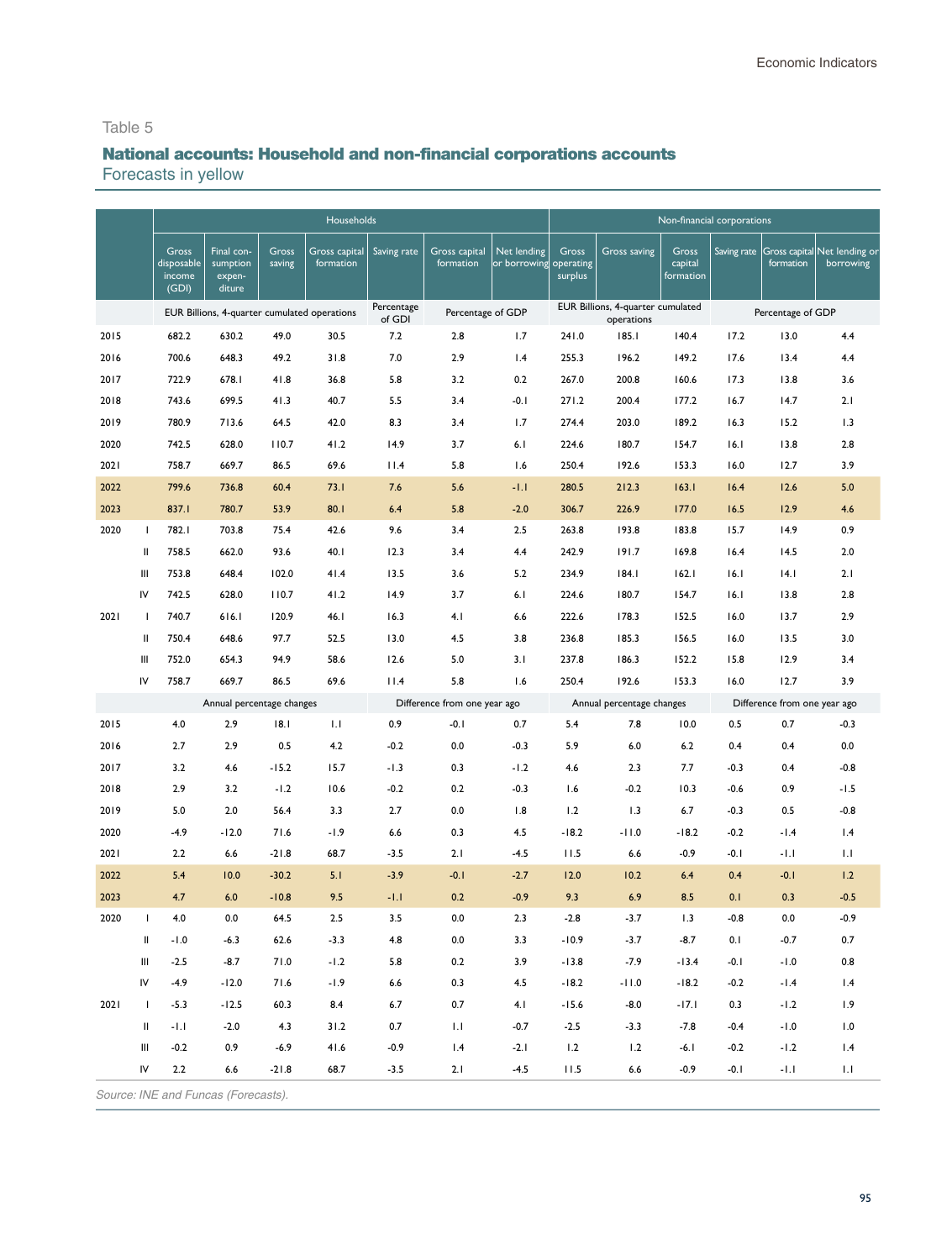Table 5

## National accounts: Household and non-financial corporations accounts

Forecasts in yellow

| | | Households | | | | | | | Non-financial corporations | | | | | |
|---|---|---|---|---|---|---|---|---|---|---|---|---|---|---|
| | | Gross disposable income (GDI) | Final consumption expenditure | Gross saving | Gross capital formation | Saving rate | Gross capital formation | Net lending or borrowing | Gross operating surplus | Gross saving | Gross capital formation | Saving rate | Gross capital formation | Net lending or borrowing |
| | | EUR Billions, 4-quarter cumulated operations | | | | Percentage of GDI | Percentage of GDP | | EUR Billions, 4-quarter cumulated operations | | | Percentage of GDP | | |
| 2015 | | 682.2 | 630.2 | 49.0 | 30.5 | 7.2 | 2.8 | 1.7 | 241.0 | 185.1 | 140.4 | 17.2 | 13.0 | 4.4 |
| 2016 | | 700.6 | 648.3 | 49.2 | 31.8 | 7.0 | 2.9 | 1.4 | 255.3 | 196.2 | 149.2 | 17.6 | 13.4 | 4.4 |
| 2017 | | 722.9 | 678.1 | 41.8 | 36.8 | 5.8 | 3.2 | 0.2 | 267.0 | 200.8 | 160.6 | 17.3 | 13.8 | 3.6 |
| 2018 | | 743.6 | 699.5 | 41.3 | 40.7 | 5.5 | 3.4 | -0.1 | 271.2 | 200.4 | 177.2 | 16.7 | 14.7 | 2.1 |
| 2019 | | 780.9 | 713.6 | 64.5 | 42.0 | 8.3 | 3.4 | 1.7 | 274.4 | 203.0 | 189.2 | 16.3 | 15.2 | 1.3 |
| 2020 | | 742.5 | 628.0 | 110.7 | 41.2 | 14.9 | 3.7 | 6.1 | 224.6 | 180.7 | 154.7 | 16.1 | 13.8 | 2.8 |
| 2021 | | 758.7 | 669.7 | 86.5 | 69.6 | 11.4 | 5.8 | 1.6 | 250.4 | 192.6 | 153.3 | 16.0 | 12.7 | 3.9 |
| 2022 | | 799.6 | 736.8 | 60.4 | 73.1 | 7.6 | 5.6 | -1.1 | 280.5 | 212.3 | 163.1 | 16.4 | 12.6 | 5.0 |
| 2023 | | 837.1 | 780.7 | 53.9 | 80.1 | 6.4 | 5.8 | -2.0 | 306.7 | 226.9 | 177.0 | 16.5 | 12.9 | 4.6 |
| 2020 | I | 782.1 | 703.8 | 75.4 | 42.6 | 9.6 | 3.4 | 2.5 | 263.8 | 193.8 | 183.8 | 15.7 | 14.9 | 0.9 |
| | II | 758.5 | 662.0 | 93.6 | 40.1 | 12.3 | 3.4 | 4.4 | 242.9 | 191.7 | 169.8 | 16.4 | 14.5 | 2.0 |
| | III | 753.8 | 648.4 | 102.0 | 41.4 | 13.5 | 3.6 | 5.2 | 234.9 | 184.1 | 162.1 | 16.1 | 14.1 | 2.1 |
| | IV | 742.5 | 628.0 | 110.7 | 41.2 | 14.9 | 3.7 | 6.1 | 224.6 | 180.7 | 154.7 | 16.1 | 13.8 | 2.8 |
| 2021 | I | 740.7 | 616.1 | 120.9 | 46.1 | 16.3 | 4.1 | 6.6 | 222.6 | 178.3 | 152.5 | 16.0 | 13.7 | 2.9 |
| | II | 750.4 | 648.6 | 97.7 | 52.5 | 13.0 | 4.5 | 3.8 | 236.8 | 185.3 | 156.5 | 16.0 | 13.5 | 3.0 |
| | III | 752.0 | 654.3 | 94.9 | 58.6 | 12.6 | 5.0 | 3.1 | 237.8 | 186.3 | 152.2 | 15.8 | 12.9 | 3.4 |
| | IV | 758.7 | 669.7 | 86.5 | 69.6 | 11.4 | 5.8 | 1.6 | 250.4 | 192.6 | 153.3 | 16.0 | 12.7 | 3.9 |
| | | Annual percentage changes | | | | Difference from one year ago | | | Annual percentage changes | | | Difference from one year ago | | |
| 2015 | | 4.0 | 2.9 | 18.1 | 1.1 | 0.9 | -0.1 | 0.7 | 5.4 | 7.8 | 10.0 | 0.5 | 0.7 | -0.3 |
| 2016 | | 2.7 | 2.9 | 0.5 | 4.2 | -0.2 | 0.0 | -0.3 | 5.9 | 6.0 | 6.2 | 0.4 | 0.4 | 0.0 |
| 2017 | | 3.2 | 4.6 | -15.2 | 15.7 | -1.3 | 0.3 | -1.2 | 4.6 | 2.3 | 7.7 | -0.3 | 0.4 | -0.8 |
| 2018 | | 2.9 | 3.2 | -1.2 | 10.6 | -0.2 | 0.2 | -0.3 | 1.6 | -0.2 | 10.3 | -0.6 | 0.9 | -1.5 |
| 2019 | | 5.0 | 2.0 | 56.4 | 3.3 | 2.7 | 0.0 | 1.8 | 1.2 | 1.3 | 6.7 | -0.3 | 0.5 | -0.8 |
| 2020 | | -4.9 | -12.0 | 71.6 | -1.9 | 6.6 | 0.3 | 4.5 | -18.2 | -11.0 | -18.2 | -0.2 | -1.4 | 1.4 |
| 2021 | | 2.2 | 6.6 | -21.8 | 68.7 | -3.5 | 2.1 | -4.5 | 11.5 | 6.6 | -0.9 | -0.1 | -1.1 | 1.1 |
| 2022 | | 5.4 | 10.0 | -30.2 | 5.1 | -3.9 | -0.1 | -2.7 | 12.0 | 10.2 | 6.4 | 0.4 | -0.1 | 1.2 |
| 2023 | | 4.7 | 6.0 | -10.8 | 9.5 | -1.1 | 0.2 | -0.9 | 9.3 | 6.9 | 8.5 | 0.1 | 0.3 | -0.5 |
| 2020 | I | 4.0 | 0.0 | 64.5 | 2.5 | 3.5 | 0.0 | 2.3 | -2.8 | -3.7 | 1.3 | -0.8 | 0.0 | -0.9 |
| | II | -1.0 | -6.3 | 62.6 | -3.3 | 4.8 | 0.0 | 3.3 | -10.9 | -3.7 | -8.7 | 0.1 | -0.7 | 0.7 |
| | III | -2.5 | -8.7 | 71.0 | -1.2 | 5.8 | 0.2 | 3.9 | -13.8 | -7.9 | -13.4 | -0.1 | -1.0 | 0.8 |
| | IV | -4.9 | -12.0 | 71.6 | -1.9 | 6.6 | 0.3 | 4.5 | -18.2 | -11.0 | -18.2 | -0.2 | -1.4 | 1.4 |
| 2021 | I | -5.3 | -12.5 | 60.3 | 8.4 | 6.7 | 0.7 | 4.1 | -15.6 | -8.0 | -17.1 | 0.3 | -1.2 | 1.9 |
| | II | -1.1 | -2.0 | 4.3 | 31.2 | 0.7 | 1.1 | -0.7 | -2.5 | -3.3 | -7.8 | -0.4 | -1.0 | 1.0 |
| | III | -0.2 | 0.9 | -6.9 | 41.6 | -0.9 | 1.4 | -2.1 | 1.2 | 1.2 | -6.1 | -0.2 | -1.2 | 1.4 |
| | IV | 2.2 | 6.6 | -21.8 | 68.7 | -3.5 | 2.1 | -4.5 | 11.5 | 6.6 | -0.9 | -0.1 | -1.1 | 1.1 |

*Source: INE and Funcas (Forecasts).*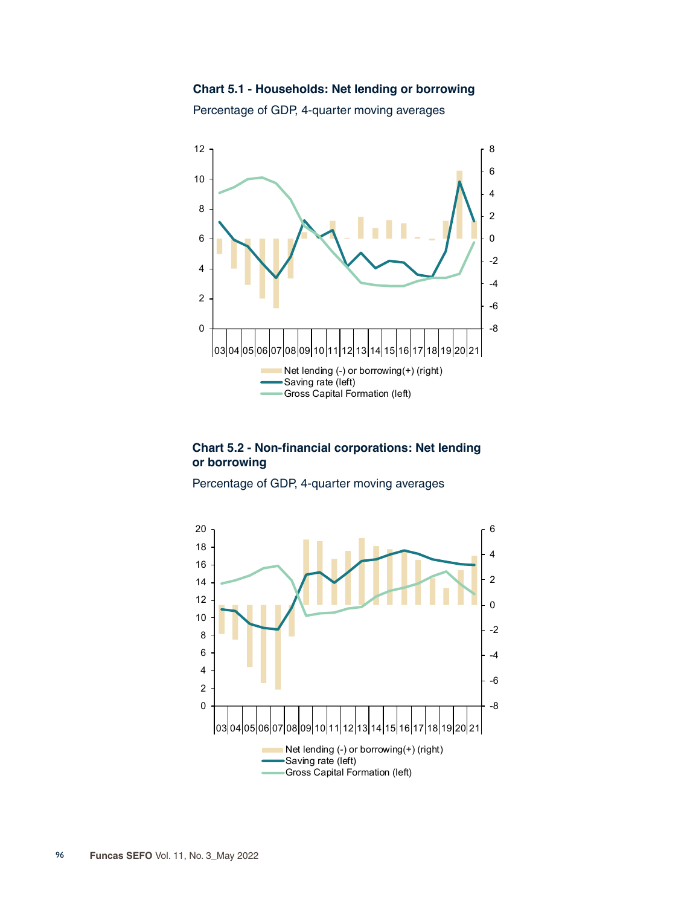**Chart 5.1 - Households: Net lending or borrowing**

Percentage of GDP, 4-quarter moving averages

Net lending (-) or borrowing(+) (right)
Saving rate (left)
Gross Capital Formation (left)

**Chart 5.2 - Non-financial corporations: Net lending or borrowing**

Percentage of GDP, 4-quarter moving averages

Net lending (-) or borrowing(+) (right)
Saving rate (left)
Gross Capital Formation (left)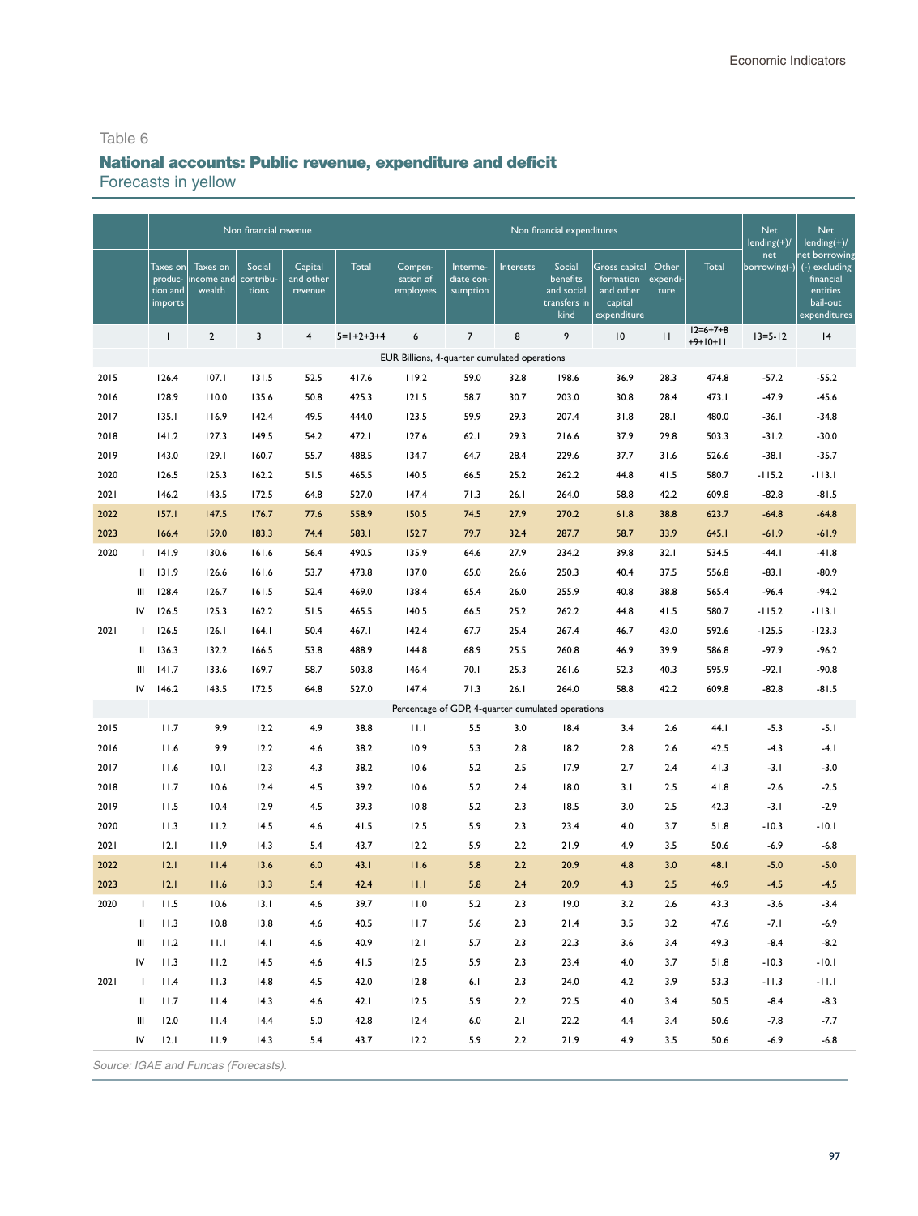Table 6

## National accounts: Public revenue, expenditure and deficit

Forecasts in yellow

| | | Non financial revenue | | | | | Non financial expenditures | | | | | | | Net lending(+)/ net borrowing(-) | Net lending(+)/ net borrowing (-) excluding financial entities bail-out expenditures |
|---|---|---|---|---|---|---|---|---|---|---|---|---|---|---|---|
| | | Taxes on produc-tion and imports | Taxes on income and wealth | Social contribu-tions | Capital and other revenue | Total | Compen-sation of employees | Interme-diate con-sumption | Interests | Social benefits and social transfers in kind | Gross capital formation and other capital expenditure | Other expendi-ture | Total | | |
| | | 1 | 2 | 3 | 4 | 5=1+2+3+4 | 6 | 7 | 8 | 9 | 10 | 11 | 12=6+7+8+9+10+11 | 13=5-12 | 14 |
| | | EUR Billions, 4-quarter cumulated operations | | | | | | | | | | | | | |
| 2015 | | 126.4 | 107.1 | 131.5 | 52.5 | 417.6 | 119.2 | 59.0 | 32.8 | 198.6 | 36.9 | 28.3 | 474.8 | -57.2 | -55.2 |
| 2016 | | 128.9 | 110.0 | 135.6 | 50.8 | 425.3 | 121.5 | 58.7 | 30.7 | 203.0 | 30.8 | 28.4 | 473.1 | -47.9 | -45.6 |
| 2017 | | 135.1 | 116.9 | 142.4 | 49.5 | 444.0 | 123.5 | 59.9 | 29.3 | 207.4 | 31.8 | 28.1 | 480.0 | -36.1 | -34.8 |
| 2018 | | 141.2 | 127.3 | 149.5 | 54.2 | 472.1 | 127.6 | 62.1 | 29.3 | 216.6 | 37.9 | 29.8 | 503.3 | -31.2 | -30.0 |
| 2019 | | 143.0 | 129.1 | 160.7 | 55.7 | 488.5 | 134.7 | 64.7 | 28.4 | 229.6 | 37.7 | 31.6 | 526.6 | -38.1 | -35.7 |
| 2020 | | 126.5 | 125.3 | 162.2 | 51.5 | 465.5 | 140.5 | 66.5 | 25.2 | 262.2 | 44.8 | 41.5 | 580.7 | -115.2 | -113.1 |
| 2021 | | 146.2 | 143.5 | 172.5 | 64.8 | 527.0 | 147.4 | 71.3 | 26.1 | 264.0 | 58.8 | 42.2 | 609.8 | -82.8 | -81.5 |
| 2022 | | 157.1 | 147.5 | 176.7 | 77.6 | 558.9 | 150.5 | 74.5 | 27.9 | 270.2 | 61.8 | 38.8 | 623.7 | -64.8 | -64.8 |
| 2023 | | 166.4 | 159.0 | 183.3 | 74.4 | 583.1 | 152.7 | 79.7 | 32.4 | 287.7 | 58.7 | 33.9 | 645.1 | -61.9 | -61.9 |
| 2020 | I | 141.9 | 130.6 | 161.6 | 56.4 | 490.5 | 135.9 | 64.6 | 27.9 | 234.2 | 39.8 | 32.1 | 534.5 | -44.1 | -41.8 |
| | II | 131.9 | 126.6 | 161.6 | 53.7 | 473.8 | 137.0 | 65.0 | 26.6 | 250.3 | 40.4 | 37.5 | 556.8 | -83.1 | -80.9 |
| | III | 128.4 | 126.7 | 161.5 | 52.4 | 469.0 | 138.4 | 65.4 | 26.0 | 255.9 | 40.8 | 38.8 | 565.4 | -96.4 | -94.2 |
| | IV | 126.5 | 125.3 | 162.2 | 51.5 | 465.5 | 140.5 | 66.5 | 25.2 | 262.2 | 44.8 | 41.5 | 580.7 | -115.2 | -113.1 |
| 2021 | I | 126.5 | 126.1 | 164.1 | 50.4 | 467.1 | 142.4 | 67.7 | 25.4 | 267.4 | 46.7 | 43.0 | 592.6 | -125.5 | -123.3 |
| | II | 136.3 | 132.2 | 166.5 | 53.8 | 488.9 | 144.8 | 68.9 | 25.5 | 260.8 | 46.9 | 39.9 | 586.8 | -97.9 | -96.2 |
| | III | 141.7 | 133.6 | 169.7 | 58.7 | 503.8 | 146.4 | 70.1 | 25.3 | 261.6 | 52.3 | 40.3 | 595.9 | -92.1 | -90.8 |
| | IV | 146.2 | 143.5 | 172.5 | 64.8 | 527.0 | 147.4 | 71.3 | 26.1 | 264.0 | 58.8 | 42.2 | 609.8 | -82.8 | -81.5 |
| | | Percentage of GDP, 4-quarter cumulated operations | | | | | | | | | | | | | |
| 2015 | | 11.7 | 9.9 | 12.2 | 4.9 | 38.8 | 11.1 | 5.5 | 3.0 | 18.4 | 3.4 | 2.6 | 44.1 | -5.3 | -5.1 |
| 2016 | | 11.6 | 9.9 | 12.2 | 4.6 | 38.2 | 10.9 | 5.3 | 2.8 | 18.2 | 2.8 | 2.6 | 42.5 | -4.3 | -4.1 |
| 2017 | | 11.6 | 10.1 | 12.3 | 4.3 | 38.2 | 10.6 | 5.2 | 2.5 | 17.9 | 2.7 | 2.4 | 41.3 | -3.1 | -3.0 |
| 2018 | | 11.7 | 10.6 | 12.4 | 4.5 | 39.2 | 10.6 | 5.2 | 2.4 | 18.0 | 3.1 | 2.5 | 41.8 | -2.6 | -2.5 |
| 2019 | | 11.5 | 10.4 | 12.9 | 4.5 | 39.3 | 10.8 | 5.2 | 2.3 | 18.5 | 3.0 | 2.5 | 42.3 | -3.1 | -2.9 |
| 2020 | | 11.3 | 11.2 | 14.5 | 4.6 | 41.5 | 12.5 | 5.9 | 2.3 | 23.4 | 4.0 | 3.7 | 51.8 | -10.3 | -10.1 |
| 2021 | | 12.1 | 11.9 | 14.3 | 5.4 | 43.7 | 12.2 | 5.9 | 2.2 | 21.9 | 4.9 | 3.5 | 50.6 | -6.9 | -6.8 |
| 2022 | | 12.1 | 11.4 | 13.6 | 6.0 | 43.1 | 11.6 | 5.8 | 2.2 | 20.9 | 4.8 | 3.0 | 48.1 | -5.0 | -5.0 |
| 2023 | | 12.1 | 11.6 | 13.3 | 5.4 | 42.4 | 11.1 | 5.8 | 2.4 | 20.9 | 4.3 | 2.5 | 46.9 | -4.5 | -4.5 |
| 2020 | I | 11.5 | 10.6 | 13.1 | 4.6 | 39.7 | 11.0 | 5.2 | 2.3 | 19.0 | 3.2 | 2.6 | 43.3 | -3.6 | -3.4 |
| | II | 11.3 | 10.8 | 13.8 | 4.6 | 40.5 | 11.7 | 5.6 | 2.3 | 21.4 | 3.5 | 3.2 | 47.6 | -7.1 | -6.9 |
| | III | 11.2 | 11.1 | 14.1 | 4.6 | 40.9 | 12.1 | 5.7 | 2.3 | 22.3 | 3.6 | 3.4 | 49.3 | -8.4 | -8.2 |
| | IV | 11.3 | 11.2 | 14.5 | 4.6 | 41.5 | 12.5 | 5.9 | 2.3 | 23.4 | 4.0 | 3.7 | 51.8 | -10.3 | -10.1 |
| 2021 | I | 11.4 | 11.3 | 14.8 | 4.5 | 42.0 | 12.8 | 6.1 | 2.3 | 24.0 | 4.2 | 3.9 | 53.3 | -11.3 | -11.1 |
| | II | 11.7 | 11.4 | 14.3 | 4.6 | 42.1 | 12.5 | 5.9 | 2.2 | 22.5 | 4.0 | 3.4 | 50.5 | -8.4 | -8.3 |
| | III | 12.0 | 11.4 | 14.4 | 5.0 | 42.8 | 12.4 | 6.0 | 2.1 | 22.2 | 4.4 | 3.4 | 50.6 | -7.8 | -7.7 |
| | IV | 12.1 | 11.9 | 14.3 | 5.4 | 43.7 | 12.2 | 5.9 | 2.2 | 21.9 | 4.9 | 3.5 | 50.6 | -6.9 | -6.8 |

*Source: IGAE and Funcas (Forecasts).*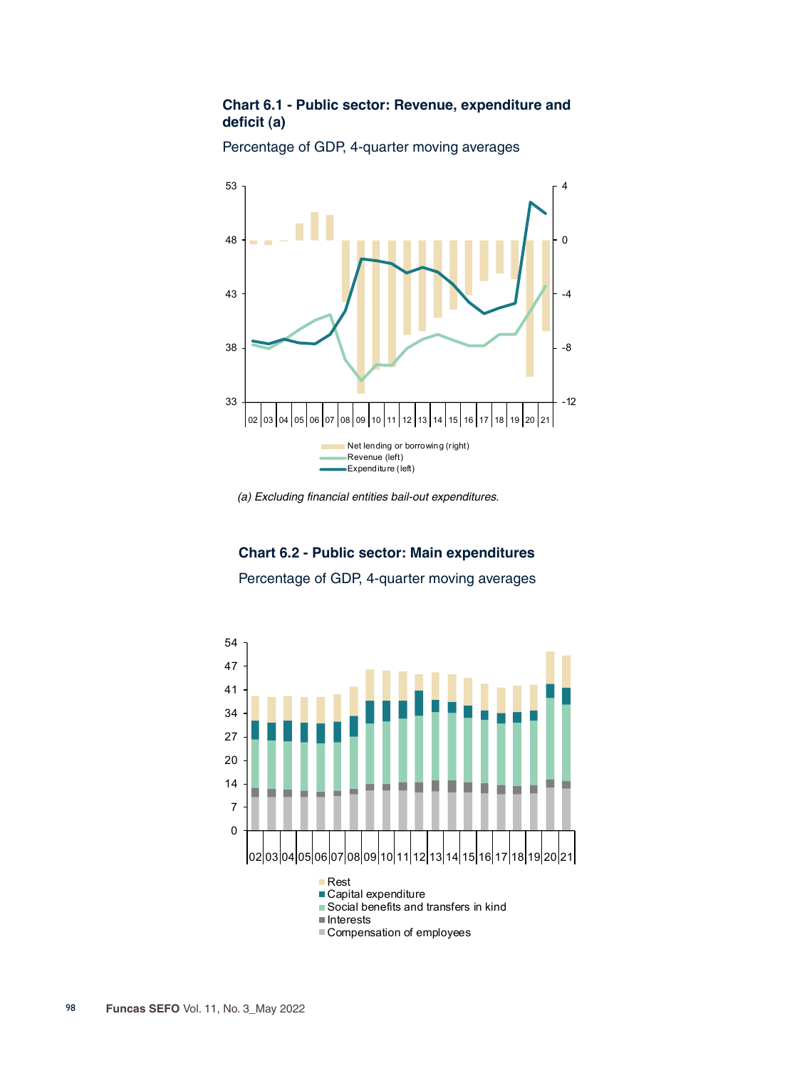### Chart 6.1 - Public sector: Revenue, expenditure and deficit (a)

Percentage of GDP, 4-quarter moving averages

- Net lending or borrowing (right)
- Revenue (left)
- Expenditure (left)

*(a) Excluding financial entities bail-out expenditures.*

### Chart 6.2 - Public sector: Main expenditures

Percentage of GDP, 4-quarter moving averages

- Rest
- Capital expenditure
- Social benefits and transfers in kind
- Interests
- Compensation of employees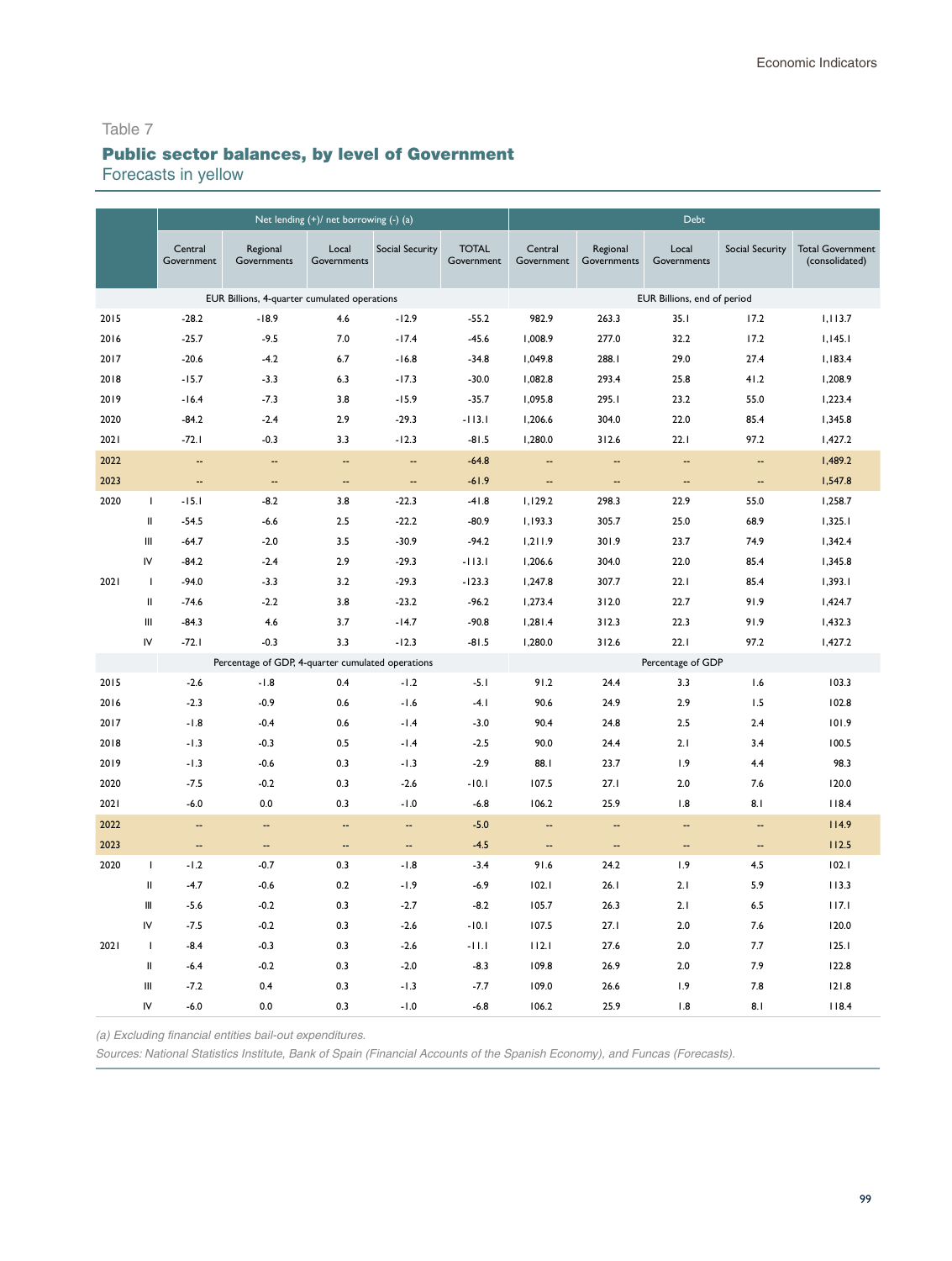Table 7

## Public sector balances, by level of Government

Forecasts in yellow

| | | Net lending (+)/ net borrowing (-) (a) | | | | | Debt | | | | |
|---|---|---|---|---|---|---|---|---|---|---|---|
| | | Central Government | Regional Governments | Local Governments | Social Security | TOTAL Government | Central Government | Regional Governments | Local Governments | Social Security | Total Government (consolidated) |
| | | EUR Billions, 4-quarter cumulated operations | | | | | EUR Billions, end of period | | | | |
| 2015 | | -28.2 | -18.9 | 4.6 | -12.9 | -55.2 | 982.9 | 263.3 | 35.1 | 17.2 | 1,113.7 |
| 2016 | | -25.7 | -9.5 | 7.0 | -17.4 | -45.6 | 1,008.9 | 277.0 | 32.2 | 17.2 | 1,145.1 |
| 2017 | | -20.6 | -4.2 | 6.7 | -16.8 | -34.8 | 1,049.8 | 288.1 | 29.0 | 27.4 | 1,183.4 |
| 2018 | | -15.7 | -3.3 | 6.3 | -17.3 | -30.0 | 1,082.8 | 293.4 | 25.8 | 41.2 | 1,208.9 |
| 2019 | | -16.4 | -7.3 | 3.8 | -15.9 | -35.7 | 1,095.8 | 295.1 | 23.2 | 55.0 | 1,223.4 |
| 2020 | | -84.2 | -2.4 | 2.9 | -29.3 | -113.1 | 1,206.6 | 304.0 | 22.0 | 85.4 | 1,345.8 |
| 2021 | | -72.1 | -0.3 | 3.3 | -12.3 | -81.5 | 1,280.0 | 312.6 | 22.1 | 97.2 | 1,427.2 |
| 2022 | | -- | -- | -- | -- | -64.8 | -- | -- | -- | -- | 1,489.2 |
| 2023 | | -- | -- | -- | -- | -61.9 | -- | -- | -- | -- | 1,547.8 |
| 2020 | I | -15.1 | -8.2 | 3.8 | -22.3 | -41.8 | 1,129.2 | 298.3 | 22.9 | 55.0 | 1,258.7 |
| | II | -54.5 | -6.6 | 2.5 | -22.2 | -80.9 | 1,193.3 | 305.7 | 25.0 | 68.9 | 1,325.1 |
| | III | -64.7 | -2.0 | 3.5 | -30.9 | -94.2 | 1,211.9 | 301.9 | 23.7 | 74.9 | 1,342.4 |
| | IV | -84.2 | -2.4 | 2.9 | -29.3 | -113.1 | 1,206.6 | 304.0 | 22.0 | 85.4 | 1,345.8 |
| 2021 | I | -94.0 | -3.3 | 3.2 | -29.3 | -123.3 | 1,247.8 | 307.7 | 22.1 | 85.4 | 1,393.1 |
| | II | -74.6 | -2.2 | 3.8 | -23.2 | -96.2 | 1,273.4 | 312.0 | 22.7 | 91.9 | 1,424.7 |
| | III | -84.3 | 4.6 | 3.7 | -14.7 | -90.8 | 1,281.4 | 312.3 | 22.3 | 91.9 | 1,432.3 |
| | IV | -72.1 | -0.3 | 3.3 | -12.3 | -81.5 | 1,280.0 | 312.6 | 22.1 | 97.2 | 1,427.2 |
| | | Percentage of GDP, 4-quarter cumulated operations | | | | | Percentage of GDP | | | | |
| 2015 | | -2.6 | -1.8 | 0.4 | -1.2 | -5.1 | 91.2 | 24.4 | 3.3 | 1.6 | 103.3 |
| 2016 | | -2.3 | -0.9 | 0.6 | -1.6 | -4.1 | 90.6 | 24.9 | 2.9 | 1.5 | 102.8 |
| 2017 | | -1.8 | -0.4 | 0.6 | -1.4 | -3.0 | 90.4 | 24.8 | 2.5 | 2.4 | 101.9 |
| 2018 | | -1.3 | -0.3 | 0.5 | -1.4 | -2.5 | 90.0 | 24.4 | 2.1 | 3.4 | 100.5 |
| 2019 | | -1.3 | -0.6 | 0.3 | -1.3 | -2.9 | 88.1 | 23.7 | 1.9 | 4.4 | 98.3 |
| 2020 | | -7.5 | -0.2 | 0.3 | -2.6 | -10.1 | 107.5 | 27.1 | 2.0 | 7.6 | 120.0 |
| 2021 | | -6.0 | 0.0 | 0.3 | -1.0 | -6.8 | 106.2 | 25.9 | 1.8 | 8.1 | 118.4 |
| 2022 | | -- | -- | -- | -- | -5.0 | -- | -- | -- | -- | 114.9 |
| 2023 | | -- | -- | -- | -- | -4.5 | -- | -- | -- | -- | 112.5 |
| 2020 | I | -1.2 | -0.7 | 0.3 | -1.8 | -3.4 | 91.6 | 24.2 | 1.9 | 4.5 | 102.1 |
| | II | -4.7 | -0.6 | 0.2 | -1.9 | -6.9 | 102.1 | 26.1 | 2.1 | 5.9 | 113.3 |
| | III | -5.6 | -0.2 | 0.3 | -2.7 | -8.2 | 105.7 | 26.3 | 2.1 | 6.5 | 117.1 |
| | IV | -7.5 | -0.2 | 0.3 | -2.6 | -10.1 | 107.5 | 27.1 | 2.0 | 7.6 | 120.0 |
| 2021 | I | -8.4 | -0.3 | 0.3 | -2.6 | -11.1 | 112.1 | 27.6 | 2.0 | 7.7 | 125.1 |
| | II | -6.4 | -0.2 | 0.3 | -2.0 | -8.3 | 109.8 | 26.9 | 2.0 | 7.9 | 122.8 |
| | III | -7.2 | 0.4 | 0.3 | -1.3 | -7.7 | 109.0 | 26.6 | 1.9 | 7.8 | 121.8 |
| | IV | -6.0 | 0.0 | 0.3 | -1.0 | -6.8 | 106.2 | 25.9 | 1.8 | 8.1 | 118.4 |

*(a) Excluding financial entities bail-out expenditures.*

*Sources: National Statistics Institute, Bank of Spain (Financial Accounts of the Spanish Economy), and Funcas (Forecasts).*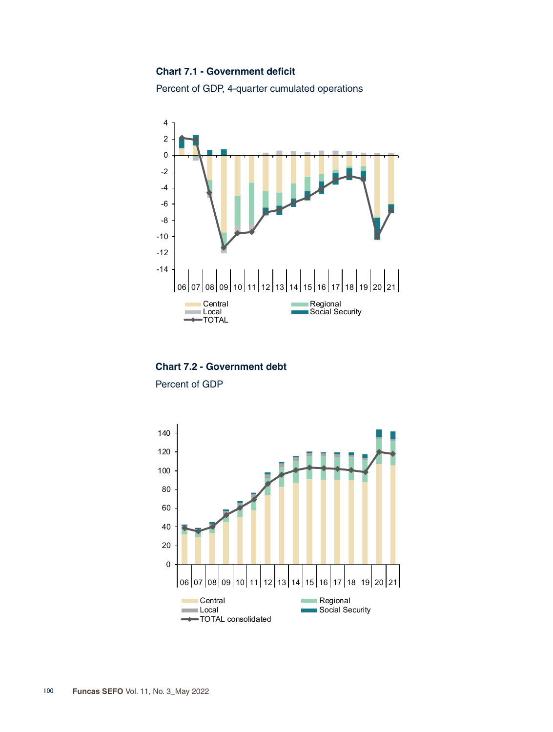**Chart 7.1 - Government deficit**

Percent of GDP, 4-quarter cumulated operations

**Chart 7.2 - Government debt**

Percent of GDP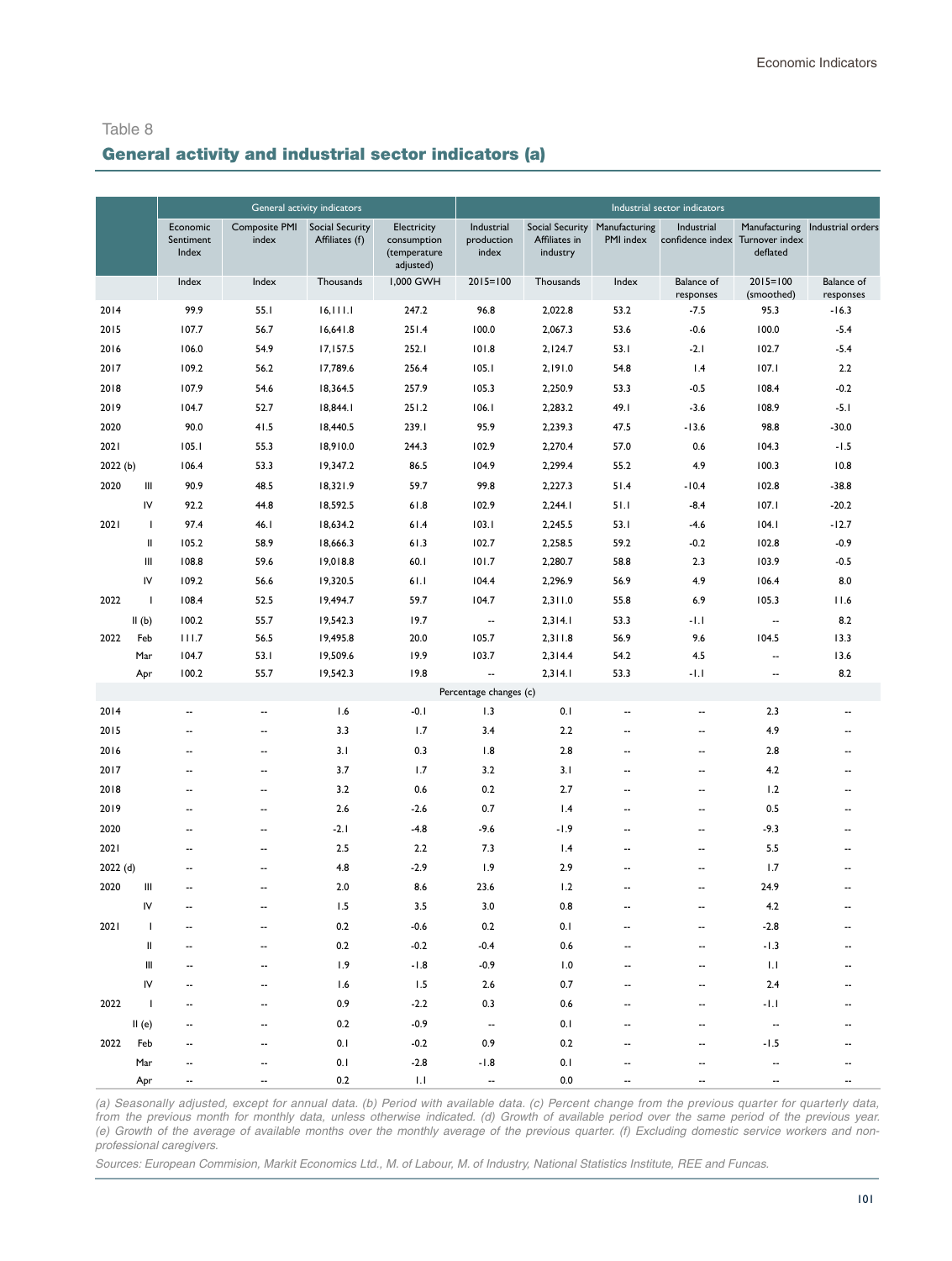Table 8

## General activity and industrial sector indicators (a)

| | | General activity indicators | | | | Industrial sector indicators | | | | | |
|---|---|---|---|---|---|---|---|---|---|---|---|
| | | Economic Sentiment Index | Composite PMI index | Social Security Affiliates (f) | Electricity consumption (temperature adjusted) | Industrial production index | Social Security Affiliates in industry | Manufacturing PMI index | Industrial confidence index | Manufacturing Turnover index deflated | Industrial orders |
| | | Index | Index | Thousands | 1,000 GWH | 2015=100 | Thousands | Index | Balance of responses | 2015=100 (smoothed) | Balance of responses |
| 2014 | | 99.9 | 55.1 | 16,111.1 | 247.2 | 96.8 | 2,022.8 | 53.2 | -7.5 | 95.3 | -16.3 |
| 2015 | | 107.7 | 56.7 | 16,641.8 | 251.4 | 100.0 | 2,067.3 | 53.6 | -0.6 | 100.0 | -5.4 |
| 2016 | | 106.0 | 54.9 | 17,157.5 | 252.1 | 101.8 | 2,124.7 | 53.1 | -2.1 | 102.7 | -5.4 |
| 2017 | | 109.2 | 56.2 | 17,789.6 | 256.4 | 105.1 | 2,191.0 | 54.8 | 1.4 | 107.1 | 2.2 |
| 2018 | | 107.9 | 54.6 | 18,364.5 | 257.9 | 105.3 | 2,250.9 | 53.3 | -0.5 | 108.4 | -0.2 |
| 2019 | | 104.7 | 52.7 | 18,844.1 | 251.2 | 106.1 | 2,283.2 | 49.1 | -3.6 | 108.9 | -5.1 |
| 2020 | | 90.0 | 41.5 | 18,440.5 | 239.1 | 95.9 | 2,239.3 | 47.5 | -13.6 | 98.8 | -30.0 |
| 2021 | | 105.1 | 55.3 | 18,910.0 | 244.3 | 102.9 | 2,270.4 | 57.0 | 0.6 | 104.3 | -1.5 |
| 2022 (b) | | 106.4 | 53.3 | 19,347.2 | 86.5 | 104.9 | 2,299.4 | 55.2 | 4.9 | 100.3 | 10.8 |
| 2020 | III | 90.9 | 48.5 | 18,321.9 | 59.7 | 99.8 | 2,227.3 | 51.4 | -10.4 | 102.8 | -38.8 |
| | IV | 92.2 | 44.8 | 18,592.5 | 61.8 | 102.9 | 2,244.1 | 51.1 | -8.4 | 107.1 | -20.2 |
| 2021 | I | 97.4 | 46.1 | 18,634.2 | 61.4 | 103.1 | 2,245.5 | 53.1 | -4.6 | 104.1 | -12.7 |
| | II | 105.2 | 58.9 | 18,666.3 | 61.3 | 102.7 | 2,258.5 | 59.2 | -0.2 | 102.8 | -0.9 |
| | III | 108.8 | 59.6 | 19,018.8 | 60.1 | 101.7 | 2,280.7 | 58.8 | 2.3 | 103.9 | -0.5 |
| | IV | 109.2 | 56.6 | 19,320.5 | 61.1 | 104.4 | 2,296.9 | 56.9 | 4.9 | 106.4 | 8.0 |
| 2022 | I | 108.4 | 52.5 | 19,494.7 | 59.7 | 104.7 | 2,311.0 | 55.8 | 6.9 | 105.3 | 11.6 |
| | II (b) | 100.2 | 55.7 | 19,542.3 | 19.7 | -- | 2,314.1 | 53.3 | -1.1 | -- | 8.2 |
| 2022 | Feb | 111.7 | 56.5 | 19,495.8 | 20.0 | 105.7 | 2,311.8 | 56.9 | 9.6 | 104.5 | 13.3 |
| | Mar | 104.7 | 53.1 | 19,509.6 | 19.9 | 103.7 | 2,314.4 | 54.2 | 4.5 | -- | 13.6 |
| | Apr | 100.2 | 55.7 | 19,542.3 | 19.8 | -- | 2,314.1 | 53.3 | -1.1 | -- | 8.2 |
| | | | | | | Percentage changes (c) | | | | | |
| 2014 | | -- | -- | 1.6 | -0.1 | 1.3 | 0.1 | -- | -- | 2.3 | -- |
| 2015 | | -- | -- | 3.3 | 1.7 | 3.4 | 2.2 | -- | -- | 4.9 | -- |
| 2016 | | -- | -- | 3.1 | 0.3 | 1.8 | 2.8 | -- | -- | 2.8 | -- |
| 2017 | | -- | -- | 3.7 | 1.7 | 3.2 | 3.1 | -- | -- | 4.2 | -- |
| 2018 | | -- | -- | 3.2 | 0.6 | 0.2 | 2.7 | -- | -- | 1.2 | -- |
| 2019 | | -- | -- | 2.6 | -2.6 | 0.7 | 1.4 | -- | -- | 0.5 | -- |
| 2020 | | -- | -- | -2.1 | -4.8 | -9.6 | -1.9 | -- | -- | -9.3 | -- |
| 2021 | | -- | -- | 2.5 | 2.2 | 7.3 | 1.4 | -- | -- | 5.5 | -- |
| 2022 (d) | | -- | -- | 4.8 | -2.9 | 1.9 | 2.9 | -- | -- | 1.7 | -- |
| 2020 | III | -- | -- | 2.0 | 8.6 | 23.6 | 1.2 | -- | -- | 24.9 | -- |
| | IV | -- | -- | 1.5 | 3.5 | 3.0 | 0.8 | -- | -- | 4.2 | -- |
| 2021 | I | -- | -- | 0.2 | -0.6 | 0.2 | 0.1 | -- | -- | -2.8 | -- |
| | II | -- | -- | 0.2 | -0.2 | -0.4 | 0.6 | -- | -- | -1.3 | -- |
| | III | -- | -- | 1.9 | -1.8 | -0.9 | 1.0 | -- | -- | 1.1 | -- |
| | IV | -- | -- | 1.6 | 1.5 | 2.6 | 0.7 | -- | -- | 2.4 | -- |
| 2022 | I | -- | -- | 0.9 | -2.2 | 0.3 | 0.6 | -- | -- | -1.1 | -- |
| | II (e) | -- | -- | 0.2 | -0.9 | -- | 0.1 | -- | -- | -- | -- |
| 2022 | Feb | -- | -- | 0.1 | -0.2 | 0.9 | 0.2 | -- | -- | -1.5 | -- |
| | Mar | -- | -- | 0.1 | -2.8 | -1.8 | 0.1 | -- | -- | -- | -- |
| | Apr | -- | -- | 0.2 | 1.1 | -- | 0.0 | -- | -- | -- | -- |

*(a) Seasonally adjusted, except for annual data. (b) Period with available data. (c) Percent change from the previous quarter for quarterly data, from the previous month for monthly data, unless otherwise indicated. (d) Growth of available period over the same period of the previous year. (e) Growth of the average of available months over the monthly average of the previous quarter. (f) Excluding domestic service workers and non-professional caregivers.*

*Sources: European Commision, Markit Economics Ltd., M. of Labour, M. of Industry, National Statistics Institute, REE and Funcas.*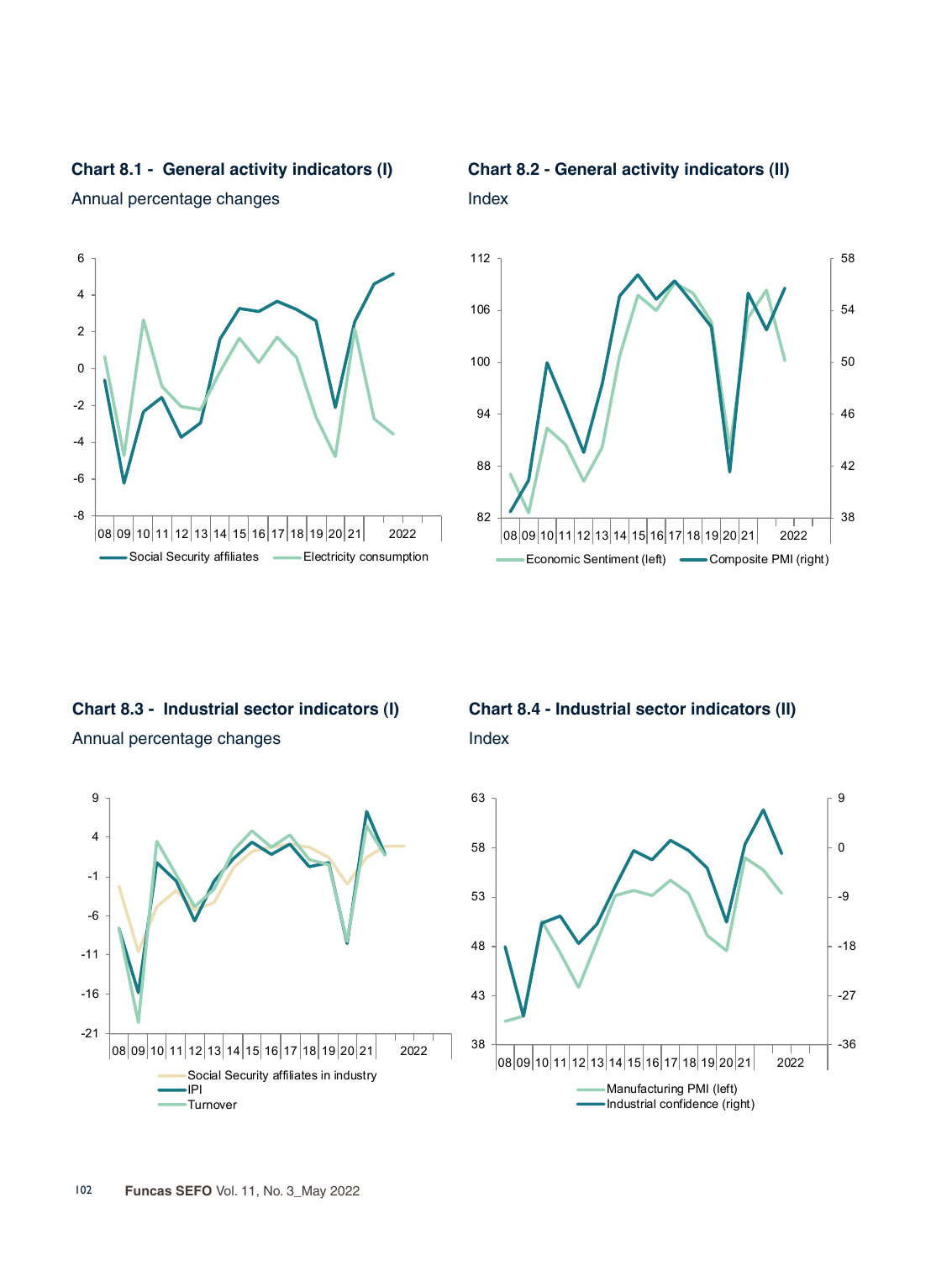**Chart 8.1 - General activity indicators (I)**

Annual percentage changes

Social Security affiliates | Electricity consumption

**Chart 8.2 - General activity indicators (II)**

Index

Economic Sentiment (left) | Composite PMI (right)

**Chart 8.3 - Industrial sector indicators (I)**

Annual percentage changes

Social Security affiliates in industry | IPI | Turnover

**Chart 8.4 - Industrial sector indicators (II)**

Index

Manufacturing PMI (left) | Industrial confidence (right)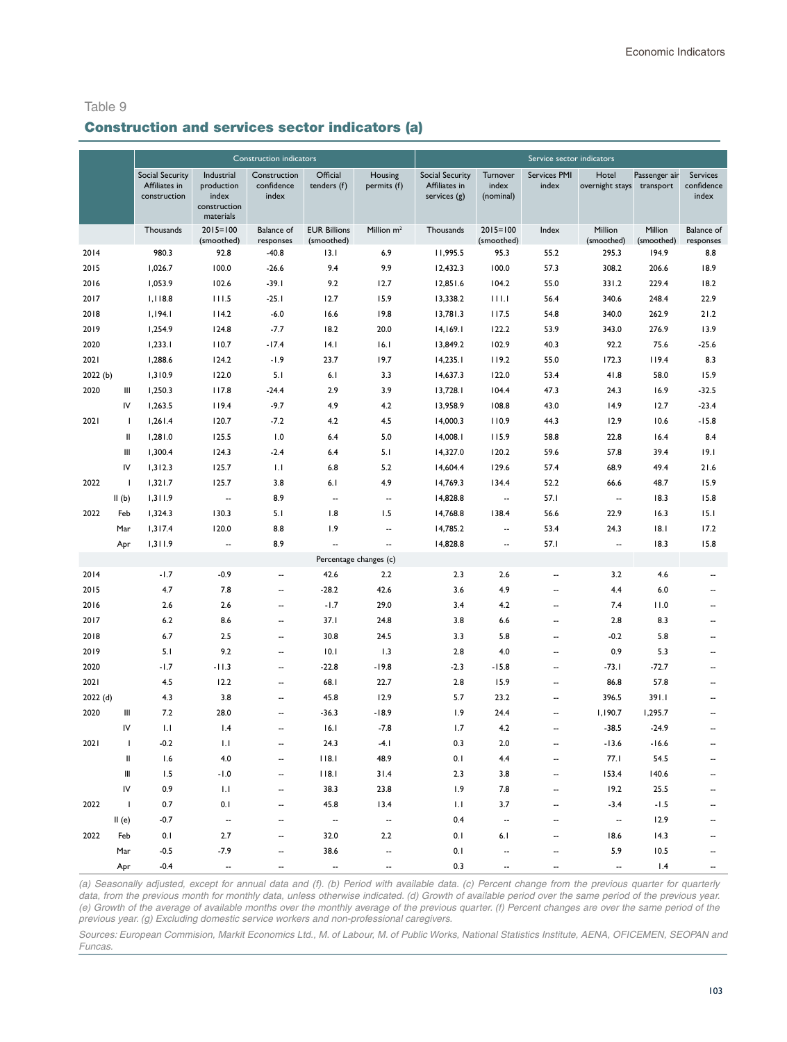Table 9

## Construction and services sector indicators (a)

| | | Construction indicators | | | | | Service sector indicators | | | | | |
|---|---|---|---|---|---|---|---|---|---|---|---|---|
| | | Social Security Affiliates in construction | Industrial production index construction materials | Construction confidence index | Official tenders (f) | Housing permits (f) | Social Security Affiliates in services (g) | Turnover index (nominal) | Services PMI index | Hotel overnight stays | Passenger air transport | Services confidence index |
| | | Thousands | 2015=100 (smoothed) | Balance of responses | EUR Billions (smoothed) | Million m² | Thousands | 2015=100 (smoothed) | Index | Million (smoothed) | Million (smoothed) | Balance of responses |
| 2014 | | 980.3 | 92.8 | -40.8 | 13.1 | 6.9 | 11,995.5 | 95.3 | 55.2 | 295.3 | 194.9 | 8.8 |
| 2015 | | 1,026.7 | 100.0 | -26.6 | 9.4 | 9.9 | 12,432.3 | 100.0 | 57.3 | 308.2 | 206.6 | 18.9 |
| 2016 | | 1,053.9 | 102.6 | -39.1 | 9.2 | 12.7 | 12,851.6 | 104.2 | 55.0 | 331.2 | 229.4 | 18.2 |
| 2017 | | 1,118.8 | 111.5 | -25.1 | 12.7 | 15.9 | 13,338.2 | 111.1 | 56.4 | 340.6 | 248.4 | 22.9 |
| 2018 | | 1,194.1 | 114.2 | -6.0 | 16.6 | 19.8 | 13,781.3 | 117.5 | 54.8 | 340.0 | 262.9 | 21.2 |
| 2019 | | 1,254.9 | 124.8 | -7.7 | 18.2 | 20.0 | 14,169.1 | 122.2 | 53.9 | 343.0 | 276.9 | 13.9 |
| 2020 | | 1,233.1 | 110.7 | -17.4 | 14.1 | 16.1 | 13,849.2 | 102.9 | 40.3 | 92.2 | 75.6 | -25.6 |
| 2021 | | 1,288.6 | 124.2 | -1.9 | 23.7 | 19.7 | 14,235.1 | 119.2 | 55.0 | 172.3 | 119.4 | 8.3 |
| 2022 (b) | | 1,310.9 | 122.0 | 5.1 | 6.1 | 3.3 | 14,637.3 | 122.0 | 53.4 | 41.8 | 58.0 | 15.9 |
| 2020 | III | 1,250.3 | 117.8 | -24.4 | 2.9 | 3.9 | 13,728.1 | 104.4 | 47.3 | 24.3 | 16.9 | -32.5 |
| | IV | 1,263.5 | 119.4 | -9.7 | 4.9 | 4.2 | 13,958.9 | 108.8 | 43.0 | 14.9 | 12.7 | -23.4 |
| 2021 | I | 1,261.4 | 120.7 | -7.2 | 4.2 | 4.5 | 14,000.3 | 110.9 | 44.3 | 12.9 | 10.6 | -15.8 |
| | II | 1,281.0 | 125.5 | 1.0 | 6.4 | 5.0 | 14,008.1 | 115.9 | 58.8 | 22.8 | 16.4 | 8.4 |
| | III | 1,300.4 | 124.3 | -2.4 | 6.4 | 5.1 | 14,327.0 | 120.2 | 59.6 | 57.8 | 39.4 | 19.1 |
| | IV | 1,312.3 | 125.7 | 1.1 | 6.8 | 5.2 | 14,604.4 | 129.6 | 57.4 | 68.9 | 49.4 | 21.6 |
| 2022 | I | 1,321.7 | 125.7 | 3.8 | 6.1 | 4.9 | 14,769.3 | 134.4 | 52.2 | 66.6 | 48.7 | 15.9 |
| | II (b) | 1,311.9 | -- | 8.9 | -- | -- | 14,828.8 | -- | 57.1 | -- | 18.3 | 15.8 |
| 2022 | Feb | 1,324.3 | 130.3 | 5.1 | 1.8 | 1.5 | 14,768.8 | 138.4 | 56.6 | 22.9 | 16.3 | 15.1 |
| | Mar | 1,317.4 | 120.0 | 8.8 | 1.9 | -- | 14,785.2 | -- | 53.4 | 24.3 | 18.1 | 17.2 |
| | Apr | 1,311.9 | -- | 8.9 | -- | -- | 14,828.8 | -- | 57.1 | -- | 18.3 | 15.8 |
| | | | | | Percentage changes (c) | | | | | | | |
| 2014 | | -1.7 | -0.9 | -- | 42.6 | 2.2 | 2.3 | 2.6 | -- | 3.2 | 4.6 | -- |
| 2015 | | 4.7 | 7.8 | -- | -28.2 | 42.6 | 3.6 | 4.9 | -- | 4.4 | 6.0 | -- |
| 2016 | | 2.6 | 2.6 | -- | -1.7 | 29.0 | 3.4 | 4.2 | -- | 7.4 | 11.0 | -- |
| 2017 | | 6.2 | 8.6 | -- | 37.1 | 24.8 | 3.8 | 6.6 | -- | 2.8 | 8.3 | -- |
| 2018 | | 6.7 | 2.5 | -- | 30.8 | 24.5 | 3.3 | 5.8 | -- | -0.2 | 5.8 | -- |
| 2019 | | 5.1 | 9.2 | -- | 10.1 | 1.3 | 2.8 | 4.0 | -- | 0.9 | 5.3 | -- |
| 2020 | | -1.7 | -11.3 | -- | -22.8 | -19.8 | -2.3 | -15.8 | -- | -73.1 | -72.7 | -- |
| 2021 | | 4.5 | 12.2 | -- | 68.1 | 22.7 | 2.8 | 15.9 | -- | 86.8 | 57.8 | -- |
| 2022 (d) | | 4.3 | 3.8 | -- | 45.8 | 12.9 | 5.7 | 23.2 | -- | 396.5 | 391.1 | -- |
| 2020 | III | 7.2 | 28.0 | -- | -36.3 | -18.9 | 1.9 | 24.4 | -- | 1,190.7 | 1,295.7 | -- |
| | IV | 1.1 | 1.4 | -- | 16.1 | -7.8 | 1.7 | 4.2 | -- | -38.5 | -24.9 | -- |
| 2021 | I | -0.2 | 1.1 | -- | 24.3 | -4.1 | 0.3 | 2.0 | -- | -13.6 | -16.6 | -- |
| | II | 1.6 | 4.0 | -- | 118.1 | 48.9 | 0.1 | 4.4 | -- | 77.1 | 54.5 | -- |
| | III | 1.5 | -1.0 | -- | 118.1 | 31.4 | 2.3 | 3.8 | -- | 153.4 | 140.6 | -- |
| | IV | 0.9 | 1.1 | -- | 38.3 | 23.8 | 1.9 | 7.8 | -- | 19.2 | 25.5 | -- |
| 2022 | I | 0.7 | 0.1 | -- | 45.8 | 13.4 | 1.1 | 3.7 | -- | -3.4 | -1.5 | -- |
| | II (e) | -0.7 | -- | -- | -- | -- | 0.4 | -- | -- | -- | 12.9 | -- |
| 2022 | Feb | 0.1 | 2.7 | -- | 32.0 | 2.2 | 0.1 | 6.1 | -- | 18.6 | 14.3 | -- |
| | Mar | -0.5 | -7.9 | -- | 38.6 | -- | 0.1 | -- | -- | 5.9 | 10.5 | -- |
| | Apr | -0.4 | -- | -- | -- | -- | 0.3 | -- | -- | -- | 1.4 | -- |

*(a) Seasonally adjusted, except for annual data and (f). (b) Period with available data. (c) Percent change from the previous quarter for quarterly data, from the previous month for monthly data, unless otherwise indicated. (d) Growth of available period over the same period of the previous year. (e) Growth of the average of available months over the monthly average of the previous quarter. (f) Percent changes are over the same period of the previous year. (g) Excluding domestic service workers and non-professional caregivers.*

*Sources: European Commision, Markit Economics Ltd., M. of Labour, M. of Public Works, National Statistics Institute, AENA, OFICEMEN, SEOPAN and Funcas.*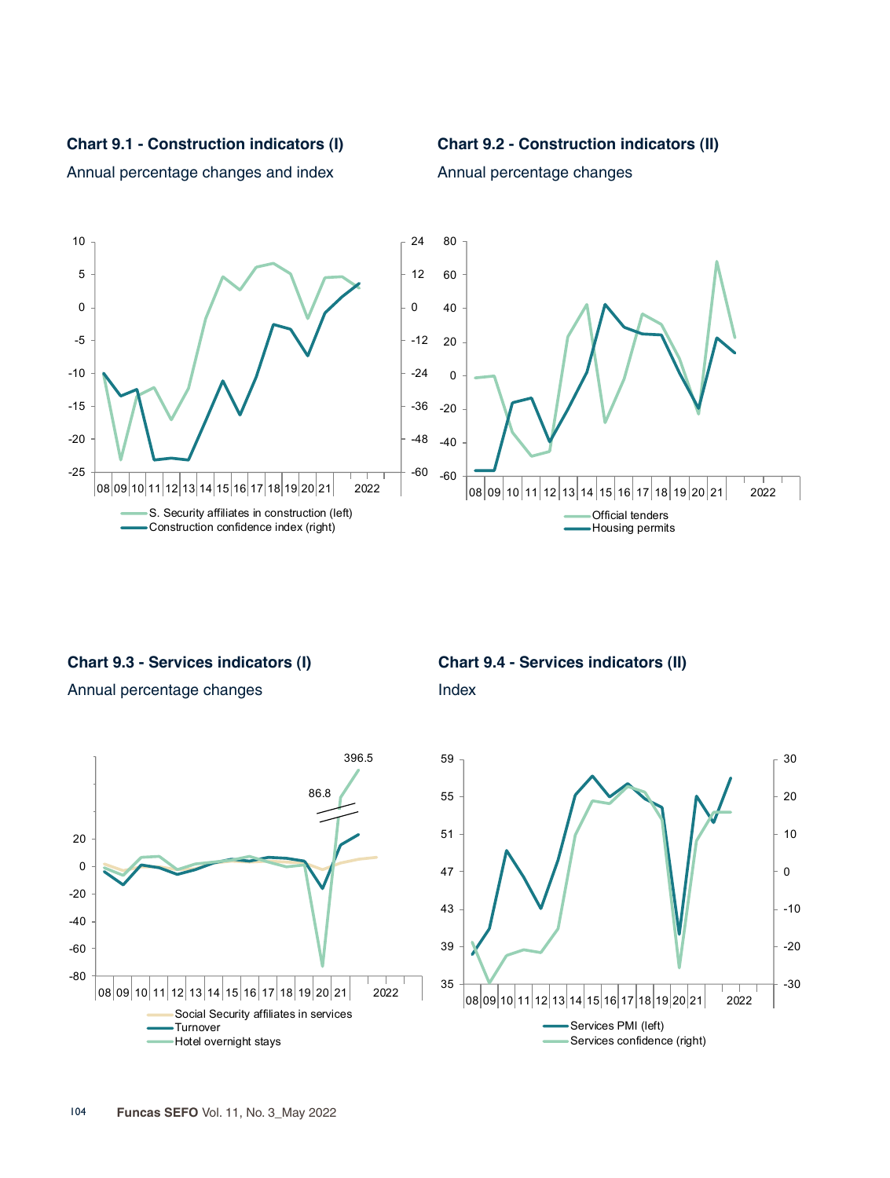### Chart 9.1 - Construction indicators (I)

Annual percentage changes and index

S. Security affiliates in construction (left)
Construction confidence index (right)

### Chart 9.2 - Construction indicators (II)

Annual percentage changes

Official tenders
Housing permits

### Chart 9.3 - Services indicators (I)

Annual percentage changes

Social Security affiliates in services
Turnover
Hotel overnight stays

### Chart 9.4 - Services indicators (II)

Index

Services PMI (left)
Services confidence (right)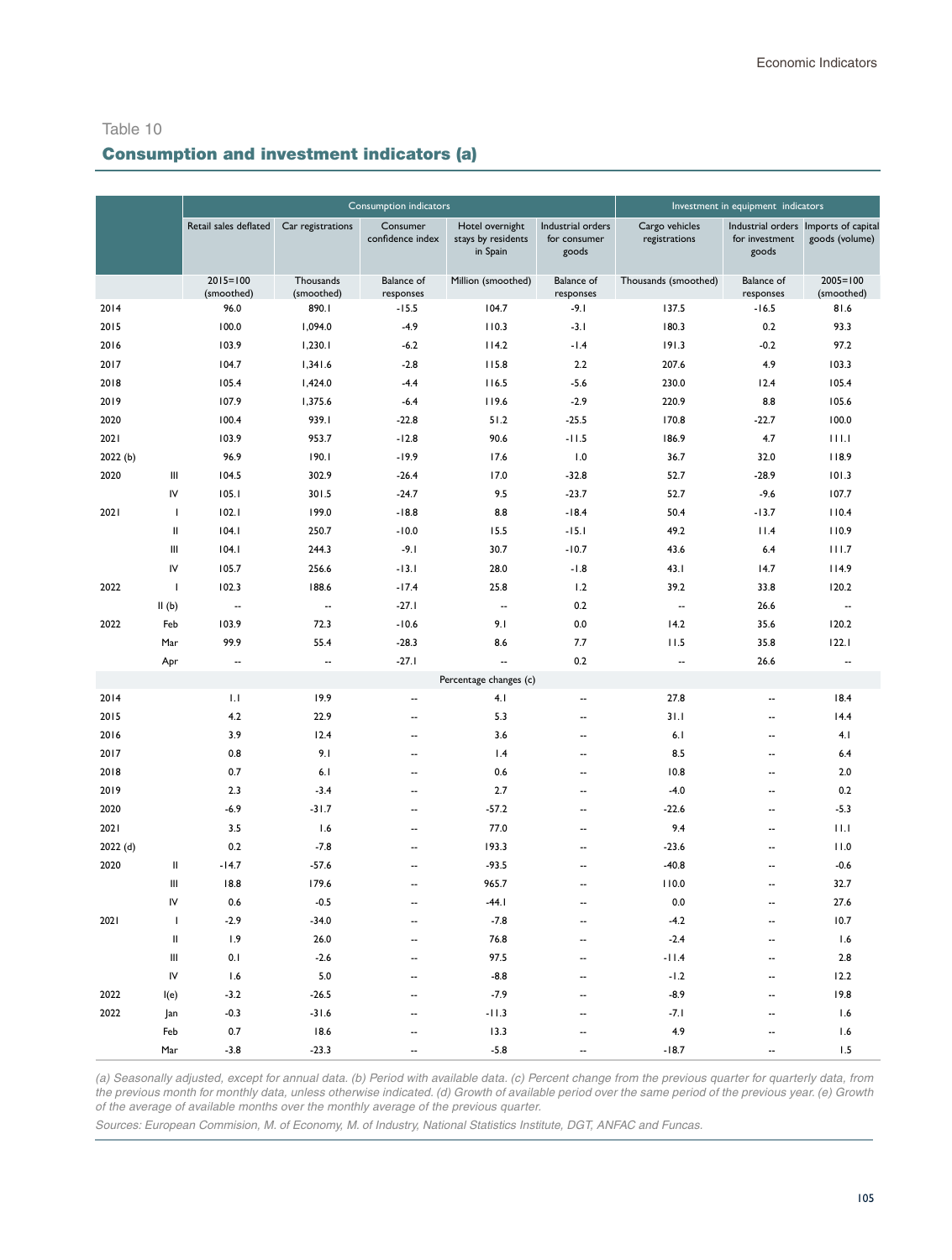Table 10

## Consumption and investment indicators (a)

| | | Consumption indicators | | | | | Investment in equipment indicators | | |
|---|---|---|---|---|---|---|---|---|---|
| | | Retail sales deflated | Car registrations | Consumer confidence index | Hotel overnight stays by residents in Spain | Industrial orders for consumer goods | Cargo vehicles registrations | Industrial orders for investment goods | Imports of capital goods (volume) |
| | | 2015=100 (smoothed) | Thousands (smoothed) | Balance of responses | Million (smoothed) | Balance of responses | Thousands (smoothed) | Balance of responses | 2005=100 (smoothed) |
| 2014 | | 96.0 | 890.1 | -15.5 | 104.7 | -9.1 | 137.5 | -16.5 | 81.6 |
| 2015 | | 100.0 | 1,094.0 | -4.9 | 110.3 | -3.1 | 180.3 | 0.2 | 93.3 |
| 2016 | | 103.9 | 1,230.1 | -6.2 | 114.2 | -1.4 | 191.3 | -0.2 | 97.2 |
| 2017 | | 104.7 | 1,341.6 | -2.8 | 115.8 | 2.2 | 207.6 | 4.9 | 103.3 |
| 2018 | | 105.4 | 1,424.0 | -4.4 | 116.5 | -5.6 | 230.0 | 12.4 | 105.4 |
| 2019 | | 107.9 | 1,375.6 | -6.4 | 119.6 | -2.9 | 220.9 | 8.8 | 105.6 |
| 2020 | | 100.4 | 939.1 | -22.8 | 51.2 | -25.5 | 170.8 | -22.7 | 100.0 |
| 2021 | | 103.9 | 953.7 | -12.8 | 90.6 | -11.5 | 186.9 | 4.7 | 111.1 |
| 2022 (b) | | 96.9 | 190.1 | -19.9 | 17.6 | 1.0 | 36.7 | 32.0 | 118.9 |
| 2020 | III | 104.5 | 302.9 | -26.4 | 17.0 | -32.8 | 52.7 | -28.9 | 101.3 |
| | IV | 105.1 | 301.5 | -24.7 | 9.5 | -23.7 | 52.7 | -9.6 | 107.7 |
| 2021 | I | 102.1 | 199.0 | -18.8 | 8.8 | -18.4 | 50.4 | -13.7 | 110.4 |
| | II | 104.1 | 250.7 | -10.0 | 15.5 | -15.1 | 49.2 | 11.4 | 110.9 |
| | III | 104.1 | 244.3 | -9.1 | 30.7 | -10.7 | 43.6 | 6.4 | 111.7 |
| | IV | 105.7 | 256.6 | -13.1 | 28.0 | -1.8 | 43.1 | 14.7 | 114.9 |
| 2022 | I | 102.3 | 188.6 | -17.4 | 25.8 | 1.2 | 39.2 | 33.8 | 120.2 |
| | II (b) | -- | -- | -27.1 | -- | 0.2 | -- | 26.6 | -- |
| 2022 | Feb | 103.9 | 72.3 | -10.6 | 9.1 | 0.0 | 14.2 | 35.6 | 120.2 |
| | Mar | 99.9 | 55.4 | -28.3 | 8.6 | 7.7 | 11.5 | 35.8 | 122.1 |
| | Apr | -- | -- | -27.1 | -- | 0.2 | -- | 26.6 | -- |
| | | Percentage changes (c) | | | | | | | |
| 2014 | | 1.1 | 19.9 | -- | 4.1 | -- | 27.8 | -- | 18.4 |
| 2015 | | 4.2 | 22.9 | -- | 5.3 | -- | 31.1 | -- | 14.4 |
| 2016 | | 3.9 | 12.4 | -- | 3.6 | -- | 6.1 | -- | 4.1 |
| 2017 | | 0.8 | 9.1 | -- | 1.4 | -- | 8.5 | -- | 6.4 |
| 2018 | | 0.7 | 6.1 | -- | 0.6 | -- | 10.8 | -- | 2.0 |
| 2019 | | 2.3 | -3.4 | -- | 2.7 | -- | -4.0 | -- | 0.2 |
| 2020 | | -6.9 | -31.7 | -- | -57.2 | -- | -22.6 | -- | -5.3 |
| 2021 | | 3.5 | 1.6 | -- | 77.0 | -- | 9.4 | -- | 11.1 |
| 2022 (d) | | 0.2 | -7.8 | -- | 193.3 | -- | -23.6 | -- | 11.0 |
| 2020 | II | -14.7 | -57.6 | -- | -93.5 | -- | -40.8 | -- | -0.6 |
| | III | 18.8 | 179.6 | -- | 965.7 | -- | 110.0 | -- | 32.7 |
| | IV | 0.6 | -0.5 | -- | -44.1 | -- | 0.0 | -- | 27.6 |
| 2021 | I | -2.9 | -34.0 | -- | -7.8 | -- | -4.2 | -- | 10.7 |
| | II | 1.9 | 26.0 | -- | 76.8 | -- | -2.4 | -- | 1.6 |
| | III | 0.1 | -2.6 | -- | 97.5 | -- | -11.4 | -- | 2.8 |
| | IV | 1.6 | 5.0 | -- | -8.8 | -- | -1.2 | -- | 12.2 |
| 2022 | I(e) | -3.2 | -26.5 | -- | -7.9 | -- | -8.9 | -- | 19.8 |
| 2022 | Jan | -0.3 | -31.6 | -- | -11.3 | -- | -7.1 | -- | 1.6 |
| | Feb | 0.7 | 18.6 | -- | 13.3 | -- | 4.9 | -- | 1.6 |
| | Mar | -3.8 | -23.3 | -- | -5.8 | -- | -18.7 | -- | 1.5 |

*(a) Seasonally adjusted, except for annual data. (b) Period with available data. (c) Percent change from the previous quarter for quarterly data, from the previous month for monthly data, unless otherwise indicated. (d) Growth of available period over the same period of the previous year. (e) Growth of the average of available months over the monthly average of the previous quarter.*

*Sources: European Commision, M. of Economy, M. of Industry, National Statistics Institute, DGT, ANFAC and Funcas.*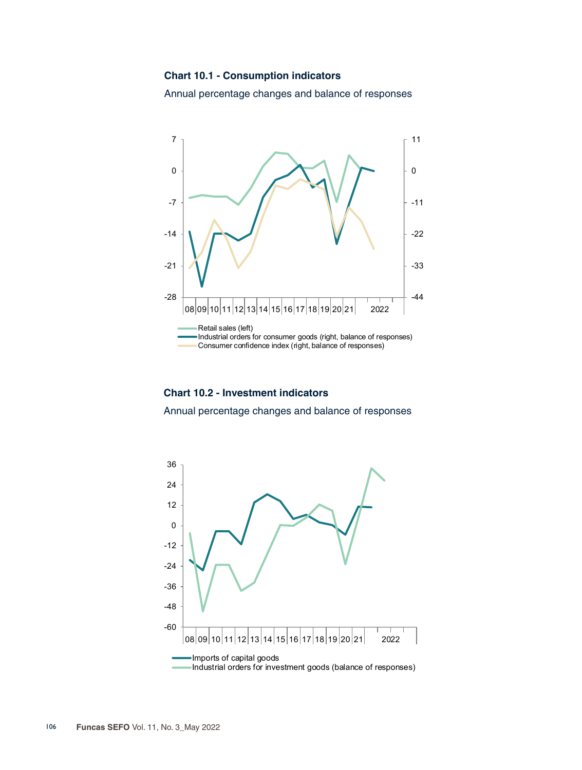### Chart 10.1 - Consumption indicators

Annual percentage changes and balance of responses

Left axis: 7, 0, -7, -14, -21, -28

Right axis: 11, 0, -11, -22, -33, -44

X axis: 08, 09, 10, 11, 12, 13, 14, 15, 16, 17, 18, 19, 20, 21, 2022

- Retail sales (left)
- Industrial orders for consumer goods (right, balance of responses)
- Consumer confidence index (right, balance of responses)

### Chart 10.2 - Investment indicators

Annual percentage changes and balance of responses

Y axis: 36, 24, 12, 0, -12, -24, -36, -48, -60

X axis: 08, 09, 10, 11, 12, 13, 14, 15, 16, 17, 18, 19, 20, 21, 2022

- Imports of capital goods
- Industrial orders for investment goods (balance of responses)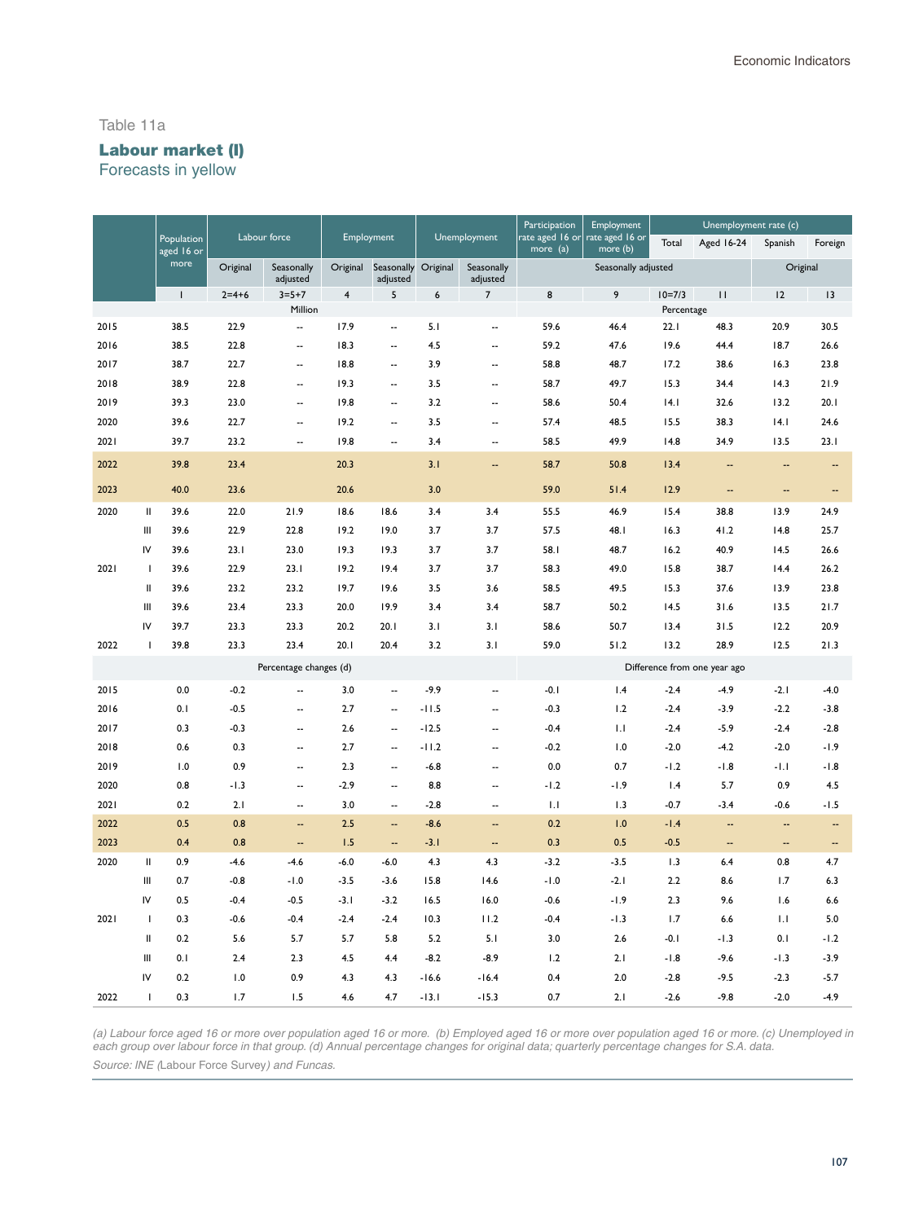Table 11a

## Labour market (I)

Forecasts in yellow

| | | Population aged 16 or more | Labour force | | Employment | | Unemployment | | Participation rate aged 16 or more (a) | Employment rate aged 16 or more (b) | Unemployment rate (c) | | | |
|---|---|---|---|---|---|---|---|---|---|---|---|---|---|---|
| | | | | | | | | | | | Total | Aged 16-24 | Spanish | Foreign |
| | | | Original | Seasonally adjusted | Original | Seasonally adjusted | Original | Seasonally adjusted | Seasonally adjusted | | | | Original | |
| | | 1 | 2=4+6 | 3=5+7 | 4 | 5 | 6 | 7 | 8 | 9 | 10=7/3 | 11 | 12 | 13 |
| | | Million | | | | | | | Percentage | | | | | |
| 2015 | | 38.5 | 22.9 | -- | 17.9 | -- | 5.1 | -- | 59.6 | 46.4 | 22.1 | 48.3 | 20.9 | 30.5 |
| 2016 | | 38.5 | 22.8 | -- | 18.3 | -- | 4.5 | -- | 59.2 | 47.6 | 19.6 | 44.4 | 18.7 | 26.6 |
| 2017 | | 38.7 | 22.7 | -- | 18.8 | -- | 3.9 | -- | 58.8 | 48.7 | 17.2 | 38.6 | 16.3 | 23.8 |
| 2018 | | 38.9 | 22.8 | -- | 19.3 | -- | 3.5 | -- | 58.7 | 49.7 | 15.3 | 34.4 | 14.3 | 21.9 |
| 2019 | | 39.3 | 23.0 | -- | 19.8 | -- | 3.2 | -- | 58.6 | 50.4 | 14.1 | 32.6 | 13.2 | 20.1 |
| 2020 | | 39.6 | 22.7 | -- | 19.2 | -- | 3.5 | -- | 57.4 | 48.5 | 15.5 | 38.3 | 14.1 | 24.6 |
| 2021 | | 39.7 | 23.2 | -- | 19.8 | -- | 3.4 | -- | 58.5 | 49.9 | 14.8 | 34.9 | 13.5 | 23.1 |
| 2022 | | 39.8 | 23.4 | | 20.3 | | 3.1 | -- | 58.7 | 50.8 | 13.4 | -- | -- | -- |
| 2023 | | 40.0 | 23.6 | | 20.6 | | 3.0 | | 59.0 | 51.4 | 12.9 | -- | -- | -- |
| 2020 | II | 39.6 | 22.0 | 21.9 | 18.6 | 18.6 | 3.4 | 3.4 | 55.5 | 46.9 | 15.4 | 38.8 | 13.9 | 24.9 |
| | III | 39.6 | 22.9 | 22.8 | 19.2 | 19.0 | 3.7 | 3.7 | 57.5 | 48.1 | 16.3 | 41.2 | 14.8 | 25.7 |
| | IV | 39.6 | 23.1 | 23.0 | 19.3 | 19.3 | 3.7 | 3.7 | 58.1 | 48.7 | 16.2 | 40.9 | 14.5 | 26.6 |
| 2021 | I | 39.6 | 22.9 | 23.1 | 19.2 | 19.4 | 3.7 | 3.7 | 58.3 | 49.0 | 15.8 | 38.7 | 14.4 | 26.2 |
| | II | 39.6 | 23.2 | 23.2 | 19.7 | 19.6 | 3.5 | 3.6 | 58.5 | 49.5 | 15.3 | 37.6 | 13.9 | 23.8 |
| | III | 39.6 | 23.4 | 23.3 | 20.0 | 19.9 | 3.4 | 3.4 | 58.7 | 50.2 | 14.5 | 31.6 | 13.5 | 21.7 |
| | IV | 39.7 | 23.3 | 23.3 | 20.2 | 20.1 | 3.1 | 3.1 | 58.6 | 50.7 | 13.4 | 31.5 | 12.2 | 20.9 |
| 2022 | I | 39.8 | 23.3 | 23.4 | 20.1 | 20.4 | 3.2 | 3.1 | 59.0 | 51.2 | 13.2 | 28.9 | 12.5 | 21.3 |
| | | Percentage changes (d) | | | | | | | Difference from one year ago | | | | | |
| 2015 | | 0.0 | -0.2 | -- | 3.0 | -- | -9.9 | -- | -0.1 | 1.4 | -2.4 | -4.9 | -2.1 | -4.0 |
| 2016 | | 0.1 | -0.5 | -- | 2.7 | -- | -11.5 | -- | -0.3 | 1.2 | -2.4 | -3.9 | -2.2 | -3.8 |
| 2017 | | 0.3 | -0.3 | -- | 2.6 | -- | -12.5 | -- | -0.4 | 1.1 | -2.4 | -5.9 | -2.4 | -2.8 |
| 2018 | | 0.6 | 0.3 | -- | 2.7 | -- | -11.2 | -- | -0.2 | 1.0 | -2.0 | -4.2 | -2.0 | -1.9 |
| 2019 | | 1.0 | 0.9 | -- | 2.3 | -- | -6.8 | -- | 0.0 | 0.7 | -1.2 | -1.8 | -1.1 | -1.8 |
| 2020 | | 0.8 | -1.3 | -- | -2.9 | -- | 8.8 | -- | -1.2 | -1.9 | 1.4 | 5.7 | 0.9 | 4.5 |
| 2021 | | 0.2 | 2.1 | -- | 3.0 | -- | -2.8 | -- | 1.1 | 1.3 | -0.7 | -3.4 | -0.6 | -1.5 |
| 2022 | | 0.5 | 0.8 | -- | 2.5 | -- | -8.6 | -- | 0.2 | 1.0 | -1.4 | -- | -- | -- |
| 2023 | | 0.4 | 0.8 | -- | 1.5 | -- | -3.1 | -- | 0.3 | 0.5 | -0.5 | -- | -- | -- |
| 2020 | II | 0.9 | -4.6 | -4.6 | -6.0 | -6.0 | 4.3 | 4.3 | -3.2 | -3.5 | 1.3 | 6.4 | 0.8 | 4.7 |
| | III | 0.7 | -0.8 | -1.0 | -3.5 | -3.6 | 15.8 | 14.6 | -1.0 | -2.1 | 2.2 | 8.6 | 1.7 | 6.3 |
| | IV | 0.5 | -0.4 | -0.5 | -3.1 | -3.2 | 16.5 | 16.0 | -0.6 | -1.9 | 2.3 | 9.6 | 1.6 | 6.6 |
| 2021 | I | 0.3 | -0.6 | -0.4 | -2.4 | -2.4 | 10.3 | 11.2 | -0.4 | -1.3 | 1.7 | 6.6 | 1.1 | 5.0 |
| | II | 0.2 | 5.6 | 5.7 | 5.7 | 5.8 | 5.2 | 5.1 | 3.0 | 2.6 | -0.1 | -1.3 | 0.1 | -1.2 |
| | III | 0.1 | 2.4 | 2.3 | 4.5 | 4.4 | -8.2 | -8.9 | 1.2 | 2.1 | -1.8 | -9.6 | -1.3 | -3.9 |
| | IV | 0.2 | 1.0 | 0.9 | 4.3 | 4.3 | -16.6 | -16.4 | 0.4 | 2.0 | -2.8 | -9.5 | -2.3 | -5.7 |
| 2022 | I | 0.3 | 1.7 | 1.5 | 4.6 | 4.7 | -13.1 | -15.3 | 0.7 | 2.1 | -2.6 | -9.8 | -2.0 | -4.9 |

*(a) Labour force aged 16 or more over population aged 16 or more. (b) Employed aged 16 or more over population aged 16 or more. (c) Unemployed in each group over labour force in that group. (d) Annual percentage changes for original data; quarterly percentage changes for S.A. data.*

*Source: INE (Labour Force Survey) and Funcas.*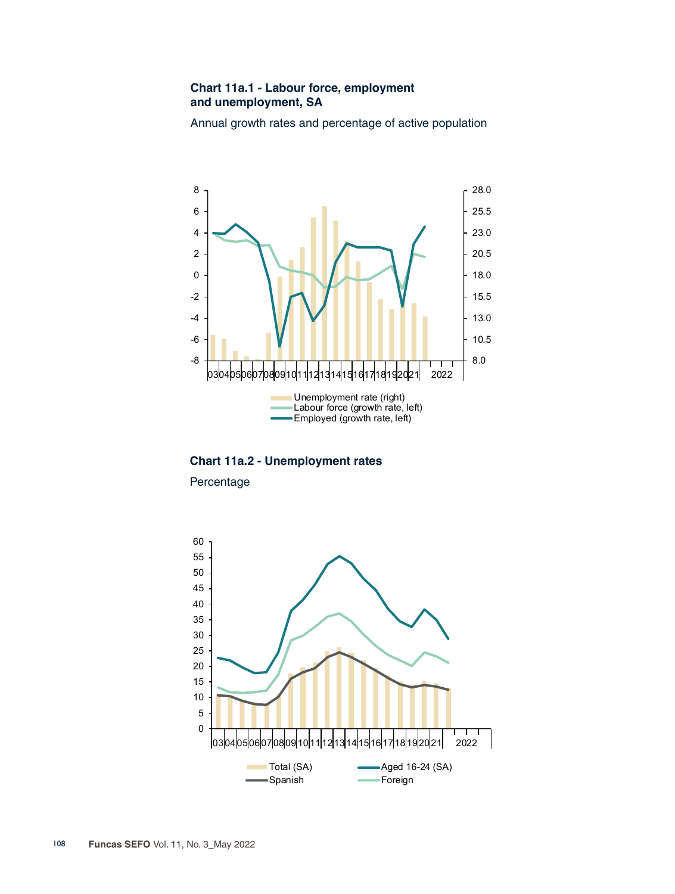### Chart 11a.1 - Labour force, employment and unemployment, SA

Annual growth rates and percentage of active population

### Chart 11a.2 - Unemployment rates

Percentage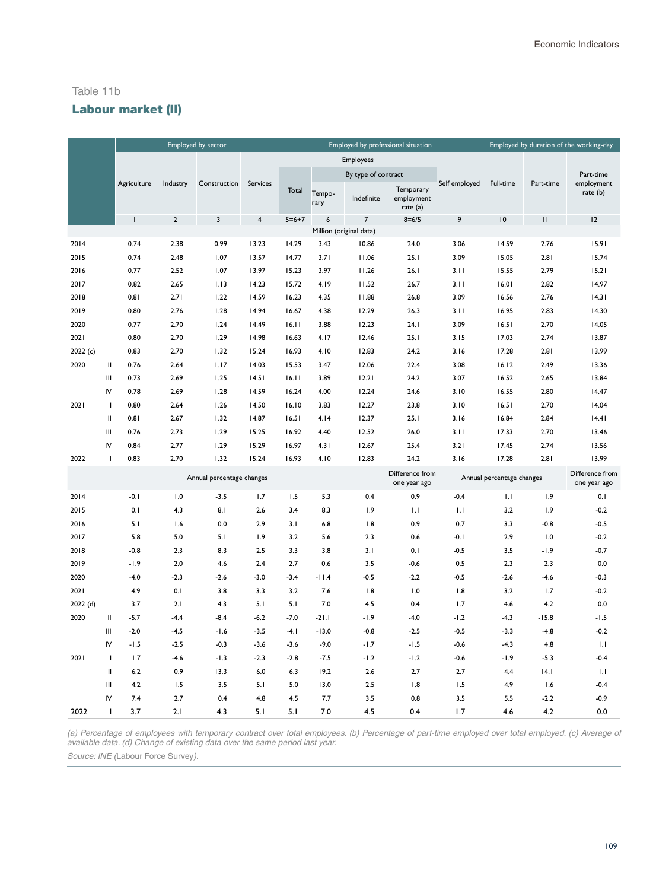Table 11b

## Labour market (II)

| | | Employed by sector | | | | Employed by professional situation | | | | | Employed by duration of the working-day | | |
|---|---|---|---|---|---|---|---|---|---|---|---|---|---|
| | | | | | | Employees | | | | | | | |
| | | | | | | | By type of contract | | | | | | |
| | | Agriculture | Industry | Construction | Services | Total | Temporary | Indefinite | Temporary employment rate (a) | Self employed | Full-time | Part-time | Part-time employment rate (b) |
| | | 1 | 2 | 3 | 4 | 5=6+7 | 6 | 7 | 8=6/5 | 9 | 10 | 11 | 12 |
| | | Million (original data) | | | | | | | | | | | |
| 2014 | | 0.74 | 2.38 | 0.99 | 13.23 | 14.29 | 3.43 | 10.86 | 24.0 | 3.06 | 14.59 | 2.76 | 15.91 |
| 2015 | | 0.74 | 2.48 | 1.07 | 13.57 | 14.77 | 3.71 | 11.06 | 25.1 | 3.09 | 15.05 | 2.81 | 15.74 |
| 2016 | | 0.77 | 2.52 | 1.07 | 13.97 | 15.23 | 3.97 | 11.26 | 26.1 | 3.11 | 15.55 | 2.79 | 15.21 |
| 2017 | | 0.82 | 2.65 | 1.13 | 14.23 | 15.72 | 4.19 | 11.52 | 26.7 | 3.11 | 16.01 | 2.82 | 14.97 |
| 2018 | | 0.81 | 2.71 | 1.22 | 14.59 | 16.23 | 4.35 | 11.88 | 26.8 | 3.09 | 16.56 | 2.76 | 14.31 |
| 2019 | | 0.80 | 2.76 | 1.28 | 14.94 | 16.67 | 4.38 | 12.29 | 26.3 | 3.11 | 16.95 | 2.83 | 14.30 |
| 2020 | | 0.77 | 2.70 | 1.24 | 14.49 | 16.11 | 3.88 | 12.23 | 24.1 | 3.09 | 16.51 | 2.70 | 14.05 |
| 2021 | | 0.80 | 2.70 | 1.29 | 14.98 | 16.63 | 4.17 | 12.46 | 25.1 | 3.15 | 17.03 | 2.74 | 13.87 |
| 2022 (c) | | 0.83 | 2.70 | 1.32 | 15.24 | 16.93 | 4.10 | 12.83 | 24.2 | 3.16 | 17.28 | 2.81 | 13.99 |
| 2020 | II | 0.76 | 2.64 | 1.17 | 14.03 | 15.53 | 3.47 | 12.06 | 22.4 | 3.08 | 16.12 | 2.49 | 13.36 |
| | III | 0.73 | 2.69 | 1.25 | 14.51 | 16.11 | 3.89 | 12.21 | 24.2 | 3.07 | 16.52 | 2.65 | 13.84 |
| | IV | 0.78 | 2.69 | 1.28 | 14.59 | 16.24 | 4.00 | 12.24 | 24.6 | 3.10 | 16.55 | 2.80 | 14.47 |
| 2021 | I | 0.80 | 2.64 | 1.26 | 14.50 | 16.10 | 3.83 | 12.27 | 23.8 | 3.10 | 16.51 | 2.70 | 14.04 |
| | II | 0.81 | 2.67 | 1.32 | 14.87 | 16.51 | 4.14 | 12.37 | 25.1 | 3.16 | 16.84 | 2.84 | 14.41 |
| | III | 0.76 | 2.73 | 1.29 | 15.25 | 16.92 | 4.40 | 12.52 | 26.0 | 3.11 | 17.33 | 2.70 | 13.46 |
| | IV | 0.84 | 2.77 | 1.29 | 15.29 | 16.97 | 4.31 | 12.67 | 25.4 | 3.21 | 17.45 | 2.74 | 13.56 |
| 2022 | I | 0.83 | 2.70 | 1.32 | 15.24 | 16.93 | 4.10 | 12.83 | 24.2 | 3.16 | 17.28 | 2.81 | 13.99 |
| | | Annual percentage changes | | | | | | | Difference from one year ago | Annual percentage changes | | | Difference from one year ago |
| 2014 | | -0.1 | 1.0 | -3.5 | 1.7 | 1.5 | 5.3 | 0.4 | 0.9 | -0.4 | 1.1 | 1.9 | 0.1 |
| 2015 | | 0.1 | 4.3 | 8.1 | 2.6 | 3.4 | 8.3 | 1.9 | 1.1 | 1.1 | 3.2 | 1.9 | -0.2 |
| 2016 | | 5.1 | 1.6 | 0.0 | 2.9 | 3.1 | 6.8 | 1.8 | 0.9 | 0.7 | 3.3 | -0.8 | -0.5 |
| 2017 | | 5.8 | 5.0 | 5.1 | 1.9 | 3.2 | 5.6 | 2.3 | 0.6 | -0.1 | 2.9 | 1.0 | -0.2 |
| 2018 | | -0.8 | 2.3 | 8.3 | 2.5 | 3.3 | 3.8 | 3.1 | 0.1 | -0.5 | 3.5 | -1.9 | -0.7 |
| 2019 | | -1.9 | 2.0 | 4.6 | 2.4 | 2.7 | 0.6 | 3.5 | -0.6 | 0.5 | 2.3 | 2.3 | 0.0 |
| 2020 | | -4.0 | -2.3 | -2.6 | -3.0 | -3.4 | -11.4 | -0.5 | -2.2 | -0.5 | -2.6 | -4.6 | -0.3 |
| 2021 | | 4.9 | 0.1 | 3.8 | 3.3 | 3.2 | 7.6 | 1.8 | 1.0 | 1.8 | 3.2 | 1.7 | -0.2 |
| 2022 (d) | | 3.7 | 2.1 | 4.3 | 5.1 | 5.1 | 7.0 | 4.5 | 0.4 | 1.7 | 4.6 | 4.2 | 0.0 |
| 2020 | II | -5.7 | -4.4 | -8.4 | -6.2 | -7.0 | -21.1 | -1.9 | -4.0 | -1.2 | -4.3 | -15.8 | -1.5 |
| | III | -2.0 | -4.5 | -1.6 | -3.5 | -4.1 | -13.0 | -0.8 | -2.5 | -0.5 | -3.3 | -4.8 | -0.2 |
| | IV | -1.5 | -2.5 | -0.3 | -3.6 | -3.6 | -9.0 | -1.7 | -1.5 | -0.6 | -4.3 | 4.8 | 1.1 |
| 2021 | I | 1.7 | -4.6 | -1.3 | -2.3 | -2.8 | -7.5 | -1.2 | -1.2 | -0.6 | -1.9 | -5.3 | -0.4 |
| | II | 6.2 | 0.9 | 13.3 | 6.0 | 6.3 | 19.2 | 2.6 | 2.7 | 2.7 | 4.4 | 14.1 | 1.1 |
| | III | 4.2 | 1.5 | 3.5 | 5.1 | 5.0 | 13.0 | 2.5 | 1.8 | 1.5 | 4.9 | 1.6 | -0.4 |
| | IV | 7.4 | 2.7 | 0.4 | 4.8 | 4.5 | 7.7 | 3.5 | 0.8 | 3.5 | 5.5 | -2.2 | -0.9 |
| 2022 | I | 3.7 | 2.1 | 4.3 | 5.1 | 5.1 | 7.0 | 4.5 | 0.4 | 1.7 | 4.6 | 4.2 | 0.0 |

*(a) Percentage of employees with temporary contract over total employees. (b) Percentage of part-time employed over total employed. (c) Average of available data. (d) Change of existing data over the same period last year.*

*Source: INE (Labour Force Survey).*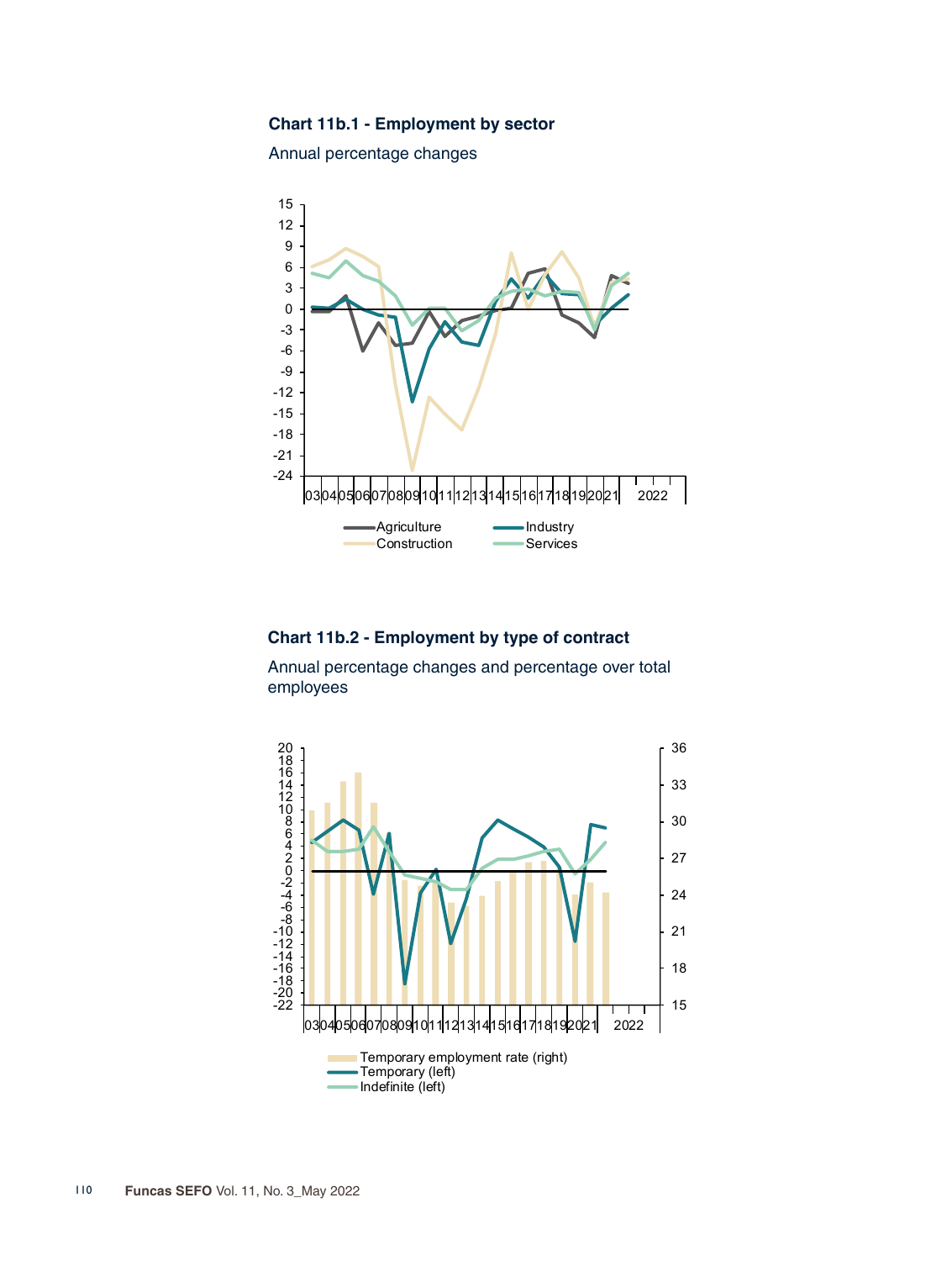### Chart 11b.1 - Employment by sector

Annual percentage changes

### Chart 11b.2 - Employment by type of contract

Annual percentage changes and percentage over total employees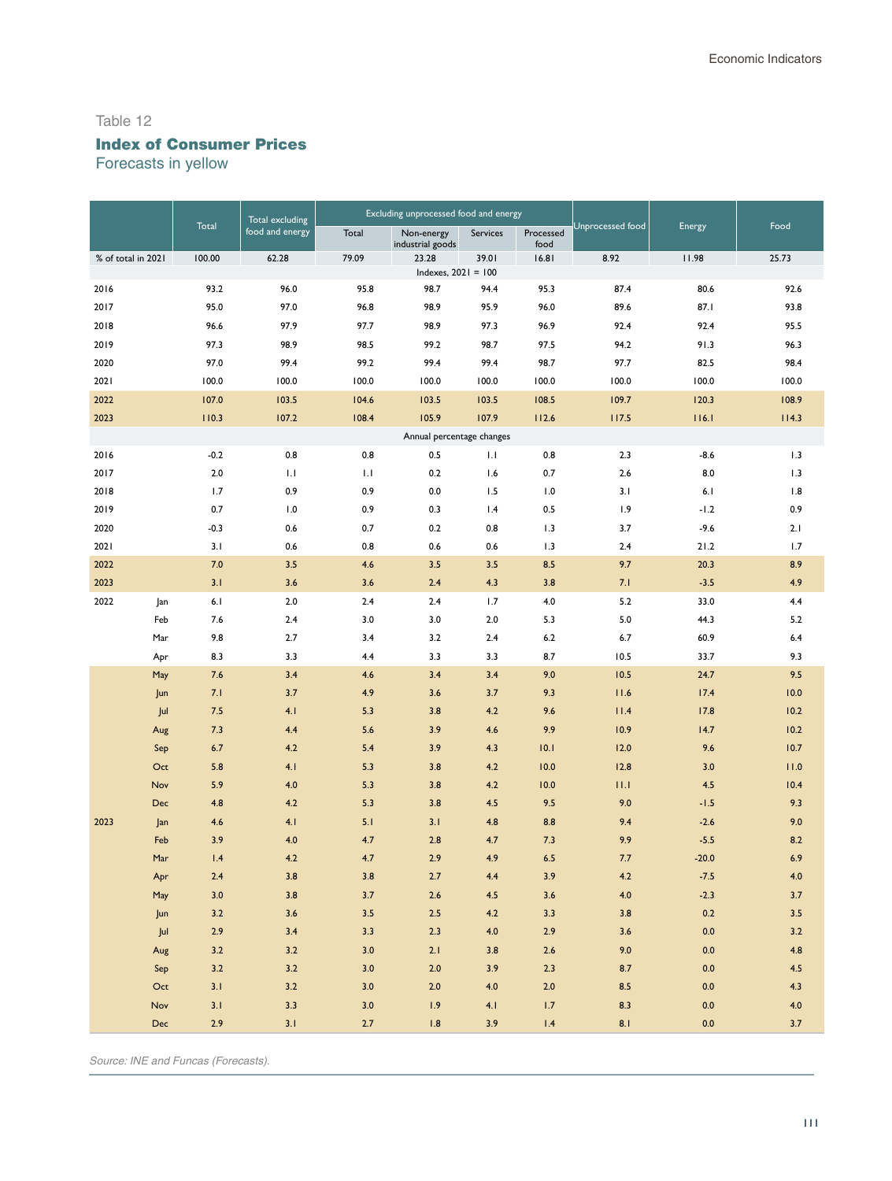Table 12

## Index of Consumer Prices

Forecasts in yellow

| | | Total | Total excluding food and energy | Excluding unprocessed food and energy | | | | Unprocessed food | Energy | Food |
|---|---|---|---|---|---|---|---|---|---|---|
| | | | | Total | Non-energy industrial goods | Services | Processed food | | | |
| % of total in 2021 | | 100.00 | 62.28 | 79.09 | 23.28 | 39.01 | 16.81 | 8.92 | 11.98 | 25.73 |
| Indexes, 2021 = 100 | | | | | | | | | | |
| 2016 | | 93.2 | 96.0 | 95.8 | 98.7 | 94.4 | 95.3 | 87.4 | 80.6 | 92.6 |
| 2017 | | 95.0 | 97.0 | 96.8 | 98.9 | 95.9 | 96.0 | 89.6 | 87.1 | 93.8 |
| 2018 | | 96.6 | 97.9 | 97.7 | 98.9 | 97.3 | 96.9 | 92.4 | 92.4 | 95.5 |
| 2019 | | 97.3 | 98.9 | 98.5 | 99.2 | 98.7 | 97.5 | 94.2 | 91.3 | 96.3 |
| 2020 | | 97.0 | 99.4 | 99.2 | 99.4 | 99.4 | 98.7 | 97.7 | 82.5 | 98.4 |
| 2021 | | 100.0 | 100.0 | 100.0 | 100.0 | 100.0 | 100.0 | 100.0 | 100.0 | 100.0 |
| 2022 | | 107.0 | 103.5 | 104.6 | 103.5 | 103.5 | 108.5 | 109.7 | 120.3 | 108.9 |
| 2023 | | 110.3 | 107.2 | 108.4 | 105.9 | 107.9 | 112.6 | 117.5 | 116.1 | 114.3 |
| Annual percentage changes | | | | | | | | | | |
| 2016 | | -0.2 | 0.8 | 0.8 | 0.5 | 1.1 | 0.8 | 2.3 | -8.6 | 1.3 |
| 2017 | | 2.0 | 1.1 | 1.1 | 0.2 | 1.6 | 0.7 | 2.6 | 8.0 | 1.3 |
| 2018 | | 1.7 | 0.9 | 0.9 | 0.0 | 1.5 | 1.0 | 3.1 | 6.1 | 1.8 |
| 2019 | | 0.7 | 1.0 | 0.9 | 0.3 | 1.4 | 0.5 | 1.9 | -1.2 | 0.9 |
| 2020 | | -0.3 | 0.6 | 0.7 | 0.2 | 0.8 | 1.3 | 3.7 | -9.6 | 2.1 |
| 2021 | | 3.1 | 0.6 | 0.8 | 0.6 | 0.6 | 1.3 | 2.4 | 21.2 | 1.7 |
| 2022 | | 7.0 | 3.5 | 4.6 | 3.5 | 3.5 | 8.5 | 9.7 | 20.3 | 8.9 |
| 2023 | | 3.1 | 3.6 | 3.6 | 2.4 | 4.3 | 3.8 | 7.1 | -3.5 | 4.9 |
| 2022 | Jan | 6.1 | 2.0 | 2.4 | 2.4 | 1.7 | 4.0 | 5.2 | 33.0 | 4.4 |
| | Feb | 7.6 | 2.4 | 3.0 | 3.0 | 2.0 | 5.3 | 5.0 | 44.3 | 5.2 |
| | Mar | 9.8 | 2.7 | 3.4 | 3.2 | 2.4 | 6.2 | 6.7 | 60.9 | 6.4 |
| | Apr | 8.3 | 3.3 | 4.4 | 3.3 | 3.3 | 8.7 | 10.5 | 33.7 | 9.3 |
| | May | 7.6 | 3.4 | 4.6 | 3.4 | 3.4 | 9.0 | 10.5 | 24.7 | 9.5 |
| | Jun | 7.1 | 3.7 | 4.9 | 3.6 | 3.7 | 9.3 | 11.6 | 17.4 | 10.0 |
| | Jul | 7.5 | 4.1 | 5.3 | 3.8 | 4.2 | 9.6 | 11.4 | 17.8 | 10.2 |
| | Aug | 7.3 | 4.4 | 5.6 | 3.9 | 4.6 | 9.9 | 10.9 | 14.7 | 10.2 |
| | Sep | 6.7 | 4.2 | 5.4 | 3.9 | 4.3 | 10.1 | 12.0 | 9.6 | 10.7 |
| | Oct | 5.8 | 4.1 | 5.3 | 3.8 | 4.2 | 10.0 | 12.8 | 3.0 | 11.0 |
| | Nov | 5.9 | 4.0 | 5.3 | 3.8 | 4.2 | 10.0 | 11.1 | 4.5 | 10.4 |
| | Dec | 4.8 | 4.2 | 5.3 | 3.8 | 4.5 | 9.5 | 9.0 | -1.5 | 9.3 |
| 2023 | Jan | 4.6 | 4.1 | 5.1 | 3.1 | 4.8 | 8.8 | 9.4 | -2.6 | 9.0 |
| | Feb | 3.9 | 4.0 | 4.7 | 2.8 | 4.7 | 7.3 | 9.9 | -5.5 | 8.2 |
| | Mar | 1.4 | 4.2 | 4.7 | 2.9 | 4.9 | 6.5 | 7.7 | -20.0 | 6.9 |
| | Apr | 2.4 | 3.8 | 3.8 | 2.7 | 4.4 | 3.9 | 4.2 | -7.5 | 4.0 |
| | May | 3.0 | 3.8 | 3.7 | 2.6 | 4.5 | 3.6 | 4.0 | -2.3 | 3.7 |
| | Jun | 3.2 | 3.6 | 3.5 | 2.5 | 4.2 | 3.3 | 3.8 | 0.2 | 3.5 |
| | Jul | 2.9 | 3.4 | 3.3 | 2.3 | 4.0 | 2.9 | 3.6 | 0.0 | 3.2 |
| | Aug | 3.2 | 3.2 | 3.0 | 2.1 | 3.8 | 2.6 | 9.0 | 0.0 | 4.8 |
| | Sep | 3.2 | 3.2 | 3.0 | 2.0 | 3.9 | 2.3 | 8.7 | 0.0 | 4.5 |
| | Oct | 3.1 | 3.2 | 3.0 | 2.0 | 4.0 | 2.0 | 8.5 | 0.0 | 4.3 |
| | Nov | 3.1 | 3.3 | 3.0 | 1.9 | 4.1 | 1.7 | 8.3 | 0.0 | 4.0 |
| | Dec | 2.9 | 3.1 | 2.7 | 1.8 | 3.9 | 1.4 | 8.1 | 0.0 | 3.7 |

*Source: INE and Funcas (Forecasts).*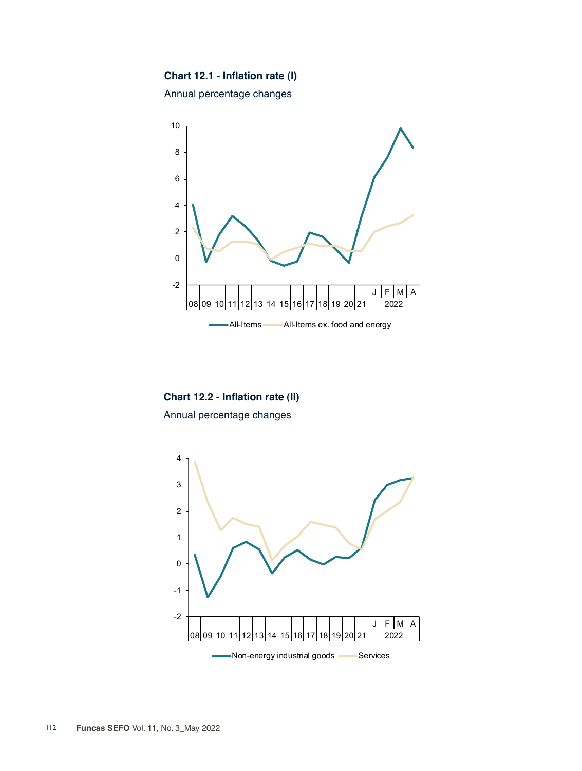**Chart 12.1 - Inflation rate (I)**

Annual percentage changes

**Chart 12.2 - Inflation rate (II)**

Annual percentage changes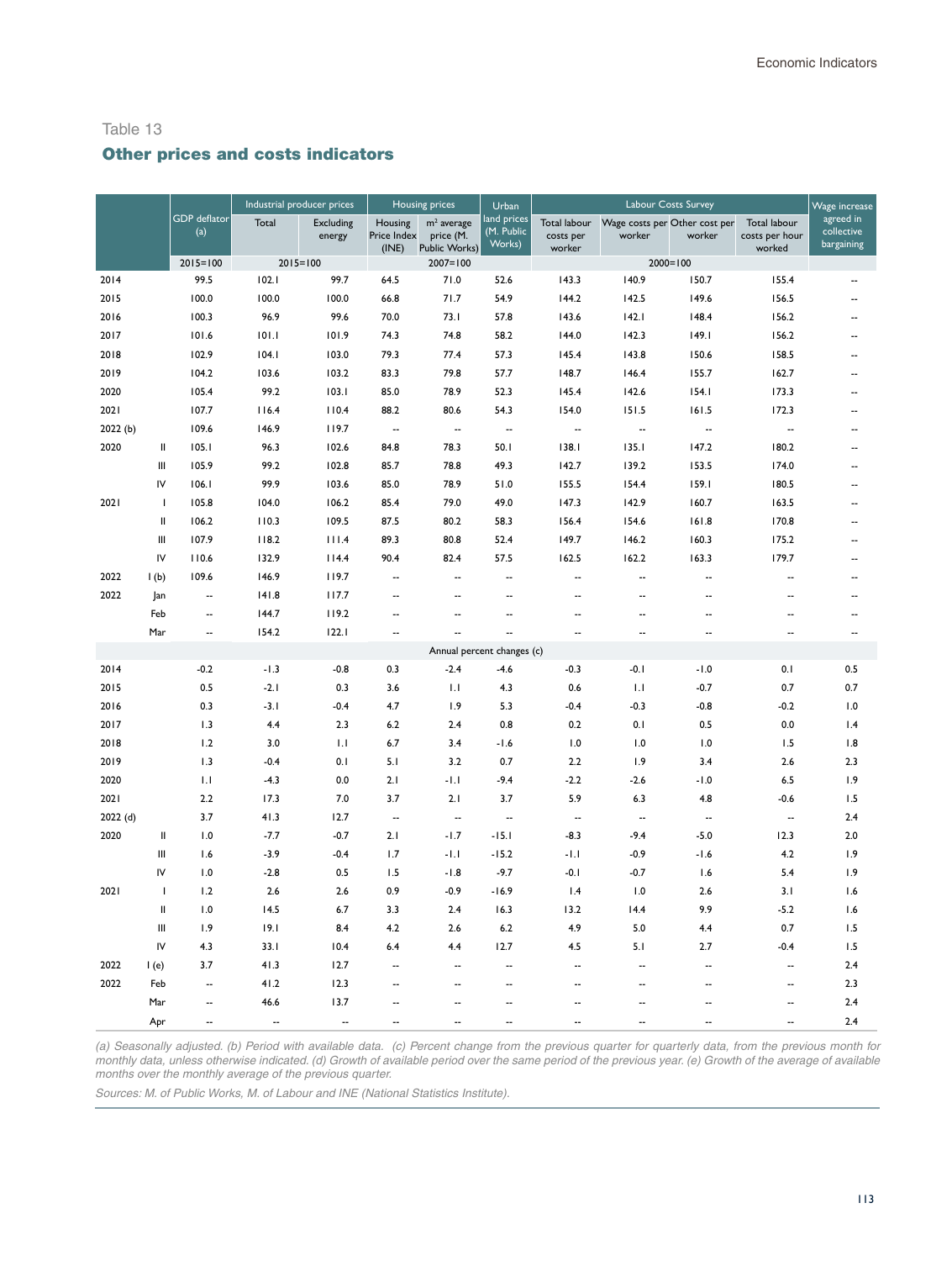Table 13

## Other prices and costs indicators

| | | GDP deflator (a) | Industrial producer prices | | Housing prices | | Urban land prices (M. Public Works) | Labour Costs Survey | | | | Wage increase agreed in collective bargaining |
|---|---|---|---|---|---|---|---|---|---|---|---|---|
| | | | Total | Excluding energy | Housing Price Index (INE) | m² average price (M. Public Works) | | Total labour costs per worker | Wage costs per worker | Other cost per worker | Total labour costs per hour worked | |
| | | 2015=100 | 2015=100 | | 2007=100 | | | 2000=100 | | | | |
| 2014 | | 99.5 | 102.1 | 99.7 | 64.5 | 71.0 | 52.6 | 143.3 | 140.9 | 150.7 | 155.4 | -- |
| 2015 | | 100.0 | 100.0 | 100.0 | 66.8 | 71.7 | 54.9 | 144.2 | 142.5 | 149.6 | 156.5 | -- |
| 2016 | | 100.3 | 96.9 | 99.6 | 70.0 | 73.1 | 57.8 | 143.6 | 142.1 | 148.4 | 156.2 | -- |
| 2017 | | 101.6 | 101.1 | 101.9 | 74.3 | 74.8 | 58.2 | 144.0 | 142.3 | 149.1 | 156.2 | -- |
| 2018 | | 102.9 | 104.1 | 103.0 | 79.3 | 77.4 | 57.3 | 145.4 | 143.8 | 150.6 | 158.5 | -- |
| 2019 | | 104.2 | 103.6 | 103.2 | 83.3 | 79.8 | 57.7 | 148.7 | 146.4 | 155.7 | 162.7 | -- |
| 2020 | | 105.4 | 99.2 | 103.1 | 85.0 | 78.9 | 52.3 | 145.4 | 142.6 | 154.1 | 173.3 | -- |
| 2021 | | 107.7 | 116.4 | 110.4 | 88.2 | 80.6 | 54.3 | 154.0 | 151.5 | 161.5 | 172.3 | -- |
| 2022 (b) | | 109.6 | 146.9 | 119.7 | -- | -- | -- | -- | -- | -- | -- | -- |
| 2020 | II | 105.1 | 96.3 | 102.6 | 84.8 | 78.3 | 50.1 | 138.1 | 135.1 | 147.2 | 180.2 | -- |
| | III | 105.9 | 99.2 | 102.8 | 85.7 | 78.8 | 49.3 | 142.7 | 139.2 | 153.5 | 174.0 | -- |
| | IV | 106.1 | 99.9 | 103.6 | 85.0 | 78.9 | 51.0 | 155.5 | 154.4 | 159.1 | 180.5 | -- |
| 2021 | I | 105.8 | 104.0 | 106.2 | 85.4 | 79.0 | 49.0 | 147.3 | 142.9 | 160.7 | 163.5 | -- |
| | II | 106.2 | 110.3 | 109.5 | 87.5 | 80.2 | 58.3 | 156.4 | 154.6 | 161.8 | 170.8 | -- |
| | III | 107.9 | 118.2 | 111.4 | 89.3 | 80.8 | 52.4 | 149.7 | 146.2 | 160.3 | 175.2 | -- |
| | IV | 110.6 | 132.9 | 114.4 | 90.4 | 82.4 | 57.5 | 162.5 | 162.2 | 163.3 | 179.7 | -- |
| 2022 | I (b) | 109.6 | 146.9 | 119.7 | -- | -- | -- | -- | -- | -- | -- | -- |
| 2022 | Jan | -- | 141.8 | 117.7 | -- | -- | -- | -- | -- | -- | -- | -- |
| | Feb | -- | 144.7 | 119.2 | -- | -- | -- | -- | -- | -- | -- | -- |
| | Mar | -- | 154.2 | 122.1 | -- | -- | -- | -- | -- | -- | -- | -- |
| | | Annual percent changes (c) | | | | | | | | | | |
| 2014 | | -0.2 | -1.3 | -0.8 | 0.3 | -2.4 | -4.6 | -0.3 | -0.1 | -1.0 | 0.1 | 0.5 |
| 2015 | | 0.5 | -2.1 | 0.3 | 3.6 | 1.1 | 4.3 | 0.6 | 1.1 | -0.7 | 0.7 | 0.7 |
| 2016 | | 0.3 | -3.1 | -0.4 | 4.7 | 1.9 | 5.3 | -0.4 | -0.3 | -0.8 | -0.2 | 1.0 |
| 2017 | | 1.3 | 4.4 | 2.3 | 6.2 | 2.4 | 0.8 | 0.2 | 0.1 | 0.5 | 0.0 | 1.4 |
| 2018 | | 1.2 | 3.0 | 1.1 | 6.7 | 3.4 | -1.6 | 1.0 | 1.0 | 1.0 | 1.5 | 1.8 |
| 2019 | | 1.3 | -0.4 | 0.1 | 5.1 | 3.2 | 0.7 | 2.2 | 1.9 | 3.4 | 2.6 | 2.3 |
| 2020 | | 1.1 | -4.3 | 0.0 | 2.1 | -1.1 | -9.4 | -2.2 | -2.6 | -1.0 | 6.5 | 1.9 |
| 2021 | | 2.2 | 17.3 | 7.0 | 3.7 | 2.1 | 3.7 | 5.9 | 6.3 | 4.8 | -0.6 | 1.5 |
| 2022 (d) | | 3.7 | 41.3 | 12.7 | -- | -- | -- | -- | -- | -- | -- | 2.4 |
| 2020 | II | 1.0 | -7.7 | -0.7 | 2.1 | -1.7 | -15.1 | -8.3 | -9.4 | -5.0 | 12.3 | 2.0 |
| | III | 1.6 | -3.9 | -0.4 | 1.7 | -1.1 | -15.2 | -1.1 | -0.9 | -1.6 | 4.2 | 1.9 |
| | IV | 1.0 | -2.8 | 0.5 | 1.5 | -1.8 | -9.7 | -0.1 | -0.7 | 1.6 | 5.4 | 1.9 |
| 2021 | I | 1.2 | 2.6 | 2.6 | 0.9 | -0.9 | -16.9 | 1.4 | 1.0 | 2.6 | 3.1 | 1.6 |
| | II | 1.0 | 14.5 | 6.7 | 3.3 | 2.4 | 16.3 | 13.2 | 14.4 | 9.9 | -5.2 | 1.6 |
| | III | 1.9 | 19.1 | 8.4 | 4.2 | 2.6 | 6.2 | 4.9 | 5.0 | 4.4 | 0.7 | 1.5 |
| | IV | 4.3 | 33.1 | 10.4 | 6.4 | 4.4 | 12.7 | 4.5 | 5.1 | 2.7 | -0.4 | 1.5 |
| 2022 | I (e) | 3.7 | 41.3 | 12.7 | -- | -- | -- | -- | -- | -- | -- | 2.4 |
| 2022 | Feb | -- | 41.2 | 12.3 | -- | -- | -- | -- | -- | -- | -- | 2.3 |
| | Mar | -- | 46.6 | 13.7 | -- | -- | -- | -- | -- | -- | -- | 2.4 |
| | Apr | -- | -- | -- | -- | -- | -- | -- | -- | -- | -- | 2.4 |

*(a) Seasonally adjusted. (b) Period with available data. (c) Percent change from the previous quarter for quarterly data, from the previous month for monthly data, unless otherwise indicated. (d) Growth of available period over the same period of the previous year. (e) Growth of the average of available months over the monthly average of the previous quarter.*

*Sources: M. of Public Works, M. of Labour and INE (National Statistics Institute).*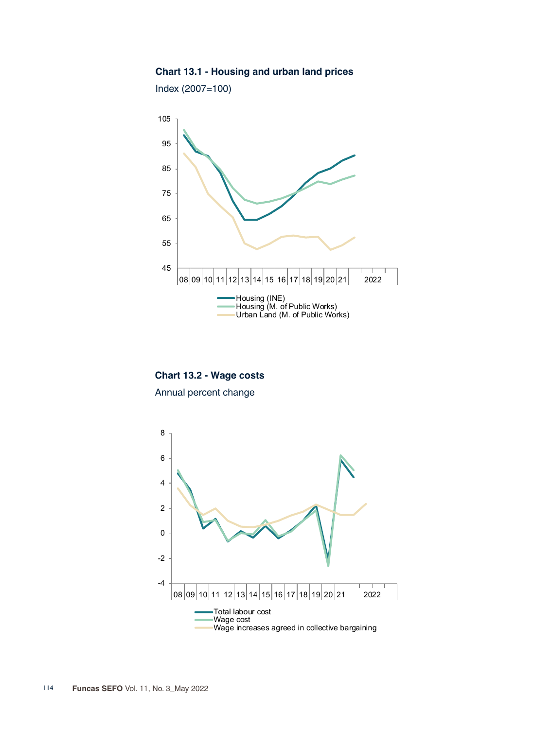**Chart 13.1 - Housing and urban land prices**

Index (2007=100)

**Chart 13.2 - Wage costs**

Annual percent change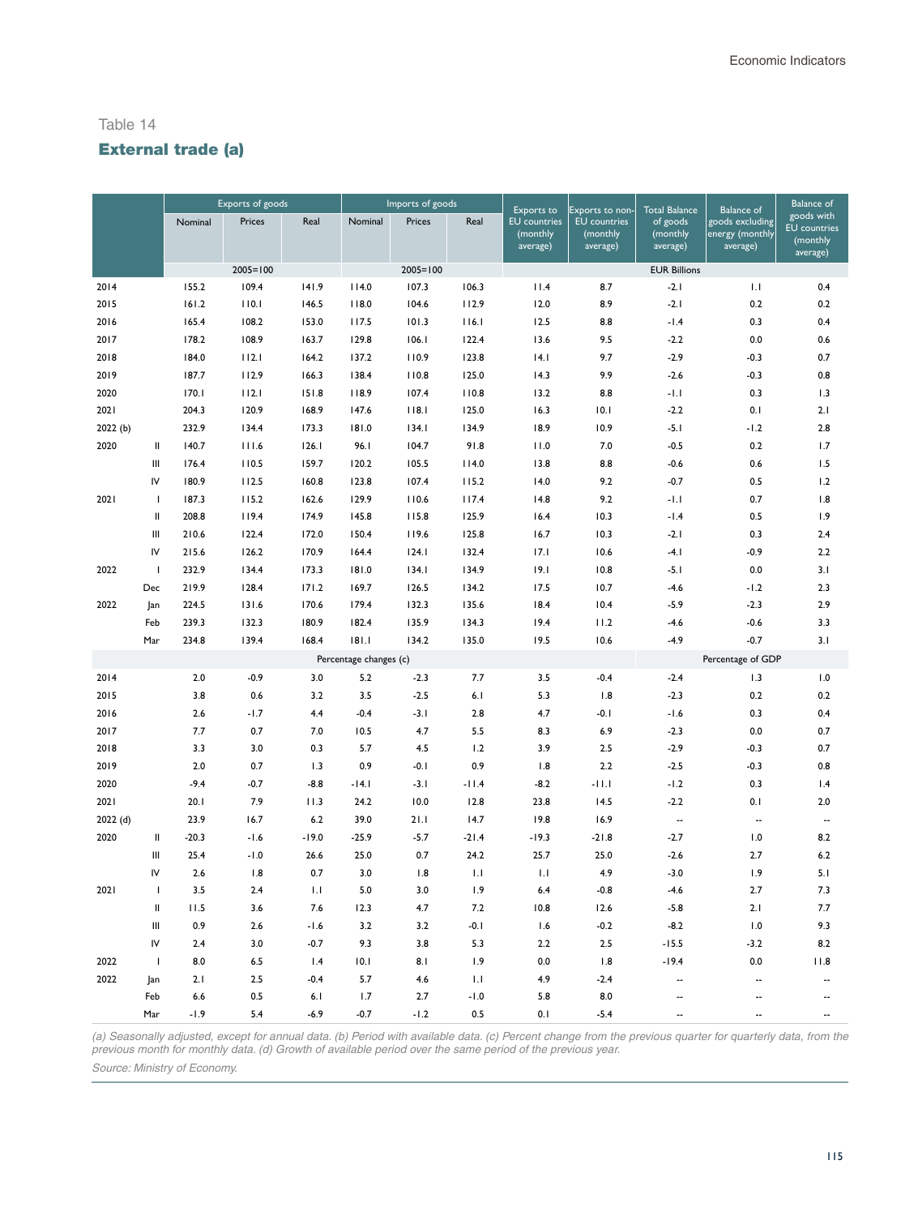Table 14

## External trade (a)

| | | Exports of goods | | | Imports of goods | | | Exports to EU countries (monthly average) | Exports to non-EU countries (monthly average) | Total Balance of goods (monthly average) | Balance of goods excluding energy (monthly average) | Balance of goods with EU countries (monthly average) |
|---|---|---|---|---|---|---|---|---|---|---|---|---|
| | | Nominal | Prices | Real | Nominal | Prices | Real | | | | | |
| | | 2005=100 | | | 2005=100 | | | EUR Billions | | | | |
| 2014 | | 155.2 | 109.4 | 141.9 | 114.0 | 107.3 | 106.3 | 11.4 | 8.7 | -2.1 | 1.1 | 0.4 |
| 2015 | | 161.2 | 110.1 | 146.5 | 118.0 | 104.6 | 112.9 | 12.0 | 8.9 | -2.1 | 0.2 | 0.2 |
| 2016 | | 165.4 | 108.2 | 153.0 | 117.5 | 101.3 | 116.1 | 12.5 | 8.8 | -1.4 | 0.3 | 0.4 |
| 2017 | | 178.2 | 108.9 | 163.7 | 129.8 | 106.1 | 122.4 | 13.6 | 9.5 | -2.2 | 0.0 | 0.6 |
| 2018 | | 184.0 | 112.1 | 164.2 | 137.2 | 110.9 | 123.8 | 14.1 | 9.7 | -2.9 | -0.3 | 0.7 |
| 2019 | | 187.7 | 112.9 | 166.3 | 138.4 | 110.8 | 125.0 | 14.3 | 9.9 | -2.6 | -0.3 | 0.8 |
| 2020 | | 170.1 | 112.1 | 151.8 | 118.9 | 107.4 | 110.8 | 13.2 | 8.8 | -1.1 | 0.3 | 1.3 |
| 2021 | | 204.3 | 120.9 | 168.9 | 147.6 | 118.1 | 125.0 | 16.3 | 10.1 | -2.2 | 0.1 | 2.1 |
| 2022 (b) | | 232.9 | 134.4 | 173.3 | 181.0 | 134.1 | 134.9 | 18.9 | 10.9 | -5.1 | -1.2 | 2.8 |
| 2020 | II | 140.7 | 111.6 | 126.1 | 96.1 | 104.7 | 91.8 | 11.0 | 7.0 | -0.5 | 0.2 | 1.7 |
| | III | 176.4 | 110.5 | 159.7 | 120.2 | 105.5 | 114.0 | 13.8 | 8.8 | -0.6 | 0.6 | 1.5 |
| | IV | 180.9 | 112.5 | 160.8 | 123.8 | 107.4 | 115.2 | 14.0 | 9.2 | -0.7 | 0.5 | 1.2 |
| 2021 | I | 187.3 | 115.2 | 162.6 | 129.9 | 110.6 | 117.4 | 14.8 | 9.2 | -1.1 | 0.7 | 1.8 |
| | II | 208.8 | 119.4 | 174.9 | 145.8 | 115.8 | 125.9 | 16.4 | 10.3 | -1.4 | 0.5 | 1.9 |
| | III | 210.6 | 122.4 | 172.0 | 150.4 | 119.6 | 125.8 | 16.7 | 10.3 | -2.1 | 0.3 | 2.4 |
| | IV | 215.6 | 126.2 | 170.9 | 164.4 | 124.1 | 132.4 | 17.1 | 10.6 | -4.1 | -0.9 | 2.2 |
| 2022 | I | 232.9 | 134.4 | 173.3 | 181.0 | 134.1 | 134.9 | 19.1 | 10.8 | -5.1 | 0.0 | 3.1 |
| | Dec | 219.9 | 128.4 | 171.2 | 169.7 | 126.5 | 134.2 | 17.5 | 10.7 | -4.6 | -1.2 | 2.3 |
| 2022 | Jan | 224.5 | 131.6 | 170.6 | 179.4 | 132.3 | 135.6 | 18.4 | 10.4 | -5.9 | -2.3 | 2.9 |
| | Feb | 239.3 | 132.3 | 180.9 | 182.4 | 135.9 | 134.3 | 19.4 | 11.2 | -4.6 | -0.6 | 3.3 |
| | Mar | 234.8 | 139.4 | 168.4 | 181.1 | 134.2 | 135.0 | 19.5 | 10.6 | -4.9 | -0.7 | 3.1 |
| | | Percentage changes (c) | | | | | | | | Percentage of GDP | | |
| 2014 | | 2.0 | -0.9 | 3.0 | 5.2 | -2.3 | 7.7 | 3.5 | -0.4 | -2.4 | 1.3 | 1.0 |
| 2015 | | 3.8 | 0.6 | 3.2 | 3.5 | -2.5 | 6.1 | 5.3 | 1.8 | -2.3 | 0.2 | 0.2 |
| 2016 | | 2.6 | -1.7 | 4.4 | -0.4 | -3.1 | 2.8 | 4.7 | -0.1 | -1.6 | 0.3 | 0.4 |
| 2017 | | 7.7 | 0.7 | 7.0 | 10.5 | 4.7 | 5.5 | 8.3 | 6.9 | -2.3 | 0.0 | 0.7 |
| 2018 | | 3.3 | 3.0 | 0.3 | 5.7 | 4.5 | 1.2 | 3.9 | 2.5 | -2.9 | -0.3 | 0.7 |
| 2019 | | 2.0 | 0.7 | 1.3 | 0.9 | -0.1 | 0.9 | 1.8 | 2.2 | -2.5 | -0.3 | 0.8 |
| 2020 | | -9.4 | -0.7 | -8.8 | -14.1 | -3.1 | -11.4 | -8.2 | -11.1 | -1.2 | 0.3 | 1.4 |
| 2021 | | 20.1 | 7.9 | 11.3 | 24.2 | 10.0 | 12.8 | 23.8 | 14.5 | -2.2 | 0.1 | 2.0 |
| 2022 (d) | | 23.9 | 16.7 | 6.2 | 39.0 | 21.1 | 14.7 | 19.8 | 16.9 | -- | -- | -- |
| 2020 | II | -20.3 | -1.6 | -19.0 | -25.9 | -5.7 | -21.4 | -19.3 | -21.8 | -2.7 | 1.0 | 8.2 |
| | III | 25.4 | -1.0 | 26.6 | 25.0 | 0.7 | 24.2 | 25.7 | 25.0 | -2.6 | 2.7 | 6.2 |
| | IV | 2.6 | 1.8 | 0.7 | 3.0 | 1.8 | 1.1 | 1.1 | 4.9 | -3.0 | 1.9 | 5.1 |
| 2021 | I | 3.5 | 2.4 | 1.1 | 5.0 | 3.0 | 1.9 | 6.4 | -0.8 | -4.6 | 2.7 | 7.3 |
| | II | 11.5 | 3.6 | 7.6 | 12.3 | 4.7 | 7.2 | 10.8 | 12.6 | -5.8 | 2.1 | 7.7 |
| | III | 0.9 | 2.6 | -1.6 | 3.2 | 3.2 | -0.1 | 1.6 | -0.2 | -8.2 | 1.0 | 9.3 |
| | IV | 2.4 | 3.0 | -0.7 | 9.3 | 3.8 | 5.3 | 2.2 | 2.5 | -15.5 | -3.2 | 8.2 |
| 2022 | I | 8.0 | 6.5 | 1.4 | 10.1 | 8.1 | 1.9 | 0.0 | 1.8 | -19.4 | 0.0 | 11.8 |
| 2022 | Jan | 2.1 | 2.5 | -0.4 | 5.7 | 4.6 | 1.1 | 4.9 | -2.4 | -- | -- | -- |
| | Feb | 6.6 | 0.5 | 6.1 | 1.7 | 2.7 | -1.0 | 5.8 | 8.0 | -- | -- | -- |
| | Mar | -1.9 | 5.4 | -6.9 | -0.7 | -1.2 | 0.5 | 0.1 | -5.4 | -- | -- | -- |

*(a) Seasonally adjusted, except for annual data. (b) Period with available data. (c) Percent change from the previous quarter for quarterly data, from the previous month for monthly data. (d) Growth of available period over the same period of the previous year.*

*Source: Ministry of Economy.*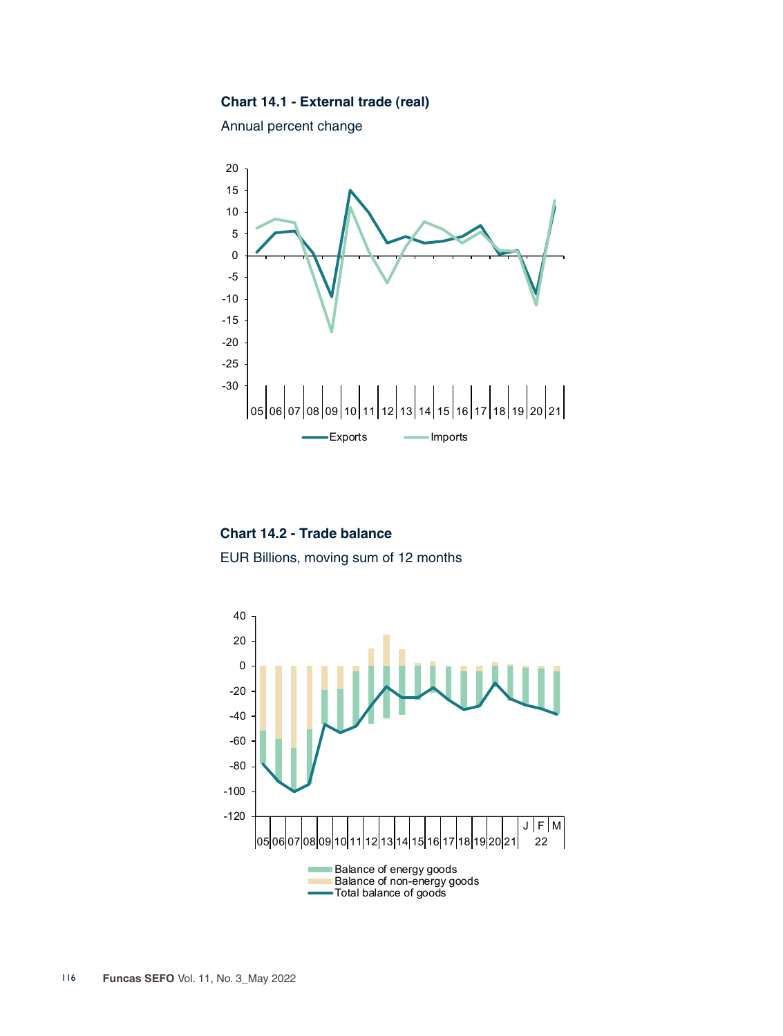### Chart 14.1 - External trade (real)

Annual percent change

### Chart 14.2 - Trade balance

EUR Billions, moving sum of 12 months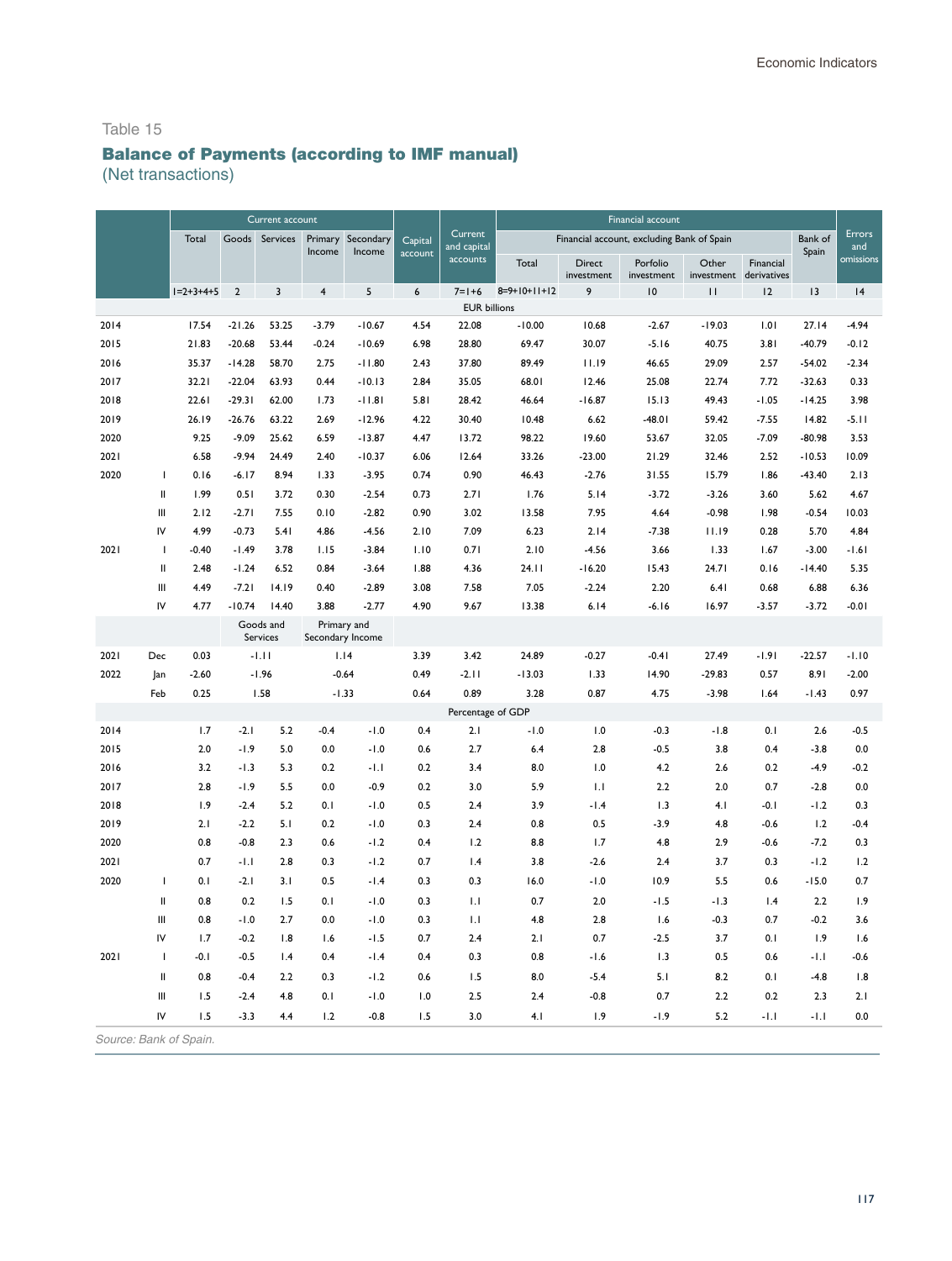Table 15

## Balance of Payments (according to IMF manual)

(Net transactions)

| | | Current account | | | | | Capital account | Current and capital accounts | Financial account | | | | | | Errors and omissions |
|---|---|---|---|---|---|---|---|---|---|---|---|---|---|---|---|
| | | | | | | | | | Financial account, excluding Bank of Spain | | | | | Bank of Spain | |
| | | Total | Goods | Services | Primary Income | Secondary Income | | | Total | Direct investment | Porfolio investment | Other investment | Financial derivatives | | |
| | | 1=2+3+4+5 | 2 | 3 | 4 | 5 | 6 | 7=1+6 | 8=9+10+11+12 | 9 | 10 | 11 | 12 | 13 | 14 |
| | | EUR billions | | | | | | | | | | | | | |
| 2014 | | 17.54 | -21.26 | 53.25 | -3.79 | -10.67 | 4.54 | 22.08 | -10.00 | 10.68 | -2.67 | -19.03 | 1.01 | 27.14 | -4.94 |
| 2015 | | 21.83 | -20.68 | 53.44 | -0.24 | -10.69 | 6.98 | 28.80 | 69.47 | 30.07 | -5.16 | 40.75 | 3.81 | -40.79 | -0.12 |
| 2016 | | 35.37 | -14.28 | 58.70 | 2.75 | -11.80 | 2.43 | 37.80 | 89.49 | 11.19 | 46.65 | 29.09 | 2.57 | -54.02 | -2.34 |
| 2017 | | 32.21 | -22.04 | 63.93 | 0.44 | -10.13 | 2.84 | 35.05 | 68.01 | 12.46 | 25.08 | 22.74 | 7.72 | -32.63 | 0.33 |
| 2018 | | 22.61 | -29.31 | 62.00 | 1.73 | -11.81 | 5.81 | 28.42 | 46.64 | -16.87 | 15.13 | 49.43 | -1.05 | -14.25 | 3.98 |
| 2019 | | 26.19 | -26.76 | 63.22 | 2.69 | -12.96 | 4.22 | 30.40 | 10.48 | 6.62 | -48.01 | 59.42 | -7.55 | 14.82 | -5.11 |
| 2020 | | 9.25 | -9.09 | 25.62 | 6.59 | -13.87 | 4.47 | 13.72 | 98.22 | 19.60 | 53.67 | 32.05 | -7.09 | -80.98 | 3.53 |
| 2021 | | 6.58 | -9.94 | 24.49 | 2.40 | -10.37 | 6.06 | 12.64 | 33.26 | -23.00 | 21.29 | 32.46 | 2.52 | -10.53 | 10.09 |
| 2020 | I | 0.16 | -6.17 | 8.94 | 1.33 | -3.95 | 0.74 | 0.90 | 46.43 | -2.76 | 31.55 | 15.79 | 1.86 | -43.40 | 2.13 |
| | II | 1.99 | 0.51 | 3.72 | 0.30 | -2.54 | 0.73 | 2.71 | 1.76 | 5.14 | -3.72 | -3.26 | 3.60 | 5.62 | 4.67 |
| | III | 2.12 | -2.71 | 7.55 | 0.10 | -2.82 | 0.90 | 3.02 | 13.58 | 7.95 | 4.64 | -0.98 | 1.98 | -0.54 | 10.03 |
| | IV | 4.99 | -0.73 | 5.41 | 4.86 | -4.56 | 2.10 | 7.09 | 6.23 | 2.14 | -7.38 | 11.19 | 0.28 | 5.70 | 4.84 |
| 2021 | I | -0.40 | -1.49 | 3.78 | 1.15 | -3.84 | 1.10 | 0.71 | 2.10 | -4.56 | 3.66 | 1.33 | 1.67 | -3.00 | -1.61 |
| | II | 2.48 | -1.24 | 6.52 | 0.84 | -3.64 | 1.88 | 4.36 | 24.11 | -16.20 | 15.43 | 24.71 | 0.16 | -14.40 | 5.35 |
| | III | 4.49 | -7.21 | 14.19 | 0.40 | -2.89 | 3.08 | 7.58 | 7.05 | -2.24 | 2.20 | 6.41 | 0.68 | 6.88 | 6.36 |
| | IV | 4.77 | -10.74 | 14.40 | 3.88 | -2.77 | 4.90 | 9.67 | 13.38 | 6.14 | -6.16 | 16.97 | -3.57 | -3.72 | -0.01 |
| | | | Goods and Services | | Primary and Secondary Income | | | | | | | | | | |
| 2021 | Dec | 0.03 | -1.11 | | 1.14 | | 3.39 | 3.42 | 24.89 | -0.27 | -0.41 | 27.49 | -1.91 | -22.57 | -1.10 |
| 2022 | Jan | -2.60 | -1.96 | | -0.64 | | 0.49 | -2.11 | -13.03 | 1.33 | 14.90 | -29.83 | 0.57 | 8.91 | -2.00 |
| | Feb | 0.25 | 1.58 | | -1.33 | | 0.64 | 0.89 | 3.28 | 0.87 | 4.75 | -3.98 | 1.64 | -1.43 | 0.97 |
| | | Percentage of GDP | | | | | | | | | | | | | |
| 2014 | | 1.7 | -2.1 | 5.2 | -0.4 | -1.0 | 0.4 | 2.1 | -1.0 | 1.0 | -0.3 | -1.8 | 0.1 | 2.6 | -0.5 |
| 2015 | | 2.0 | -1.9 | 5.0 | 0.0 | -1.0 | 0.6 | 2.7 | 6.4 | 2.8 | -0.5 | 3.8 | 0.4 | -3.8 | 0.0 |
| 2016 | | 3.2 | -1.3 | 5.3 | 0.2 | -1.1 | 0.2 | 3.4 | 8.0 | 1.0 | 4.2 | 2.6 | 0.2 | -4.9 | -0.2 |
| 2017 | | 2.8 | -1.9 | 5.5 | 0.0 | -0.9 | 0.2 | 3.0 | 5.9 | 1.1 | 2.2 | 2.0 | 0.7 | -2.8 | 0.0 |
| 2018 | | 1.9 | -2.4 | 5.2 | 0.1 | -1.0 | 0.5 | 2.4 | 3.9 | -1.4 | 1.3 | 4.1 | -0.1 | -1.2 | 0.3 |
| 2019 | | 2.1 | -2.2 | 5.1 | 0.2 | -1.0 | 0.3 | 2.4 | 0.8 | 0.5 | -3.9 | 4.8 | -0.6 | 1.2 | -0.4 |
| 2020 | | 0.8 | -0.8 | 2.3 | 0.6 | -1.2 | 0.4 | 1.2 | 8.8 | 1.7 | 4.8 | 2.9 | -0.6 | -7.2 | 0.3 |
| 2021 | | 0.7 | -1.1 | 2.8 | 0.3 | -1.2 | 0.7 | 1.4 | 3.8 | -2.6 | 2.4 | 3.7 | 0.3 | -1.2 | 1.2 |
| 2020 | I | 0.1 | -2.1 | 3.1 | 0.5 | -1.4 | 0.3 | 0.3 | 16.0 | -1.0 | 10.9 | 5.5 | 0.6 | -15.0 | 0.7 |
| | II | 0.8 | 0.2 | 1.5 | 0.1 | -1.0 | 0.3 | 1.1 | 0.7 | 2.0 | -1.5 | -1.3 | 1.4 | 2.2 | 1.9 |
| | III | 0.8 | -1.0 | 2.7 | 0.0 | -1.0 | 0.3 | 1.1 | 4.8 | 2.8 | 1.6 | -0.3 | 0.7 | -0.2 | 3.6 |
| | IV | 1.7 | -0.2 | 1.8 | 1.6 | -1.5 | 0.7 | 2.4 | 2.1 | 0.7 | -2.5 | 3.7 | 0.1 | 1.9 | 1.6 |
| 2021 | I | -0.1 | -0.5 | 1.4 | 0.4 | -1.4 | 0.4 | 0.3 | 0.8 | -1.6 | 1.3 | 0.5 | 0.6 | -1.1 | -0.6 |
| | II | 0.8 | -0.4 | 2.2 | 0.3 | -1.2 | 0.6 | 1.5 | 8.0 | -5.4 | 5.1 | 8.2 | 0.1 | -4.8 | 1.8 |
| | III | 1.5 | -2.4 | 4.8 | 0.1 | -1.0 | 1.0 | 2.5 | 2.4 | -0.8 | 0.7 | 2.2 | 0.2 | 2.3 | 2.1 |
| | IV | 1.5 | -3.3 | 4.4 | 1.2 | -0.8 | 1.5 | 3.0 | 4.1 | 1.9 | -1.9 | 5.2 | -1.1 | -1.1 | 0.0 |

*Source: Bank of Spain.*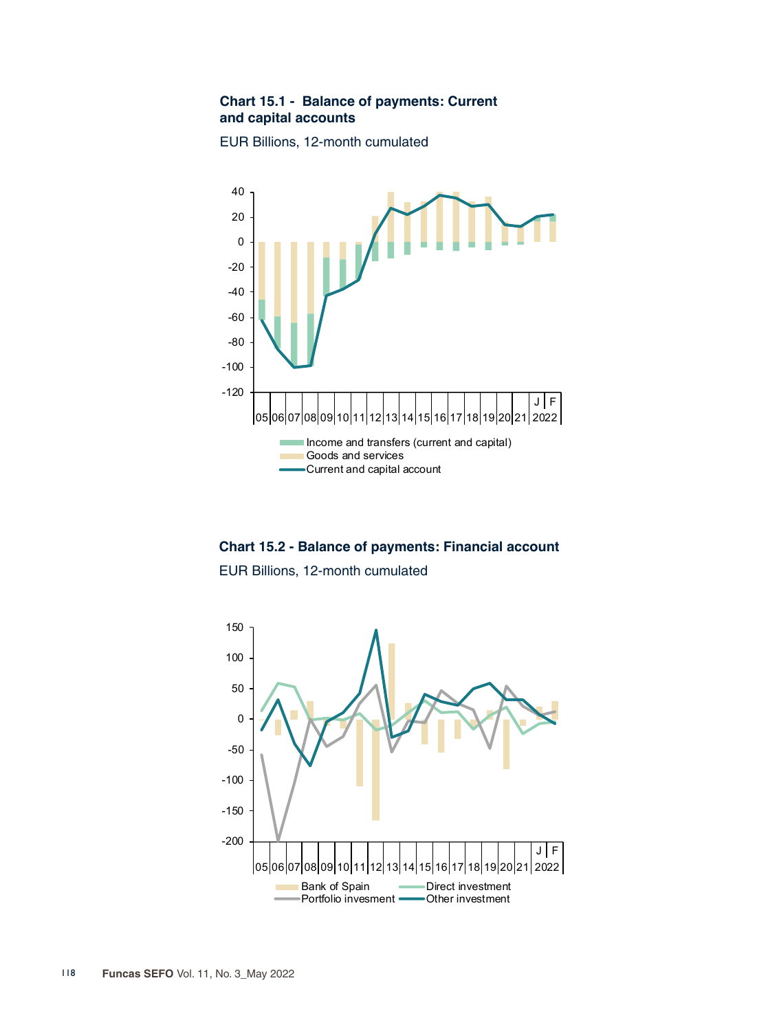**Chart 15.1 - Balance of payments: Current and capital accounts**

EUR Billions, 12-month cumulated

Income and transfers (current and capital)
Goods and services
Current and capital account

**Chart 15.2 - Balance of payments: Financial account**

EUR Billions, 12-month cumulated

Bank of Spain
Direct investment
Portfolio invesment
Other investment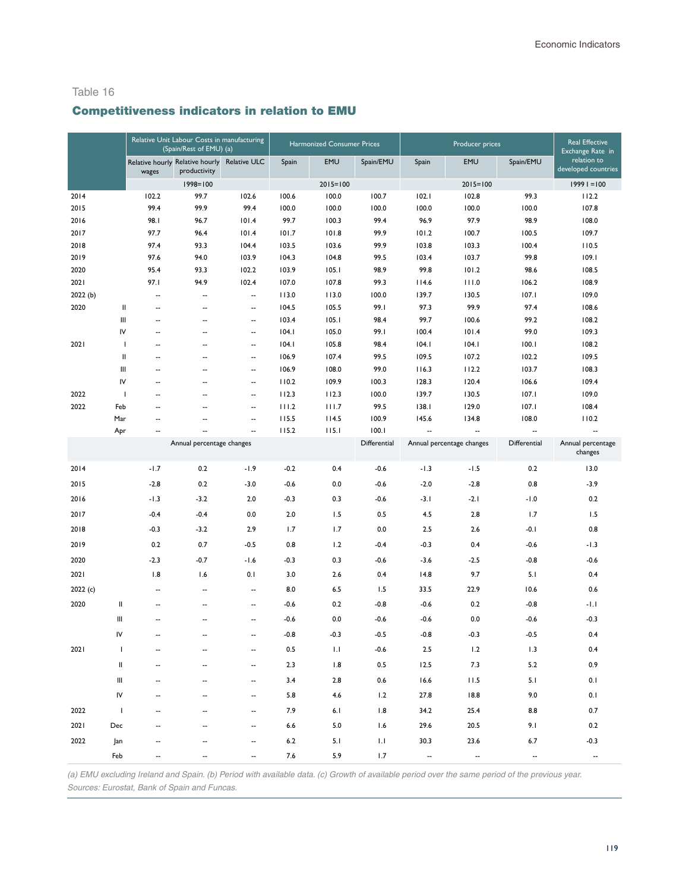Table 16

## Competitiveness indicators in relation to EMU

| | | Relative Unit Labour Costs in manufacturing (Spain/Rest of EMU) (a) | | | Harmonized Consumer Prices | | | Producer prices | | | Real Effective Exchange Rate in relation to developed countries |
|---|---|---|---|---|---|---|---|---|---|---|---|
| | | Relative hourly wages | Relative hourly productivity | Relative ULC | Spain | EMU | Spain/EMU | Spain | EMU | Spain/EMU | |
| | | 1998=100 | | | 2015=100 | | | 2015=100 | | | 1999 I =100 |
| 2014 | | 102.2 | 99.7 | 102.6 | 100.6 | 100.0 | 100.7 | 102.1 | 102.8 | 99.3 | 112.2 |
| 2015 | | 99.4 | 99.9 | 99.4 | 100.0 | 100.0 | 100.0 | 100.0 | 100.0 | 100.0 | 107.8 |
| 2016 | | 98.1 | 96.7 | 101.4 | 99.7 | 100.3 | 99.4 | 96.9 | 97.9 | 98.9 | 108.0 |
| 2017 | | 97.7 | 96.4 | 101.4 | 101.7 | 101.8 | 99.9 | 101.2 | 100.7 | 100.5 | 109.7 |
| 2018 | | 97.4 | 93.3 | 104.4 | 103.5 | 103.6 | 99.9 | 103.8 | 103.3 | 100.4 | 110.5 |
| 2019 | | 97.6 | 94.0 | 103.9 | 104.3 | 104.8 | 99.5 | 103.4 | 103.7 | 99.8 | 109.1 |
| 2020 | | 95.4 | 93.3 | 102.2 | 103.9 | 105.1 | 98.9 | 99.8 | 101.2 | 98.6 | 108.5 |
| 2021 | | 97.1 | 94.9 | 102.4 | 107.0 | 107.8 | 99.3 | 114.6 | 111.0 | 106.2 | 108.9 |
| 2022 (b) | | -- | -- | -- | 113.0 | 113.0 | 100.0 | 139.7 | 130.5 | 107.1 | 109.0 |
| 2020 | II | -- | -- | -- | 104.5 | 105.5 | 99.1 | 97.3 | 99.9 | 97.4 | 108.6 |
| | III | -- | -- | -- | 103.4 | 105.1 | 98.4 | 99.7 | 100.6 | 99.2 | 108.2 |
| | IV | -- | -- | -- | 104.1 | 105.0 | 99.1 | 100.4 | 101.4 | 99.0 | 109.3 |
| 2021 | I | -- | -- | -- | 104.1 | 105.8 | 98.4 | 104.1 | 104.1 | 100.1 | 108.2 |
| | II | -- | -- | -- | 106.9 | 107.4 | 99.5 | 109.5 | 107.2 | 102.2 | 109.5 |
| | III | -- | -- | -- | 106.9 | 108.0 | 99.0 | 116.3 | 112.2 | 103.7 | 108.3 |
| | IV | -- | -- | -- | 110.2 | 109.9 | 100.3 | 128.3 | 120.4 | 106.6 | 109.4 |
| 2022 | I | -- | -- | -- | 112.3 | 112.3 | 100.0 | 139.7 | 130.5 | 107.1 | 109.0 |
| 2022 | Feb | -- | -- | -- | 111.2 | 111.7 | 99.5 | 138.1 | 129.0 | 107.1 | 108.4 |
| | Mar | -- | -- | -- | 115.5 | 114.5 | 100.9 | 145.6 | 134.8 | 108.0 | 110.2 |
| | Apr | -- | -- | -- | 115.2 | 115.1 | 100.1 | -- | -- | -- | -- |
| | | Annual percentage changes | | | | | Differential | Annual percentage changes | | Differential | Annual percentage changes |
| 2014 | | -1.7 | 0.2 | -1.9 | -0.2 | 0.4 | -0.6 | -1.3 | -1.5 | 0.2 | 13.0 |
| 2015 | | -2.8 | 0.2 | -3.0 | -0.6 | 0.0 | -0.6 | -2.0 | -2.8 | 0.8 | -3.9 |
| 2016 | | -1.3 | -3.2 | 2.0 | -0.3 | 0.3 | -0.6 | -3.1 | -2.1 | -1.0 | 0.2 |
| 2017 | | -0.4 | -0.4 | 0.0 | 2.0 | 1.5 | 0.5 | 4.5 | 2.8 | 1.7 | 1.5 |
| 2018 | | -0.3 | -3.2 | 2.9 | 1.7 | 1.7 | 0.0 | 2.5 | 2.6 | -0.1 | 0.8 |
| 2019 | | 0.2 | 0.7 | -0.5 | 0.8 | 1.2 | -0.4 | -0.3 | 0.4 | -0.6 | -1.3 |
| 2020 | | -2.3 | -0.7 | -1.6 | -0.3 | 0.3 | -0.6 | -3.6 | -2.5 | -0.8 | -0.6 |
| 2021 | | 1.8 | 1.6 | 0.1 | 3.0 | 2.6 | 0.4 | 14.8 | 9.7 | 5.1 | 0.4 |
| 2022 (c) | | -- | -- | -- | 8.0 | 6.5 | 1.5 | 33.5 | 22.9 | 10.6 | 0.6 |
| 2020 | II | -- | -- | -- | -0.6 | 0.2 | -0.8 | -0.6 | 0.2 | -0.8 | -1.1 |
| | III | -- | -- | -- | -0.6 | 0.0 | -0.6 | -0.6 | 0.0 | -0.6 | -0.3 |
| | IV | -- | -- | -- | -0.8 | -0.3 | -0.5 | -0.8 | -0.3 | -0.5 | 0.4 |
| 2021 | I | -- | -- | -- | 0.5 | 1.1 | -0.6 | 2.5 | 1.2 | 1.3 | 0.4 |
| | II | -- | -- | -- | 2.3 | 1.8 | 0.5 | 12.5 | 7.3 | 5.2 | 0.9 |
| | III | -- | -- | -- | 3.4 | 2.8 | 0.6 | 16.6 | 11.5 | 5.1 | 0.1 |
| | IV | -- | -- | -- | 5.8 | 4.6 | 1.2 | 27.8 | 18.8 | 9.0 | 0.1 |
| 2022 | I | -- | -- | -- | 7.9 | 6.1 | 1.8 | 34.2 | 25.4 | 8.8 | 0.7 |
| 2021 | Dec | -- | -- | -- | 6.6 | 5.0 | 1.6 | 29.6 | 20.5 | 9.1 | 0.2 |
| 2022 | Jan | -- | -- | -- | 6.2 | 5.1 | 1.1 | 30.3 | 23.6 | 6.7 | -0.3 |
| | Feb | -- | -- | -- | 7.6 | 5.9 | 1.7 | -- | -- | -- | -- |

*(a) EMU excluding Ireland and Spain. (b) Period with available data. (c) Growth of available period over the same period of the previous year.*

*Sources: Eurostat, Bank of Spain and Funcas.*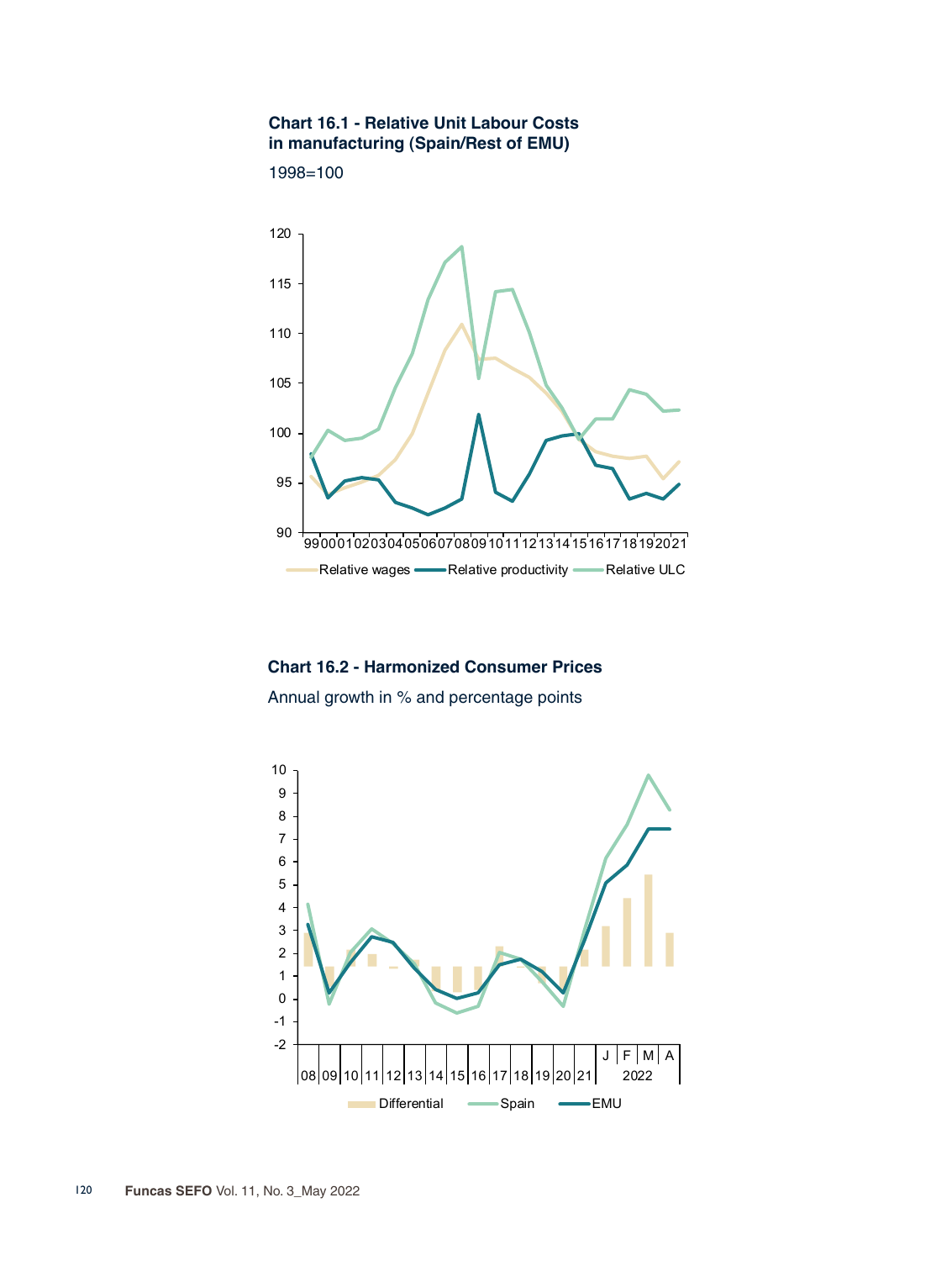### Chart 16.1 - Relative Unit Labour Costs in manufacturing (Spain/Rest of EMU)

1998=100

### Chart 16.2 - Harmonized Consumer Prices

Annual growth in % and percentage points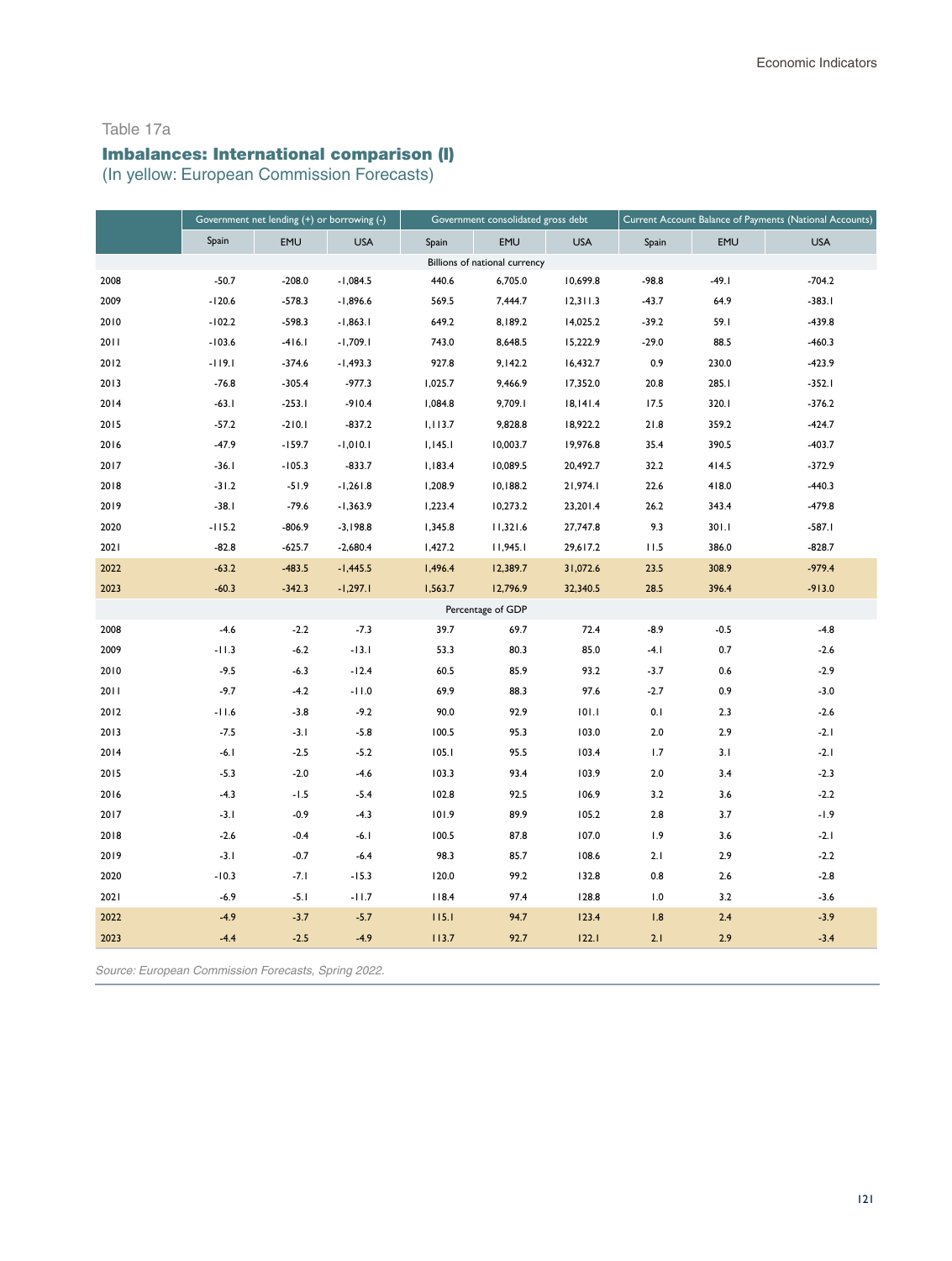Table 17a

## Imbalances: International comparison (I)

(In yellow: European Commission Forecasts)

| | Government net lending (+) or borrowing (-) | | | Government consolidated gross debt | | | Current Account Balance of Payments (National Accounts) | | |
|---|---|---|---|---|---|---|---|---|---|
| | Spain | EMU | USA | Spain | EMU | USA | Spain | EMU | USA |
| | | | | Billions of national currency | | | | | |
| 2008 | -50.7 | -208.0 | -1,084.5 | 440.6 | 6,705.0 | 10,699.8 | -98.8 | -49.1 | -704.2 |
| 2009 | -120.6 | -578.3 | -1,896.6 | 569.5 | 7,444.7 | 12,311.3 | -43.7 | 64.9 | -383.1 |
| 2010 | -102.2 | -598.3 | -1,863.1 | 649.2 | 8,189.2 | 14,025.2 | -39.2 | 59.1 | -439.8 |
| 2011 | -103.6 | -416.1 | -1,709.1 | 743.0 | 8,648.5 | 15,222.9 | -29.0 | 88.5 | -460.3 |
| 2012 | -119.1 | -374.6 | -1,493.3 | 927.8 | 9,142.2 | 16,432.7 | 0.9 | 230.0 | -423.9 |
| 2013 | -76.8 | -305.4 | -977.3 | 1,025.7 | 9,466.9 | 17,352.0 | 20.8 | 285.1 | -352.1 |
| 2014 | -63.1 | -253.1 | -910.4 | 1,084.8 | 9,709.1 | 18,141.4 | 17.5 | 320.1 | -376.2 |
| 2015 | -57.2 | -210.1 | -837.2 | 1,113.7 | 9,828.8 | 18,922.2 | 21.8 | 359.2 | -424.7 |
| 2016 | -47.9 | -159.7 | -1,010.1 | 1,145.1 | 10,003.7 | 19,976.8 | 35.4 | 390.5 | -403.7 |
| 2017 | -36.1 | -105.3 | -833.7 | 1,183.4 | 10,089.5 | 20,492.7 | 32.2 | 414.5 | -372.9 |
| 2018 | -31.2 | -51.9 | -1,261.8 | 1,208.9 | 10,188.2 | 21,974.1 | 22.6 | 418.0 | -440.3 |
| 2019 | -38.1 | -79.6 | -1,363.9 | 1,223.4 | 10,273.2 | 23,201.4 | 26.2 | 343.4 | -479.8 |
| 2020 | -115.2 | -806.9 | -3,198.8 | 1,345.8 | 11,321.6 | 27,747.8 | 9.3 | 301.1 | -587.1 |
| 2021 | -82.8 | -625.7 | -2,680.4 | 1,427.2 | 11,945.1 | 29,617.2 | 11.5 | 386.0 | -828.7 |
| 2022 | -63.2 | -483.5 | -1,445.5 | 1,496.4 | 12,389.7 | 31,072.6 | 23.5 | 308.9 | -979.4 |
| 2023 | -60.3 | -342.3 | -1,297.1 | 1,563.7 | 12,796.9 | 32,340.5 | 28.5 | 396.4 | -913.0 |
| | | | | Percentage of GDP | | | | | |
| 2008 | -4.6 | -2.2 | -7.3 | 39.7 | 69.7 | 72.4 | -8.9 | -0.5 | -4.8 |
| 2009 | -11.3 | -6.2 | -13.1 | 53.3 | 80.3 | 85.0 | -4.1 | 0.7 | -2.6 |
| 2010 | -9.5 | -6.3 | -12.4 | 60.5 | 85.9 | 93.2 | -3.7 | 0.6 | -2.9 |
| 2011 | -9.7 | -4.2 | -11.0 | 69.9 | 88.3 | 97.6 | -2.7 | 0.9 | -3.0 |
| 2012 | -11.6 | -3.8 | -9.2 | 90.0 | 92.9 | 101.1 | 0.1 | 2.3 | -2.6 |
| 2013 | -7.5 | -3.1 | -5.8 | 100.5 | 95.3 | 103.0 | 2.0 | 2.9 | -2.1 |
| 2014 | -6.1 | -2.5 | -5.2 | 105.1 | 95.5 | 103.4 | 1.7 | 3.1 | -2.1 |
| 2015 | -5.3 | -2.0 | -4.6 | 103.3 | 93.4 | 103.9 | 2.0 | 3.4 | -2.3 |
| 2016 | -4.3 | -1.5 | -5.4 | 102.8 | 92.5 | 106.9 | 3.2 | 3.6 | -2.2 |
| 2017 | -3.1 | -0.9 | -4.3 | 101.9 | 89.9 | 105.2 | 2.8 | 3.7 | -1.9 |
| 2018 | -2.6 | -0.4 | -6.1 | 100.5 | 87.8 | 107.0 | 1.9 | 3.6 | -2.1 |
| 2019 | -3.1 | -0.7 | -6.4 | 98.3 | 85.7 | 108.6 | 2.1 | 2.9 | -2.2 |
| 2020 | -10.3 | -7.1 | -15.3 | 120.0 | 99.2 | 132.8 | 0.8 | 2.6 | -2.8 |
| 2021 | -6.9 | -5.1 | -11.7 | 118.4 | 97.4 | 128.8 | 1.0 | 3.2 | -3.6 |
| 2022 | -4.9 | -3.7 | -5.7 | 115.1 | 94.7 | 123.4 | 1.8 | 2.4 | -3.9 |
| 2023 | -4.4 | -2.5 | -4.9 | 113.7 | 92.7 | 122.1 | 2.1 | 2.9 | -3.4 |

*Source: European Commission Forecasts, Spring 2022.*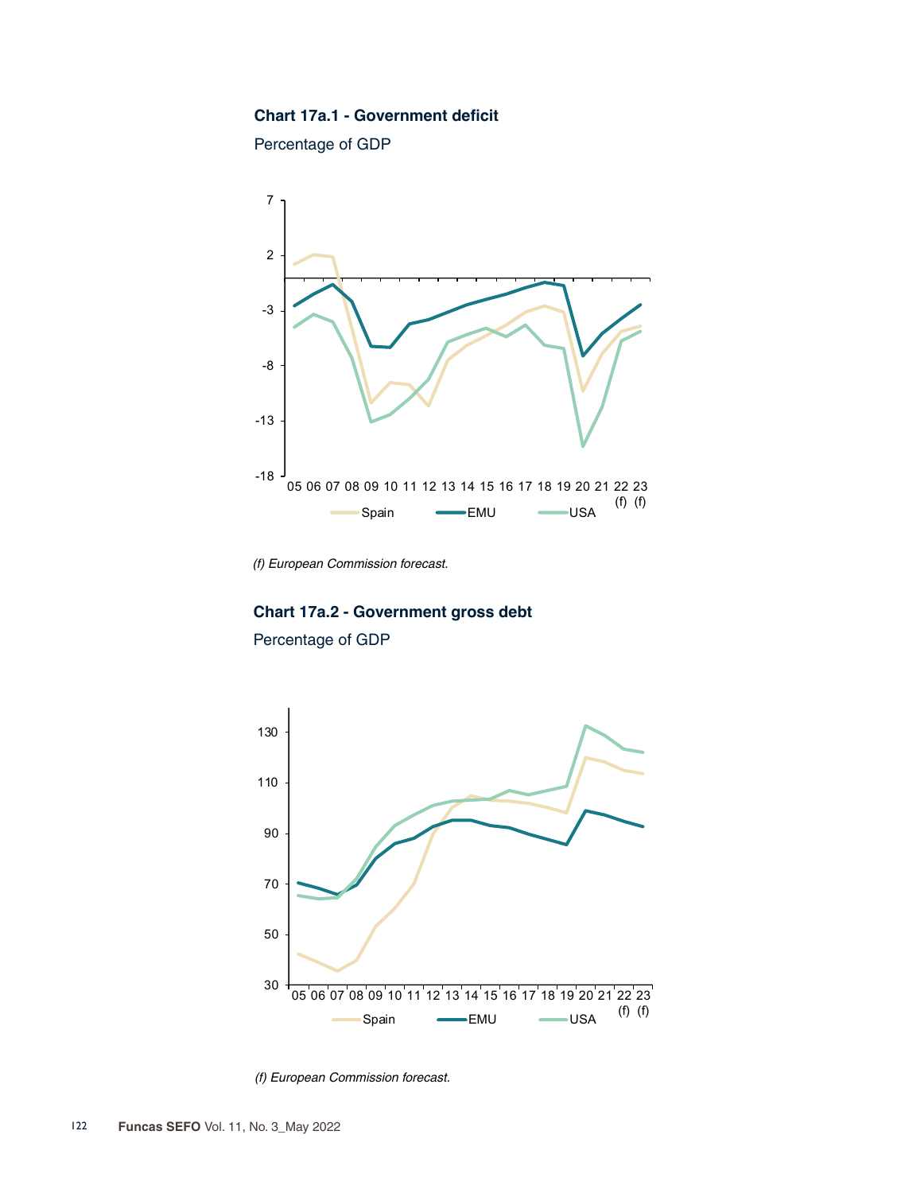**Chart 17a.1 - Government deficit**

Percentage of GDP

*(f) European Commission forecast.*

**Chart 17a.2 - Government gross debt**

Percentage of GDP

*(f) European Commission forecast.*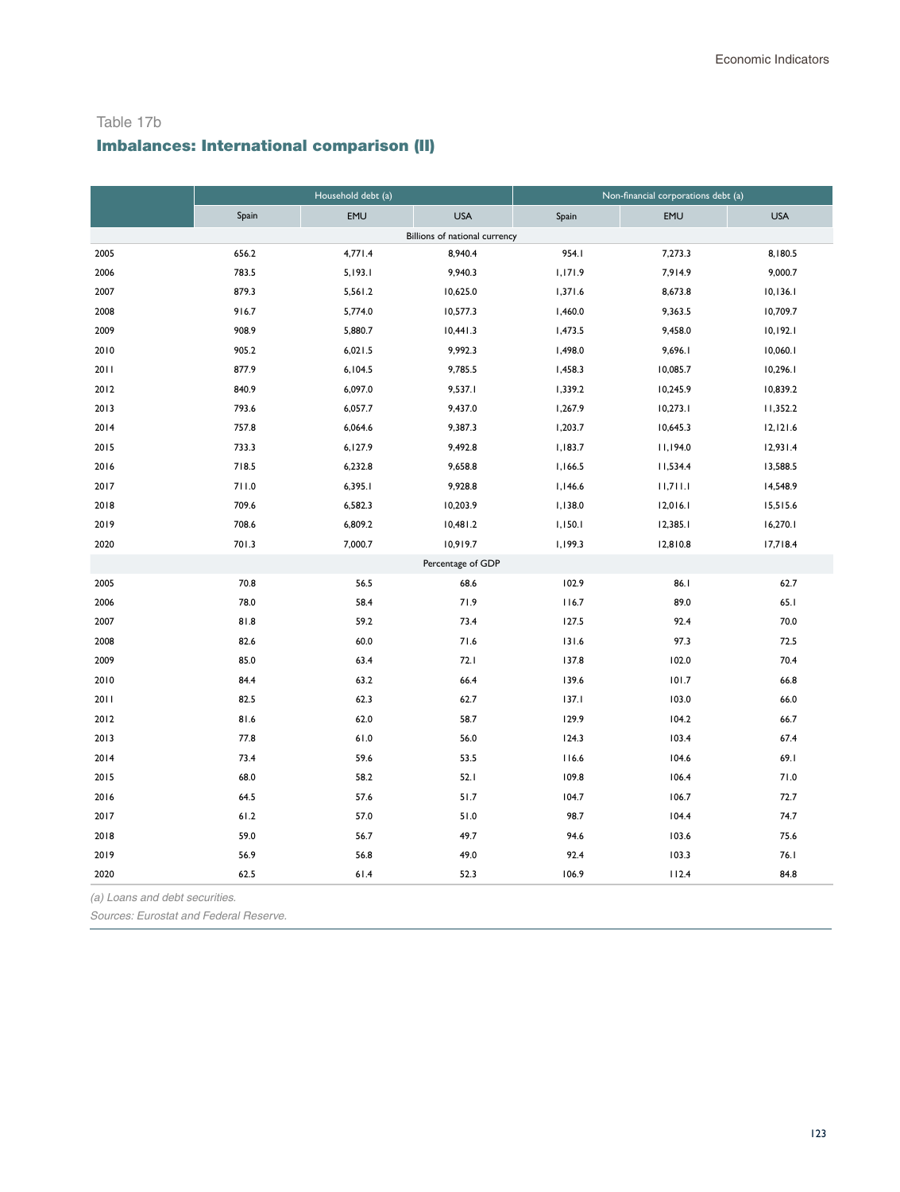Table 17b

## Imbalances: International comparison (II)

| | Household debt (a) | | | Non-financial corporations debt (a) | | |
|---|---|---|---|---|---|---|
| | Spain | EMU | USA | Spain | EMU | USA |
| | | | Billions of national currency | | | |
| 2005 | 656.2 | 4,771.4 | 8,940.4 | 954.1 | 7,273.3 | 8,180.5 |
| 2006 | 783.5 | 5,193.1 | 9,940.3 | 1,171.9 | 7,914.9 | 9,000.7 |
| 2007 | 879.3 | 5,561.2 | 10,625.0 | 1,371.6 | 8,673.8 | 10,136.1 |
| 2008 | 916.7 | 5,774.0 | 10,577.3 | 1,460.0 | 9,363.5 | 10,709.7 |
| 2009 | 908.9 | 5,880.7 | 10,441.3 | 1,473.5 | 9,458.0 | 10,192.1 |
| 2010 | 905.2 | 6,021.5 | 9,992.3 | 1,498.0 | 9,696.1 | 10,060.1 |
| 2011 | 877.9 | 6,104.5 | 9,785.5 | 1,458.3 | 10,085.7 | 10,296.1 |
| 2012 | 840.9 | 6,097.0 | 9,537.1 | 1,339.2 | 10,245.9 | 10,839.2 |
| 2013 | 793.6 | 6,057.7 | 9,437.0 | 1,267.9 | 10,273.1 | 11,352.2 |
| 2014 | 757.8 | 6,064.6 | 9,387.3 | 1,203.7 | 10,645.3 | 12,121.6 |
| 2015 | 733.3 | 6,127.9 | 9,492.8 | 1,183.7 | 11,194.0 | 12,931.4 |
| 2016 | 718.5 | 6,232.8 | 9,658.8 | 1,166.5 | 11,534.4 | 13,588.5 |
| 2017 | 711.0 | 6,395.1 | 9,928.8 | 1,146.6 | 11,711.1 | 14,548.9 |
| 2018 | 709.6 | 6,582.3 | 10,203.9 | 1,138.0 | 12,016.1 | 15,515.6 |
| 2019 | 708.6 | 6,809.2 | 10,481.2 | 1,150.1 | 12,385.1 | 16,270.1 |
| 2020 | 701.3 | 7,000.7 | 10,919.7 | 1,199.3 | 12,810.8 | 17,718.4 |
| | | | Percentage of GDP | | | |
| 2005 | 70.8 | 56.5 | 68.6 | 102.9 | 86.1 | 62.7 |
| 2006 | 78.0 | 58.4 | 71.9 | 116.7 | 89.0 | 65.1 |
| 2007 | 81.8 | 59.2 | 73.4 | 127.5 | 92.4 | 70.0 |
| 2008 | 82.6 | 60.0 | 71.6 | 131.6 | 97.3 | 72.5 |
| 2009 | 85.0 | 63.4 | 72.1 | 137.8 | 102.0 | 70.4 |
| 2010 | 84.4 | 63.2 | 66.4 | 139.6 | 101.7 | 66.8 |
| 2011 | 82.5 | 62.3 | 62.7 | 137.1 | 103.0 | 66.0 |
| 2012 | 81.6 | 62.0 | 58.7 | 129.9 | 104.2 | 66.7 |
| 2013 | 77.8 | 61.0 | 56.0 | 124.3 | 103.4 | 67.4 |
| 2014 | 73.4 | 59.6 | 53.5 | 116.6 | 104.6 | 69.1 |
| 2015 | 68.0 | 58.2 | 52.1 | 109.8 | 106.4 | 71.0 |
| 2016 | 64.5 | 57.6 | 51.7 | 104.7 | 106.7 | 72.7 |
| 2017 | 61.2 | 57.0 | 51.0 | 98.7 | 104.4 | 74.7 |
| 2018 | 59.0 | 56.7 | 49.7 | 94.6 | 103.6 | 75.6 |
| 2019 | 56.9 | 56.8 | 49.0 | 92.4 | 103.3 | 76.1 |
| 2020 | 62.5 | 61.4 | 52.3 | 106.9 | 112.4 | 84.8 |

*(a) Loans and debt securities.*

*Sources: Eurostat and Federal Reserve.*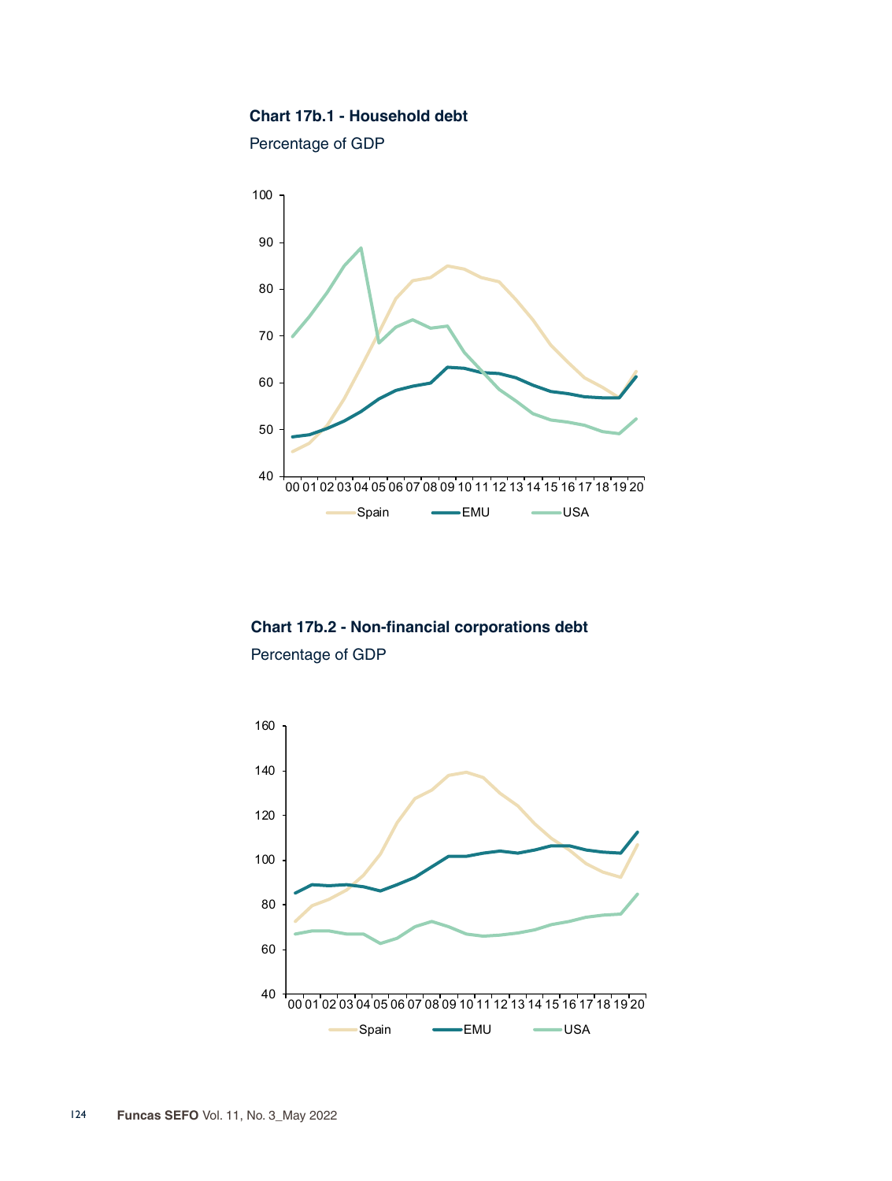**Chart 17b.1 - Household debt**

Percentage of GDP

100
90
80
70
60
50
40

00 01 02 03 04 05 06 07 08 09 10 11 12 13 14 15 16 17 18 19 20

Spain EMU USA

**Chart 17b.2 - Non-financial corporations debt**

Percentage of GDP

160
140
120
100
80
60
40

00 01 02 03 04 05 06 07 08 09 10 11 12 13 14 15 16 17 18 19 20

Spain EMU USA